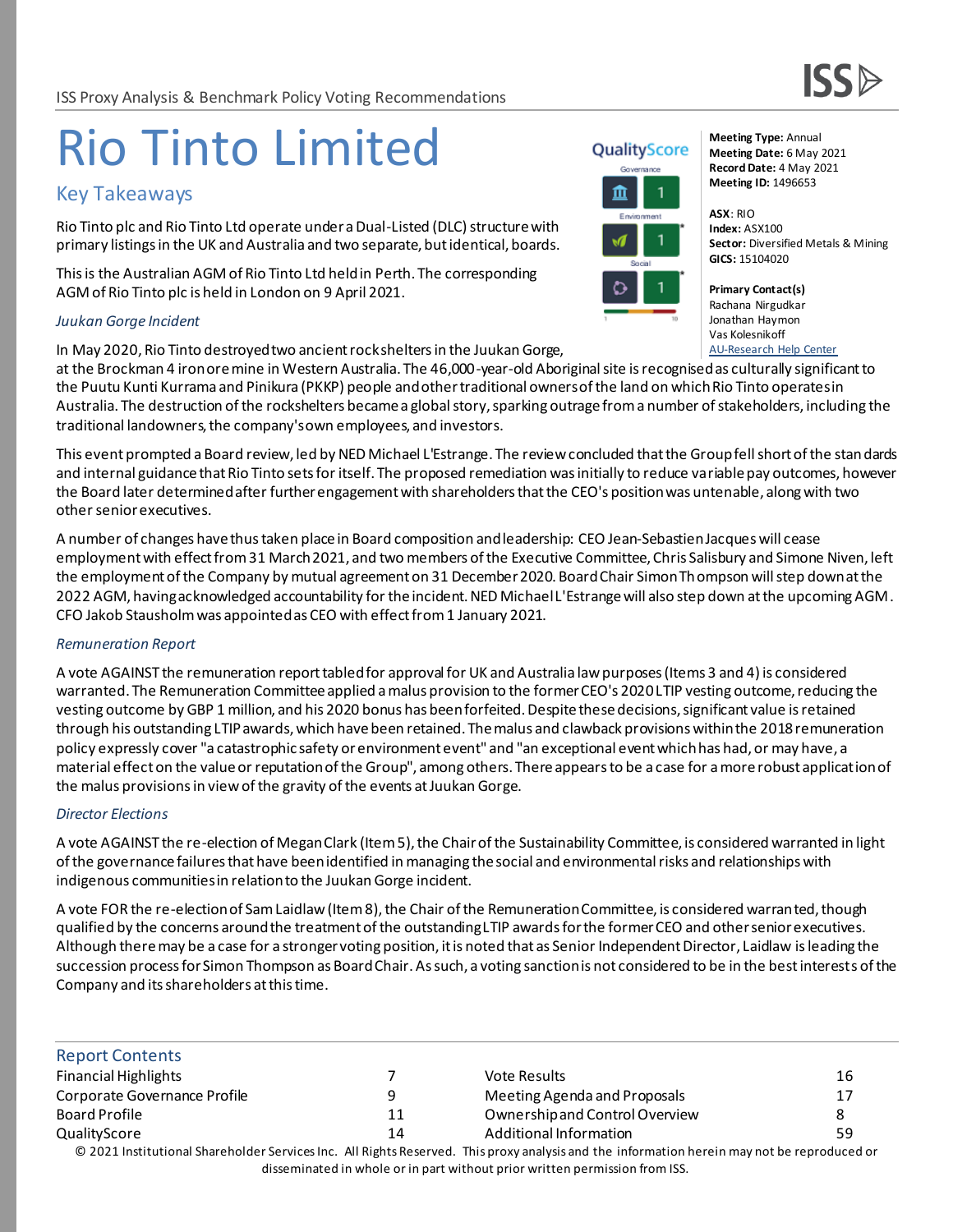ISS Proxy Analysis & Benchmark Policy Voting Recommendations

# Rio Tinto Limited

## Key Takeaways

Rio Tinto plc and Rio Tinto Ltd operate under a Dual-Listed (DLC) structure with primary listings in the UK and Australia and two separate, but identical, boards.

This is the Australian AGM of Rio Tinto Ltd held in Perth. The corresponding AGM of Rio Tinto plc is held in London on 9 April 2021.

**QualityScore**

| | |
|---|---|
| Governance | 1 |
| Environment | 1 |
| Social | 1 |

**Meeting Type:** Annual
**Meeting Date:** 6 May 2021
**Record Date:** 4 May 2021
**Meeting ID:** 1496653

**ASX**: RIO
**Index:** ASX100
**Sector:** Diversified Metals & Mining
**GICS:** 15104020

**Primary Contact(s)**
Rachana Nirgudkar
Jonathan Haymon
Vas Kolesnikoff
AU-Research Help Center

### *Juukan Gorge Incident*

In May 2020, Rio Tinto destroyed two ancient rockshelters in the Juukan Gorge, at the Brockman 4 iron ore mine in Western Australia. The 46,000-year-old Aboriginal site is recognised as culturally significant to the Puutu Kunti Kurrama and Pinikura (PKKP) people and other traditional owners of the land on which Rio Tinto operates in Australia. The destruction of the rockshelters became a global story, sparking outrage from a number of stakeholders, including the traditional landowners, the company's own employees, and investors.

This event prompted a Board review, led by NED Michael L'Estrange. The review concluded that the Group fell short of the standards and internal guidance that Rio Tinto sets for itself. The proposed remediation was initially to reduce variable pay outcomes, however the Board later determined after further engagement with shareholders that the CEO's position was untenable, along with two other senior executives.

A number of changes have thus taken place in Board composition and leadership: CEO Jean-Sebastien Jacques will cease employment with effect from 31 March 2021, and two members of the Executive Committee, Chris Salisbury and Simone Niven, left the employment of the Company by mutual agreement on 31 December 2020. Board Chair Simon Thompson will step down at the 2022 AGM, having acknowledged accountability for the incident. NED Michael L'Estrange will also step down at the upcoming AGM. CFO Jakob Stausholm was appointed as CEO with effect from 1 January 2021.

### *Remuneration Report*

A vote AGAINST the remuneration report tabled for approval for UK and Australia law purposes (Items 3 and 4) is considered warranted. The Remuneration Committee applied a malus provision to the former CEO's 2020 LTIP vesting outcome, reducing the vesting outcome by GBP 1 million, and his 2020 bonus has been forfeited. Despite these decisions, significant value is retained through his outstanding LTIP awards, which have been retained. The malus and clawback provisions within the 2018 remuneration policy expressly cover "a catastrophic safety or environment event" and "an exceptional event which has had, or may have, a material effect on the value or reputation of the Group", among others. There appears to be a case for a more robust application of the malus provisions in view of the gravity of the events at Juukan Gorge.

### *Director Elections*

A vote AGAINST the re-election of Megan Clark (Item 5), the Chair of the Sustainability Committee, is considered warranted in light of the governance failures that have been identified in managing the social and environmental risks and relationships with indigenous communities in relation to the Juukan Gorge incident.

A vote FOR the re-election of Sam Laidlaw (Item 8), the Chair of the Remuneration Committee, is considered warranted, though qualified by the concerns around the treatment of the outstanding LTIP awards for the former CEO and other senior executives. Although there may be a case for a stronger voting position, it is noted that as Senior Independent Director, Laidlaw is leading the succession process for Simon Thompson as Board Chair. As such, a voting sanction is not considered to be in the best interests of the Company and its shareholders at this time.

## Report Contents

| | | | |
|---|---|---|---|
| Financial Highlights | 7 | Vote Results | 16 |
| Corporate Governance Profile | 9 | Meeting Agenda and Proposals | 17 |
| Board Profile | 11 | Ownership and Control Overview | 8 |
| QualityScore | 14 | Additional Information | 59 |

© 2021 Institutional Shareholder Services Inc. All Rights Reserved. This proxy analysis and the information herein may not be reproduced or disseminated in whole or in part without prior written permission from ISS.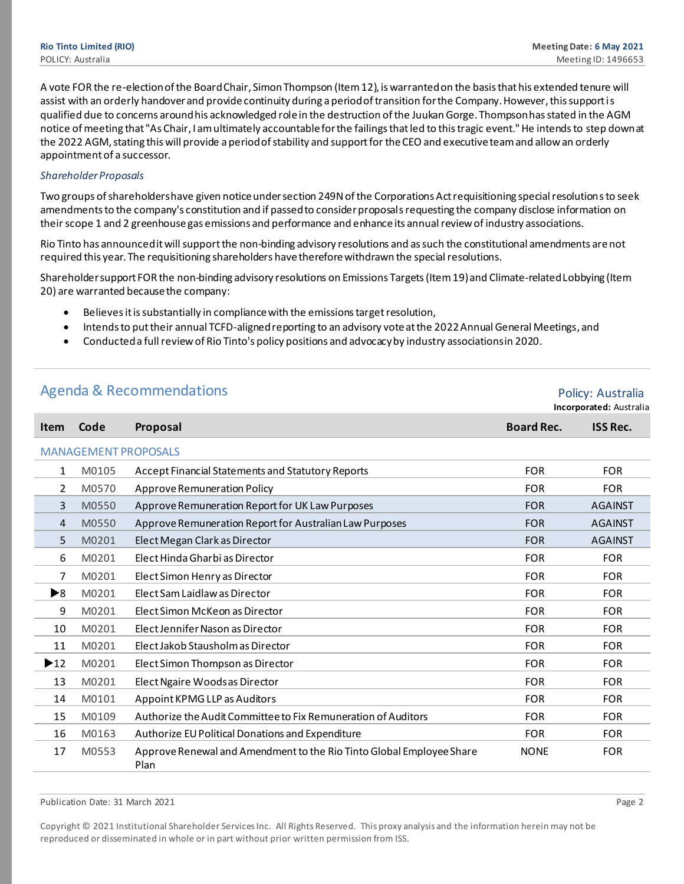A vote FOR the re-election of the Board Chair, Simon Thompson (Item 12), is warranted on the basis that his extended tenure will assist with an orderly handover and provide continuity during a period of transition for the Company. However, this support is qualified due to concerns around his acknowledged role in the destruction of the Juukan Gorge. Thompson has stated in the AGM notice of meeting that "As Chair, I am ultimately accountable for the failings that led to this tragic event." He intends to step down at the 2022 AGM, stating this will provide a period of stability and support for the CEO and executive team and allow an orderly appointment of a successor.

*Shareholder Proposals*

Two groups of shareholders have given notice under section 249N of the Corporations Act requisitioning special resolutions to seek amendments to the company's constitution and if passed to consider proposals requesting the company disclose information on their scope 1 and 2 greenhouse gas emissions and performance and enhance its annual review of industry associations.

Rio Tinto has announced it will support the non-binding advisory resolutions and as such the constitutional amendments are not required this year. The requisitioning shareholders have therefore withdrawn the special resolutions.

Shareholder support FOR the non-binding advisory resolutions on Emissions Targets (Item 19) and Climate-related Lobbying (Item 20) are warranted because the company:

- Believes it is substantially in compliance with the emissions target resolution,
- Intends to put their annual TCFD-aligned reporting to an advisory vote at the 2022 Annual General Meetings, and
- Conducted a full review of Rio Tinto's policy positions and advocacy by industry associations in 2020.

## Agenda & Recommendations

Policy: Australia
**Incorporated:** Australia

| Item | Code | Proposal | Board Rec. | ISS Rec. |
|---|---|---|---|---|
| MANAGEMENT PROPOSALS | | | | |
| 1 | M0105 | Accept Financial Statements and Statutory Reports | FOR | FOR |
| 2 | M0570 | Approve Remuneration Policy | FOR | FOR |
| 3 | M0550 | Approve Remuneration Report for UK Law Purposes | FOR | AGAINST |
| 4 | M0550 | Approve Remuneration Report for Australian Law Purposes | FOR | AGAINST |
| 5 | M0201 | Elect Megan Clark as Director | FOR | AGAINST |
| 6 | M0201 | Elect Hinda Gharbi as Director | FOR | FOR |
| 7 | M0201 | Elect Simon Henry as Director | FOR | FOR |
| ▶8 | M0201 | Elect Sam Laidlaw as Director | FOR | FOR |
| 9 | M0201 | Elect Simon McKeon as Director | FOR | FOR |
| 10 | M0201 | Elect Jennifer Nason as Director | FOR | FOR |
| 11 | M0201 | Elect Jakob Stausholm as Director | FOR | FOR |
| ▶12 | M0201 | Elect Simon Thompson as Director | FOR | FOR |
| 13 | M0201 | Elect Ngaire Woods as Director | FOR | FOR |
| 14 | M0101 | Appoint KPMG LLP as Auditors | FOR | FOR |
| 15 | M0109 | Authorize the Audit Committee to Fix Remuneration of Auditors | FOR | FOR |
| 16 | M0163 | Authorize EU Political Donations and Expenditure | FOR | FOR |
| 17 | M0553 | Approve Renewal and Amendment to the Rio Tinto Global Employee Share Plan | NONE | FOR |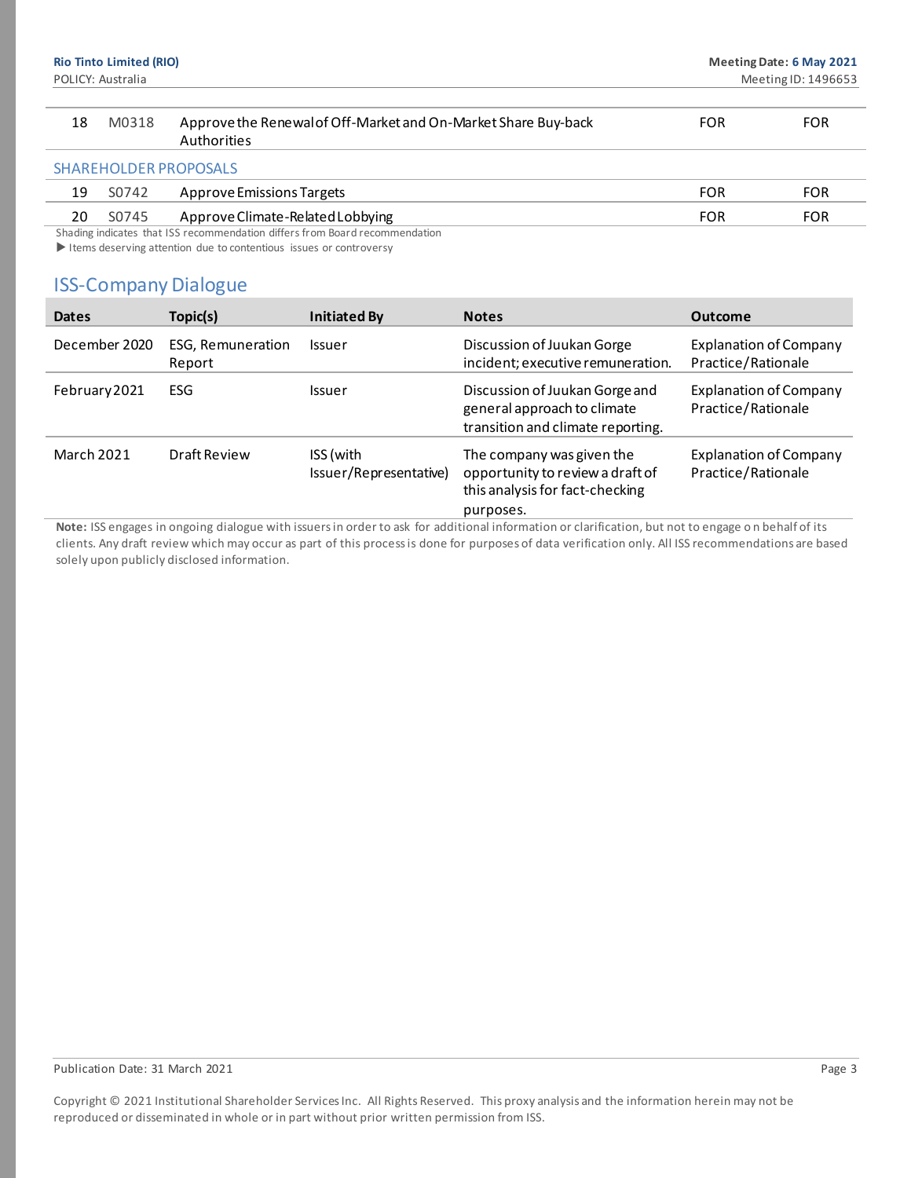| | | | | |
|---|---|---|---|---|
| 18 | M0318 | Approve the Renewal of Off-Market and On-Market Share Buy-back Authorities | FOR | FOR |
| **SHAREHOLDER PROPOSALS** | | | | |
| 19 | S0742 | Approve Emissions Targets | FOR | FOR |
| 20 | S0745 | Approve Climate-Related Lobbying | FOR | FOR |

Shading indicates that ISS recommendation differs from Board recommendation

▶ Items deserving attention due to contentious issues or controversy

## ISS-Company Dialogue

| Dates | Topic(s) | Initiated By | Notes | Outcome |
|---|---|---|---|---|
| December 2020 | ESG, Remuneration Report | Issuer | Discussion of Juukan Gorge incident; executive remuneration. | Explanation of Company Practice/Rationale |
| February 2021 | ESG | Issuer | Discussion of Juukan Gorge and general approach to climate transition and climate reporting. | Explanation of Company Practice/Rationale |
| March 2021 | Draft Review | ISS (with Issuer/Representative) | The company was given the opportunity to review a draft of this analysis for fact-checking purposes. | Explanation of Company Practice/Rationale |

**Note:** ISS engages in ongoing dialogue with issuers in order to ask for additional information or clarification, but not to engage on behalf of its clients. Any draft review which may occur as part of this process is done for purposes of data verification only. All ISS recommendations are based solely upon publicly disclosed information.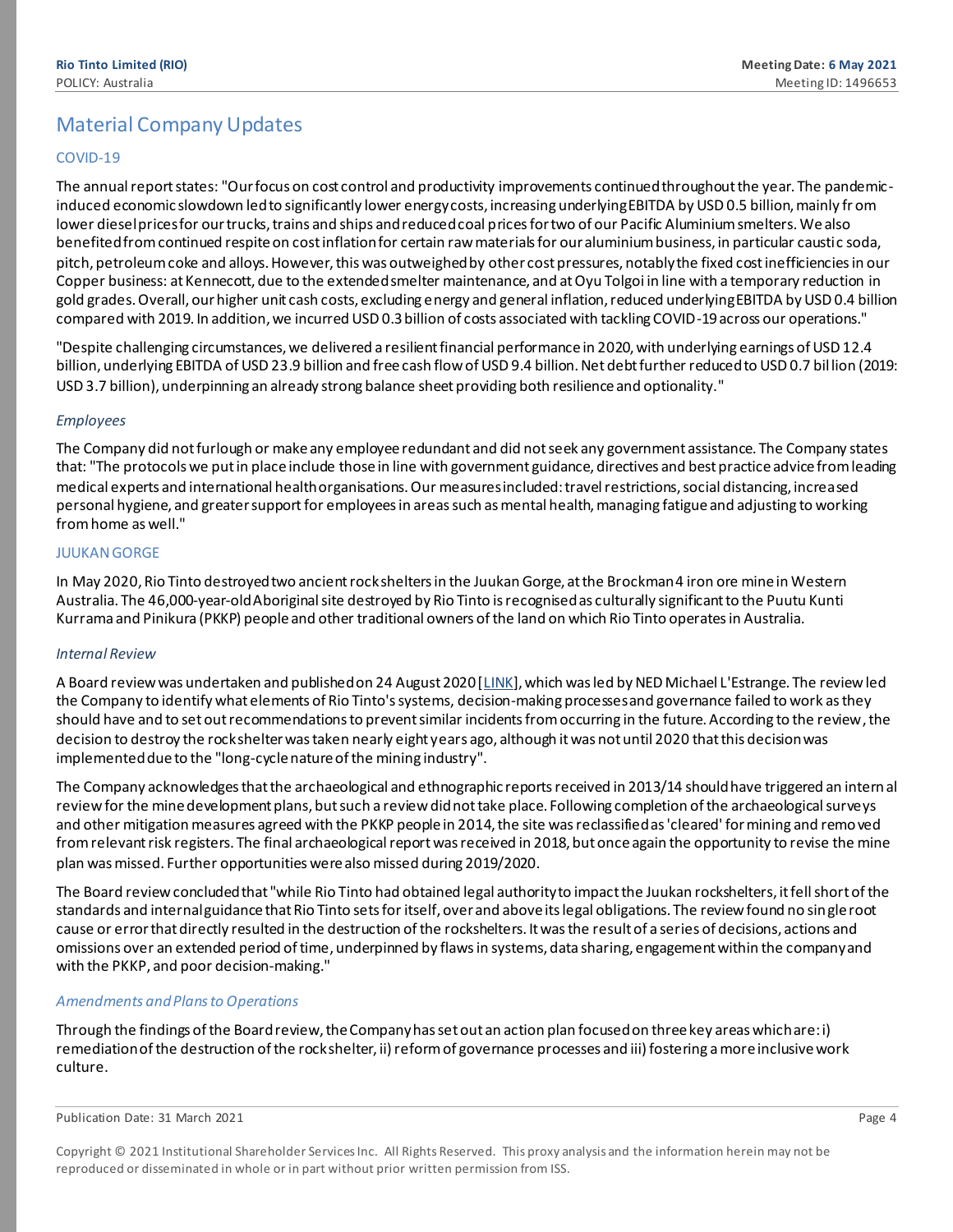## Material Company Updates

### COVID-19

The annual report states: "Our focus on cost control and productivity improvements continued throughout the year. The pandemic-induced economic slowdown led to significantly lower energy costs, increasing underlying EBITDA by USD 0.5 billion, mainly from lower diesel prices for our trucks, trains and ships and reduced coal prices for two of our Pacific Aluminium smelters. We also benefited from continued respite on cost inflation for certain raw materials for our aluminium business, in particular caustic soda, pitch, petroleum coke and alloys. However, this was outweighed by other cost pressures, notably the fixed cost inefficiencies in our Copper business: at Kennecott, due to the extended smelter maintenance, and at Oyu Tolgoi in line with a temporary reduction in gold grades. Overall, our higher unit cash costs, excluding energy and general inflation, reduced underlying EBITDA by USD 0.4 billion compared with 2019. In addition, we incurred USD 0.3 billion of costs associated with tackling COVID-19 across our operations."

"Despite challenging circumstances, we delivered a resilient financial performance in 2020, with underlying earnings of USD 12.4 billion, underlying EBITDA of USD 23.9 billion and free cash flow of USD 9.4 billion. Net debt further reduced to USD 0.7 billion (2019: USD 3.7 billion), underpinning an already strong balance sheet providing both resilience and optionality."

#### *Employees*

The Company did not furlough or make any employee redundant and did not seek any government assistance. The Company states that: "The protocols we put in place include those in line with government guidance, directives and best practice advice from leading medical experts and international health organisations. Our measures included: travel restrictions, social distancing, increased personal hygiene, and greater support for employees in areas such as mental health, managing fatigue and adjusting to working from home as well."

### JUUKAN GORGE

In May 2020, Rio Tinto destroyed two ancient rock shelters in the Juukan Gorge, at the Brockman 4 iron ore mine in Western Australia. The 46,000-year-old Aboriginal site destroyed by Rio Tinto is recognised as culturally significant to the Puutu Kunti Kurrama and Pinikura (PKKP) people and other traditional owners of the land on which Rio Tinto operates in Australia.

#### *Internal Review*

A Board review was undertaken and published on 24 August 2020 [LINK], which was led by NED Michael L'Estrange. The review led the Company to identify what elements of Rio Tinto's systems, decision-making processes and governance failed to work as they should have and to set out recommendations to prevent similar incidents from occurring in the future. According to the review, the decision to destroy the rock shelter was taken nearly eight years ago, although it was not until 2020 that this decision was implemented due to the "long-cycle nature of the mining industry".

The Company acknowledges that the archaeological and ethnographic reports received in 2013/14 should have triggered an internal review for the mine development plans, but such a review did not take place. Following completion of the archaeological surveys and other mitigation measures agreed with the PKKP people in 2014, the site was reclassified as 'cleared' for mining and removed from relevant risk registers. The final archaeological report was received in 2018, but once again the opportunity to revise the mine plan was missed. Further opportunities were also missed during 2019/2020.

The Board review concluded that "while Rio Tinto had obtained legal authority to impact the Juukan rockshelters, it fell short of the standards and internal guidance that Rio Tinto sets for itself, over and above its legal obligations. The review found no single root cause or error that directly resulted in the destruction of the rockshelters. It was the result of a series of decisions, actions and omissions over an extended period of time, underpinned by flaws in systems, data sharing, engagement within the company and with the PKKP, and poor decision-making."

#### *Amendments and Plans to Operations*

Through the findings of the Board review, the Company has set out an action plan focused on three key areas which are: i) remediation of the destruction of the rock shelter, ii) reform of governance processes and iii) fostering a more inclusive work culture.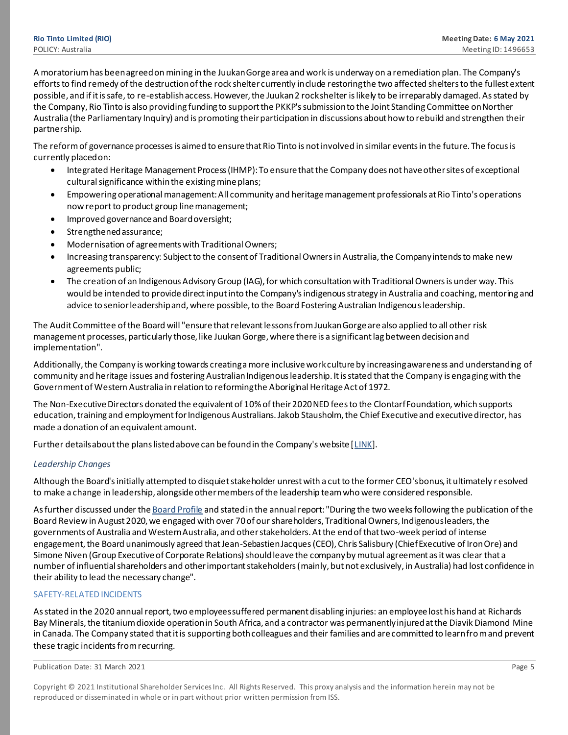A moratorium has been agreed on mining in the Juukan Gorge area and work is underway on a remediation plan. The Company's efforts to find remedy of the destruction of the rock shelter currently include restoring the two affected shelters to the fullest extent possible, and if it is safe, to re-establish access. However, the Juukan 2 rock shelter is likely to be irreparably damaged. As stated by the Company, Rio Tinto is also providing funding to support the PKKP's submission to the Joint Standing Committee on Norther Australia (the Parliamentary Inquiry) and is promoting their participation in discussions about how to rebuild and strengthen their partnership.

The reform of governance processes is aimed to ensure that Rio Tinto is not involved in similar events in the future. The focus is currently placed on:

- Integrated Heritage Management Process (IHMP): To ensure that the Company does not have other sites of exceptional cultural significance within the existing mine plans;
- Empowering operational management: All community and heritage management professionals at Rio Tinto's operations now report to product group line management;
- Improved governance and Board oversight;
- Strengthened assurance;
- Modernisation of agreements with Traditional Owners;
- Increasing transparency: Subject to the consent of Traditional Owners in Australia, the Company intends to make new agreements public;
- The creation of an Indigenous Advisory Group (IAG), for which consultation with Traditional Owners is under way. This would be intended to provide direct input into the Company's indigenous strategy in Australia and coaching, mentoring and advice to senior leadership and, where possible, to the Board Fostering Australian Indigenous leadership.

The Audit Committee of the Board will "ensure that relevant lessons from Juukan Gorge are also applied to all other risk management processes, particularly those, like Juukan Gorge, where there is a significant lag between decision and implementation".

Additionally, the Company is working towards creating a more inclusive work culture by increasing awareness and understanding of community and heritage issues and fostering Australian Indigenous leadership. It is stated that the Company is engaging with the Government of Western Australia in relation to reforming the Aboriginal Heritage Act of 1972.

The Non-Executive Directors donated the equivalent of 10% of their 2020 NED fees to the Clontarf Foundation, which supports education, training and employment for Indigenous Australians. Jakob Stausholm, the Chief Executive and executive director, has made a donation of an equivalent amount.

Further details about the plans listed above can be found in the Company's website [LINK].

*Leadership Changes*

Although the Board's initially attempted to disquiet stakeholder unrest with a cut to the former CEO's bonus, it ultimately resolved to make a change in leadership, alongside other members of the leadership team who were considered responsible.

As further discussed under the Board Profile and stated in the annual report: "During the two weeks following the publication of the Board Review in August 2020, we engaged with over 70 of our shareholders, Traditional Owners, Indigenous leaders, the governments of Australia and Western Australia, and other stakeholders. At the end of that two-week period of intense engagement, the Board unanimously agreed that Jean-Sebastien Jacques (CEO), Chris Salisbury (Chief Executive of Iron Ore) and Simone Niven (Group Executive of Corporate Relations) should leave the company by mutual agreement as it was clear that a number of influential shareholders and other important stakeholders (mainly, but not exclusively, in Australia) had lost confidence in their ability to lead the necessary change".

## SAFETY-RELATED INCIDENTS

As stated in the 2020 annual report, two employees suffered permanent disabling injuries: an employee lost his hand at Richards Bay Minerals, the titanium dioxide operation in South Africa, and a contractor was permanently injured at the Diavik Diamond Mine in Canada. The Company stated that it is supporting both colleagues and their families and are committed to learn from and prevent these tragic incidents from recurring.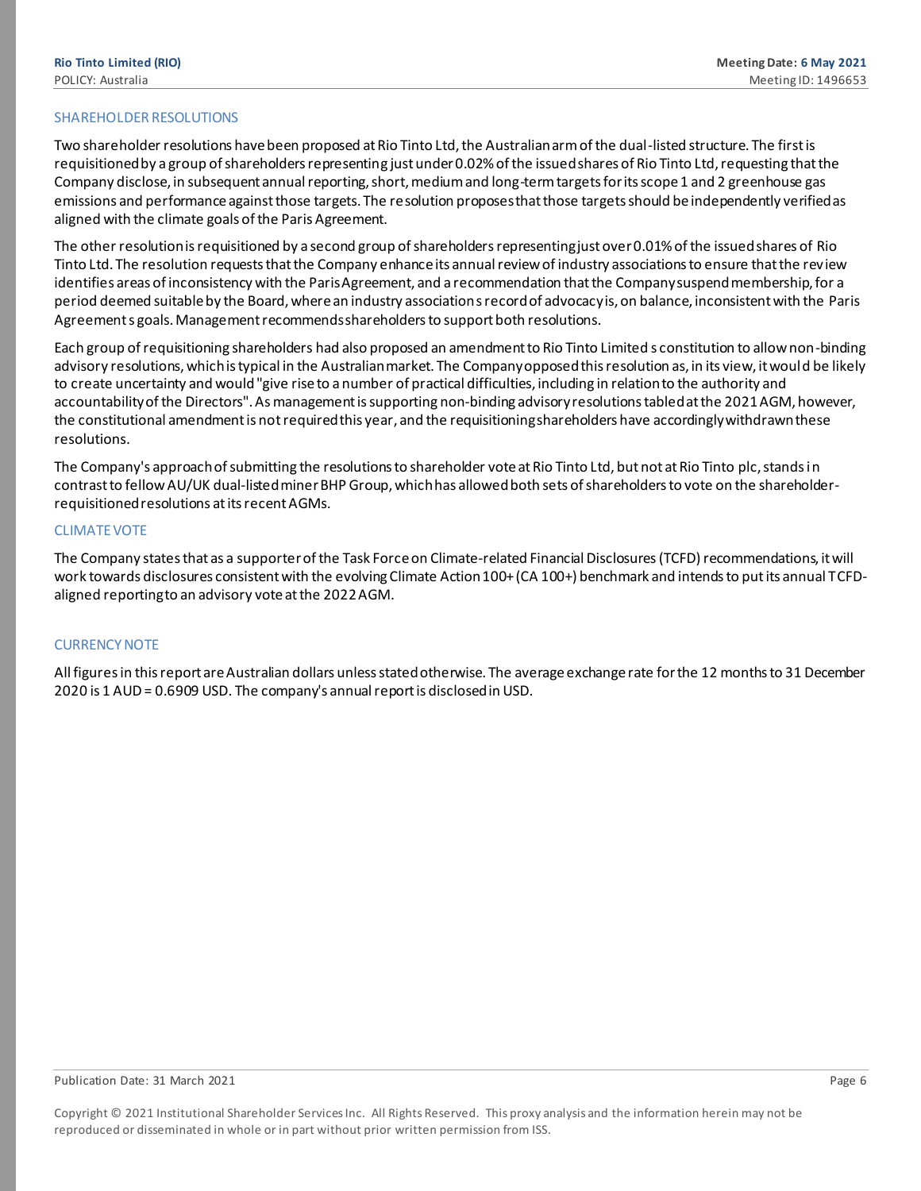## SHAREHOLDER RESOLUTIONS

Two shareholder resolutions have been proposed at Rio Tinto Ltd, the Australian arm of the dual-listed structure. The first is requisitioned by a group of shareholders representing just under 0.02% of the issued shares of Rio Tinto Ltd, requesting that the Company disclose, in subsequent annual reporting, short, medium and long-term targets for its scope 1 and 2 greenhouse gas emissions and performance against those targets. The resolution proposes that those targets should be independently verified as aligned with the climate goals of the Paris Agreement.

The other resolution is requisitioned by a second group of shareholders representing just over 0.01% of the issued shares of Rio Tinto Ltd. The resolution requests that the Company enhance its annual review of industry associations to ensure that the review identifies areas of inconsistency with the Paris Agreement, and a recommendation that the Company suspend membership, for a period deemed suitable by the Board, where an industry association s record of advocacy is, on balance, inconsistent with the Paris Agreement s goals. Management recommends shareholders to support both resolutions.

Each group of requisitioning shareholders had also proposed an amendment to Rio Tinto Limited s constitution to allow non-binding advisory resolutions, which is typical in the Australian market. The Company opposed this resolution as, in its view, it would be likely to create uncertainty and would "give rise to a number of practical difficulties, including in relation to the authority and accountability of the Directors". As management is supporting non-binding advisory resolutions tabled at the 2021 AGM, however, the constitutional amendment is not required this year, and the requisitioning shareholders have accordingly withdrawn these resolutions.

The Company's approach of submitting the resolutions to shareholder vote at Rio Tinto Ltd, but not at Rio Tinto plc, stands in contrast to fellow AU/UK dual-listed miner BHP Group, which has allowed both sets of shareholders to vote on the shareholder-requisitioned resolutions at its recent AGMs.

## CLIMATE VOTE

The Company states that as a supporter of the Task Force on Climate-related Financial Disclosures (TCFD) recommendations, it will work towards disclosures consistent with the evolving Climate Action 100+ (CA 100+) benchmark and intends to put its annual TCFD-aligned reporting to an advisory vote at the 2022 AGM.

## CURRENCY NOTE

All figures in this report are Australian dollars unless stated otherwise. The average exchange rate for the 12 months to 31 December 2020 is 1 AUD = 0.6909 USD. The company's annual report is disclosed in USD.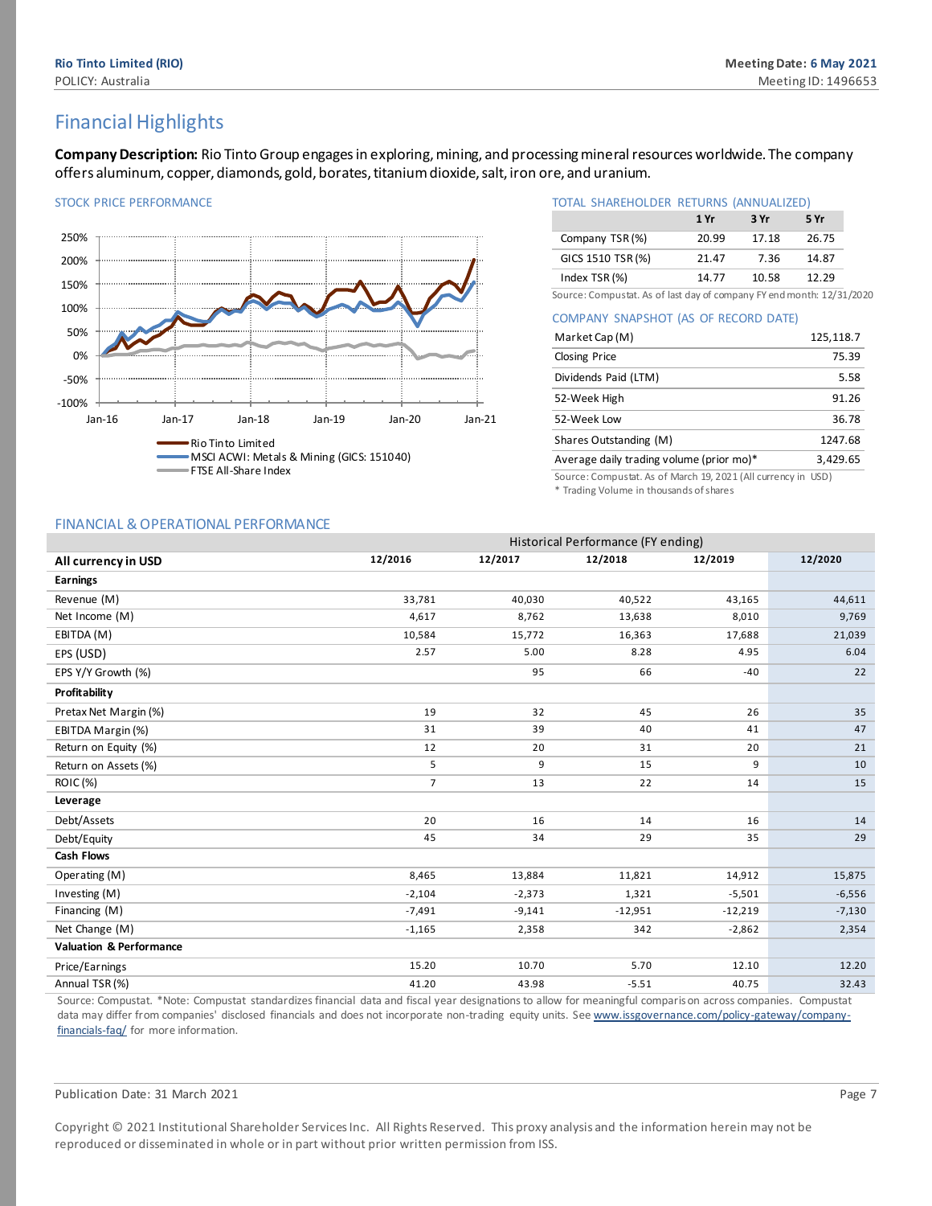## Financial Highlights

**Company Description:** Rio Tinto Group engages in exploring, mining, and processing mineral resources worldwide. The company offers aluminum, copper, diamonds, gold, borates, titanium dioxide, salt, iron ore, and uranium.

### STOCK PRICE PERFORMANCE

- Rio Tinto Limited
- MSCI ACWI: Metals & Mining (GICS: 151040)
- FTSE All-Share Index

### TOTAL SHAREHOLDER RETURNS (ANNUALIZED)

| | 1 Yr | 3 Yr | 5 Yr |
|---|---|---|---|
| Company TSR (%) | 20.99 | 17.18 | 26.75 |
| GICS 1510 TSR (%) | 21.47 | 7.36 | 14.87 |
| Index TSR (%) | 14.77 | 10.58 | 12.29 |

Source: Compustat. As of last day of company FY end month: 12/31/2020

### COMPANY SNAPSHOT (AS OF RECORD DATE)

| | |
|---|---|
| Market Cap (M) | 125,118.7 |
| Closing Price | 75.39 |
| Dividends Paid (LTM) | 5.58 |
| 52-Week High | 91.26 |
| 52-Week Low | 36.78 |
| Shares Outstanding (M) | 1247.68 |
| Average daily trading volume (prior mo)* | 3,429.65 |

Source: Compustat. As of March 19, 2021 (All currency in USD)
* Trading Volume in thousands of shares

### FINANCIAL & OPERATIONAL PERFORMANCE

| | Historical Performance (FY ending) | | | | |
|---|---|---|---|---|---|
| **All currency in USD** | **12/2016** | **12/2017** | **12/2018** | **12/2019** | **12/2020** |
| **Earnings** | | | | | |
| Revenue (M) | 33,781 | 40,030 | 40,522 | 43,165 | 44,611 |
| Net Income (M) | 4,617 | 8,762 | 13,638 | 8,010 | 9,769 |
| EBITDA (M) | 10,584 | 15,772 | 16,363 | 17,688 | 21,039 |
| EPS (USD) | 2.57 | 5.00 | 8.28 | 4.95 | 6.04 |
| EPS Y/Y Growth (%) | | 95 | 66 | -40 | 22 |
| **Profitability** | | | | | |
| Pretax Net Margin (%) | 19 | 32 | 45 | 26 | 35 |
| EBITDA Margin (%) | 31 | 39 | 40 | 41 | 47 |
| Return on Equity (%) | 12 | 20 | 31 | 20 | 21 |
| Return on Assets (%) | 5 | 9 | 15 | 9 | 10 |
| ROIC (%) | 7 | 13 | 22 | 14 | 15 |
| **Leverage** | | | | | |
| Debt/Assets | 20 | 16 | 14 | 16 | 14 |
| Debt/Equity | 45 | 34 | 29 | 35 | 29 |
| **Cash Flows** | | | | | |
| Operating (M) | 8,465 | 13,884 | 11,821 | 14,912 | 15,875 |
| Investing (M) | -2,104 | -2,373 | 1,321 | -5,501 | -6,556 |
| Financing (M) | -7,491 | -9,141 | -12,951 | -12,219 | -7,130 |
| Net Change (M) | -1,165 | 2,358 | 342 | -2,862 | 2,354 |
| **Valuation & Performance** | | | | | |
| Price/Earnings | 15.20 | 10.70 | 5.70 | 12.10 | 12.20 |
| Annual TSR (%) | 41.20 | 43.98 | -5.51 | 40.75 | 32.43 |

Source: Compustat. *Note: Compustat standardizes financial data and fiscal year designations to allow for meaningful comparison across companies. Compustat data may differ from companies' disclosed financials and does not incorporate non-trading equity units. See www.issgovernance.com/policy-gateway/company-financials-faq/ for more information.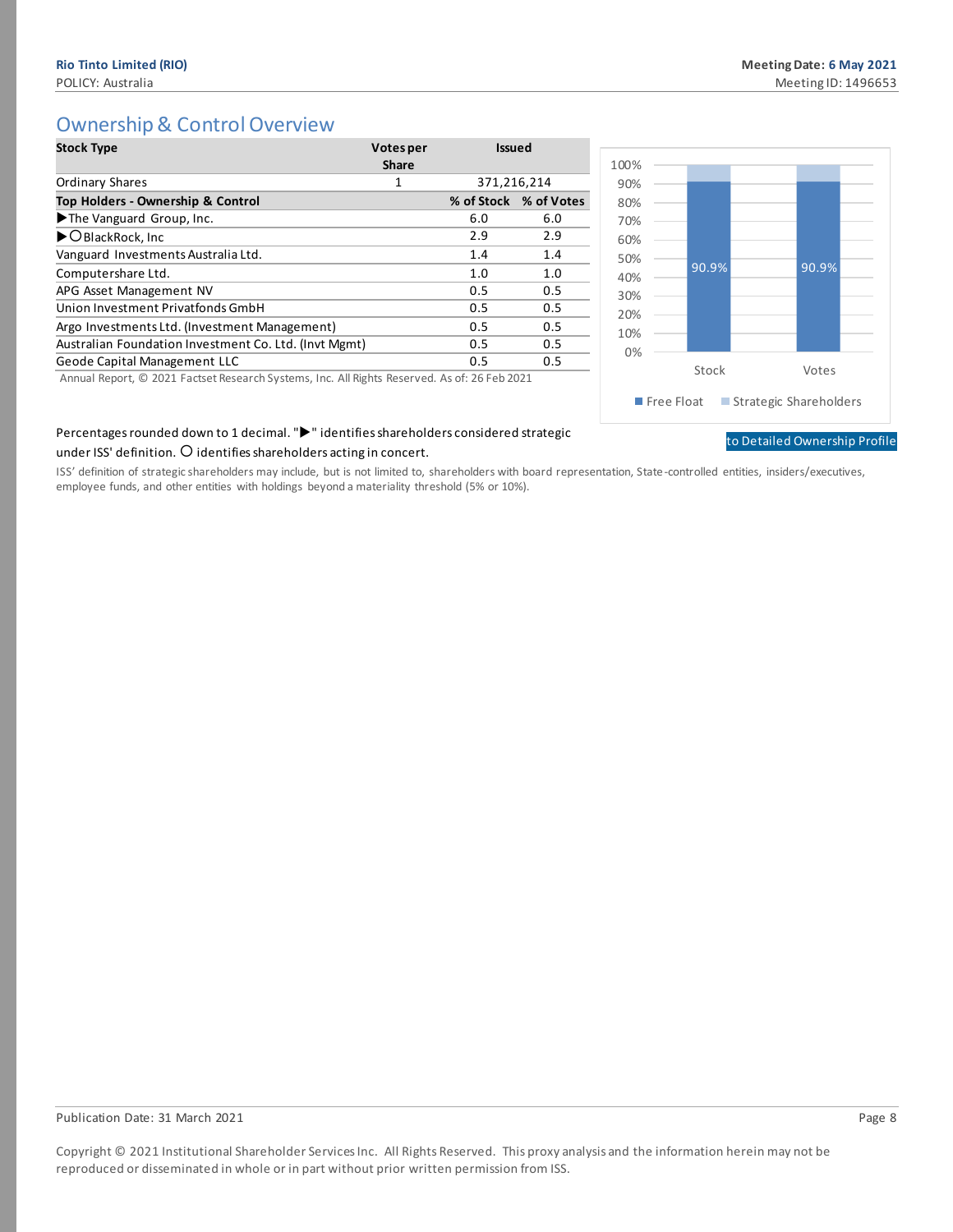## Ownership & Control Overview

| Stock Type | Votes per Share | Issued | |
|---|---|---|---|
| Ordinary Shares | 1 | 371,216,214 | |
| **Top Holders - Ownership & Control** | | **% of Stock** | **% of Votes** |
| ▶The Vanguard Group, Inc. | | 6.0 | 6.0 |
| ▶○BlackRock, Inc | | 2.9 | 2.9 |
| Vanguard Investments Australia Ltd. | | 1.4 | 1.4 |
| Computershare Ltd. | | 1.0 | 1.0 |
| APG Asset Management NV | | 0.5 | 0.5 |
| Union Investment Privatfonds GmbH | | 0.5 | 0.5 |
| Argo Investments Ltd. (Investment Management) | | 0.5 | 0.5 |
| Australian Foundation Investment Co. Ltd. (Invt Mgmt) | | 0.5 | 0.5 |
| Geode Capital Management LLC | | 0.5 | 0.5 |

Annual Report, © 2021 Factset Research Systems, Inc. All Rights Reserved. As of: 26 Feb 2021

| | Stock | Votes |
|---|---|---|
| Free Float | 90.9% | 90.9% |
| Strategic Shareholders | | |

to Detailed Ownership Profile

Percentages rounded down to 1 decimal. "▶" identifies shareholders considered strategic under ISS' definition. ○ identifies shareholders acting in concert.

ISS' definition of strategic shareholders may include, but is not limited to, shareholders with board representation, State-controlled entities, insiders/executives, employee funds, and other entities with holdings beyond a materiality threshold (5% or 10%).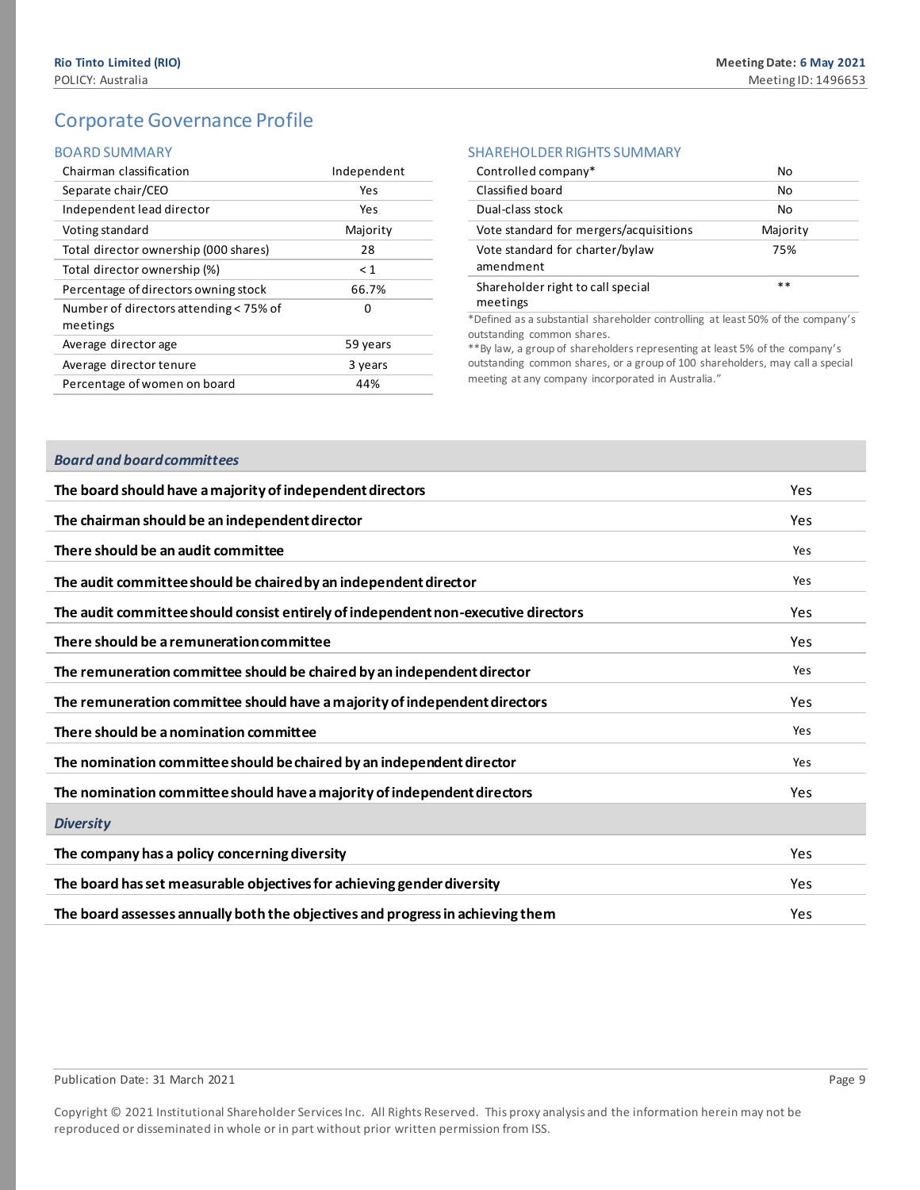## Corporate Governance Profile

### BOARD SUMMARY

| | |
|---|---|
| Chairman classification | Independent |
| Separate chair/CEO | Yes |
| Independent lead director | Yes |
| Voting standard | Majority |
| Total director ownership (000 shares) | 28 |
| Total director ownership (%) | < 1 |
| Percentage of directors owning stock | 66.7% |
| Number of directors attending < 75% of meetings | 0 |
| Average director age | 59 years |
| Average director tenure | 3 years |
| Percentage of women on board | 44% |

### SHAREHOLDER RIGHTS SUMMARY

| | |
|---|---|
| Controlled company* | No |
| Classified board | No |
| Dual-class stock | No |
| Vote standard for mergers/acquisitions | Majority |
| Vote standard for charter/bylaw amendment | 75% |
| Shareholder right to call special meetings | ** |

*Defined as a substantial shareholder controlling at least 50% of the company's outstanding common shares.

**By law, a group of shareholders representing at least 5% of the company's outstanding common shares, or a group of 100 shareholders, may call a special meeting at any company incorporated in Australia."

| *Board and board committees* | |
|---|---|
| **The board should have a majority of independent directors** | Yes |
| **The chairman should be an independent director** | Yes |
| **There should be an audit committee** | Yes |
| **The audit committee should be chaired by an independent director** | Yes |
| **The audit committee should consist entirely of independent non-executive directors** | Yes |
| **There should be a remuneration committee** | Yes |
| **The remuneration committee should be chaired by an independent director** | Yes |
| **The remuneration committee should have a majority of independent directors** | Yes |
| **There should be a nomination committee** | Yes |
| **The nomination committee should be chaired by an independent director** | Yes |
| **The nomination committee should have a majority of independent directors** | Yes |
| ***Diversity*** | |
| **The company has a policy concerning diversity** | Yes |
| **The board has set measurable objectives for achieving gender diversity** | Yes |
| **The board assesses annually both the objectives and progress in achieving them** | Yes |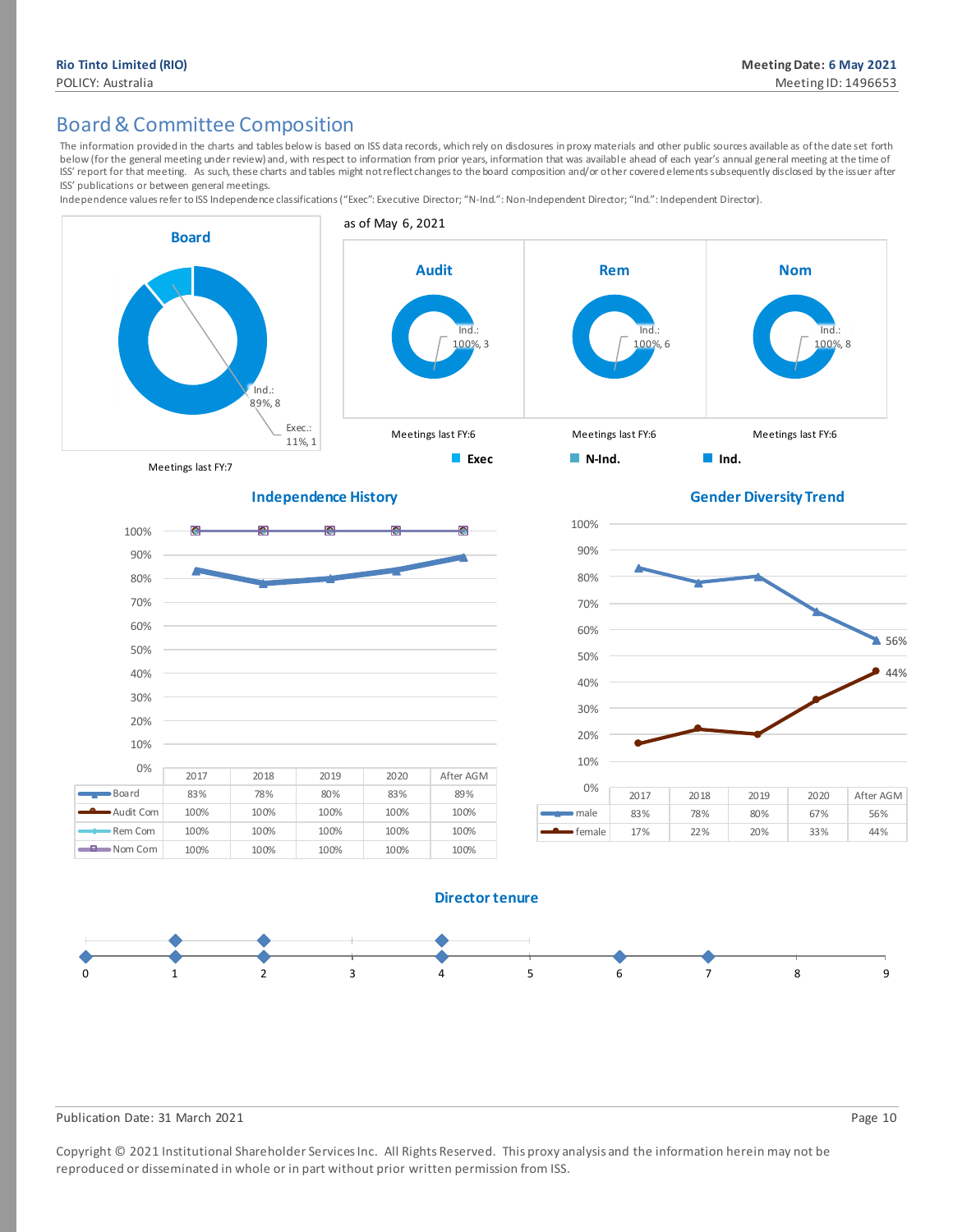## Board & Committee Composition

The information provided in the charts and tables below is based on ISS data records, which rely on disclosures in proxy materials and other public sources available as of the date set forth below (for the general meeting under review) and, with respect to information from prior years, information that was available ahead of each year's annual general meeting at the time of ISS' report for that meeting. As such, these charts and tables might not reflect changes to the board composition and/or other covered elements subsequently disclosed by the issuer after ISS' publications or between general meetings.

Independence values refer to ISS Independence classifications ("Exec": Executive Director; "N-Ind.": Non-Independent Director; "Ind.": Independent Director).

**Board**

Ind.: 89%, 8

Exec.: 11%, 1

Meetings last FY:7

as of May 6, 2021

| | Audit | Rem | Nom |
|---|---|---|---|
| Composition | Ind.: 100%, 3 | Ind.: 100%, 6 | Ind.: 100%, 8 |
| Meetings last FY | 6 | 6 | 6 |

Legend: Exec, N-Ind., Ind.

**Independence History**

| | 2017 | 2018 | 2019 | 2020 | After AGM |
|---|---|---|---|---|---|
| Board | 83% | 78% | 80% | 83% | 89% |
| Audit Com | 100% | 100% | 100% | 100% | 100% |
| Rem Com | 100% | 100% | 100% | 100% | 100% |
| Nom Com | 100% | 100% | 100% | 100% | 100% |

**Gender Diversity Trend**

| | 2017 | 2018 | 2019 | 2020 | After AGM |
|---|---|---|---|---|---|
| male | 83% | 78% | 80% | 67% | 56% |
| female | 17% | 22% | 20% | 33% | 44% |

**Director tenure**

0 1 2 3 4 5 6 7 8 9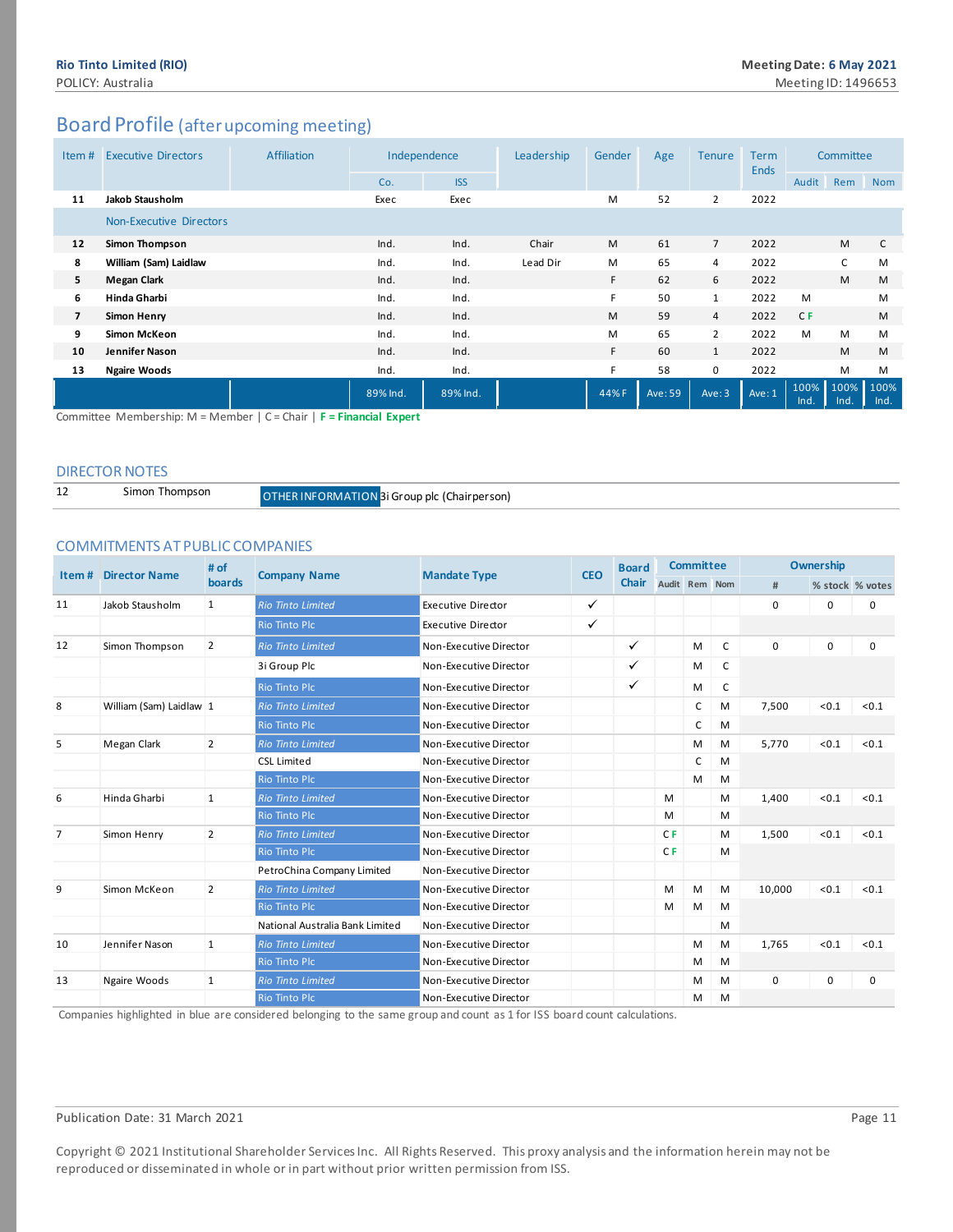## Board Profile (after upcoming meeting)

| Item # | Executive Directors | Affiliation | Independence | | Leadership | Gender | Age | Tenure | Term Ends | Committee | | |
|---|---|---|---|---|---|---|---|---|---|---|---|---|
| | | | Co. | ISS | | | | | | Audit | Rem | Nom |
| **11** | **Jakob Stausholm** | | Exec | Exec | | M | 52 | 2 | 2022 | | | |
| | Non-Executive Directors | | | | | | | | | | | |
| **12** | **Simon Thompson** | | Ind. | Ind. | Chair | M | 61 | 7 | 2022 | | M | C |
| **8** | **William (Sam) Laidlaw** | | Ind. | Ind. | Lead Dir | M | 65 | 4 | 2022 | | C | M |
| **5** | **Megan Clark** | | Ind. | Ind. | | F | 62 | 6 | 2022 | | M | M |
| **6** | **Hinda Gharbi** | | Ind. | Ind. | | F | 50 | 1 | 2022 | M | | M |
| **7** | **Simon Henry** | | Ind. | Ind. | | M | 59 | 4 | 2022 | C F | | M |
| **9** | **Simon McKeon** | | Ind. | Ind. | | M | 65 | 2 | 2022 | M | M | M |
| **10** | **Jennifer Nason** | | Ind. | Ind. | | F | 60 | 1 | 2022 | | M | M |
| **13** | **Ngaire Woods** | | Ind. | Ind. | | F | 58 | 0 | 2022 | | M | M |
| | | | 89% Ind. | 89% Ind. | | 44% F | Ave: 59 | Ave: 3 | Ave: 1 | 100% Ind. | 100% Ind. | 100% Ind. |

Committee Membership: M = Member | C = Chair | **F = Financial Expert**

### DIRECTOR NOTES

| | | |
|---|---|---|
| 12 | Simon Thompson | OTHER INFORMATION 3i Group plc (Chairperson) |

### COMMITMENTS AT PUBLIC COMPANIES

| Item # | Director Name | # of boards | Company Name | Mandate Type | CEO | Board Chair | Committee | | | Ownership | | |
|---|---|---|---|---|---|---|---|---|---|---|---|---|
| | | | | | | | Audit | Rem | Nom | # | % stock | % votes |
| 11 | Jakob Stausholm | 1 | *Rio Tinto Limited* | Executive Director | ✓ | | | | | 0 | 0 | 0 |
| | | | Rio Tinto Plc | Executive Director | ✓ | | | | | | | |
| 12 | Simon Thompson | 2 | *Rio Tinto Limited* | Non-Executive Director | | ✓ | | M | C | 0 | 0 | 0 |
| | | | 3i Group Plc | Non-Executive Director | | ✓ | | M | C | | | |
| | | | Rio Tinto Plc | Non-Executive Director | | ✓ | | M | C | | | |
| 8 | William (Sam) Laidlaw | 1 | *Rio Tinto Limited* | Non-Executive Director | | | | C | M | 7,500 | <0.1 | <0.1 |
| | | | Rio Tinto Plc | Non-Executive Director | | | | C | M | | | |
| 5 | Megan Clark | 2 | *Rio Tinto Limited* | Non-Executive Director | | | | M | M | 5,770 | <0.1 | <0.1 |
| | | | CSL Limited | Non-Executive Director | | | | C | M | | | |
| | | | Rio Tinto Plc | Non-Executive Director | | | | M | M | | | |
| 6 | Hinda Gharbi | 1 | *Rio Tinto Limited* | Non-Executive Director | | | M | | M | 1,400 | <0.1 | <0.1 |
| | | | Rio Tinto Plc | Non-Executive Director | | | M | | M | | | |
| 7 | Simon Henry | 2 | *Rio Tinto Limited* | Non-Executive Director | | | C F | | M | 1,500 | <0.1 | <0.1 |
| | | | Rio Tinto Plc | Non-Executive Director | | | C F | | M | | | |
| | | | PetroChina Company Limited | Non-Executive Director | | | | | | | | |
| 9 | Simon McKeon | 2 | *Rio Tinto Limited* | Non-Executive Director | | | M | M | M | 10,000 | <0.1 | <0.1 |
| | | | Rio Tinto Plc | Non-Executive Director | | | M | M | M | | | |
| | | | National Australia Bank Limited | Non-Executive Director | | | | | M | | | |
| 10 | Jennifer Nason | 1 | *Rio Tinto Limited* | Non-Executive Director | | | | M | M | 1,765 | <0.1 | <0.1 |
| | | | Rio Tinto Plc | Non-Executive Director | | | | M | M | | | |
| 13 | Ngaire Woods | 1 | *Rio Tinto Limited* | Non-Executive Director | | | | M | M | 0 | 0 | 0 |
| | | | Rio Tinto Plc | Non-Executive Director | | | | M | M | | | |

Companies highlighted in blue are considered belonging to the same group and count as 1 for ISS board count calculations.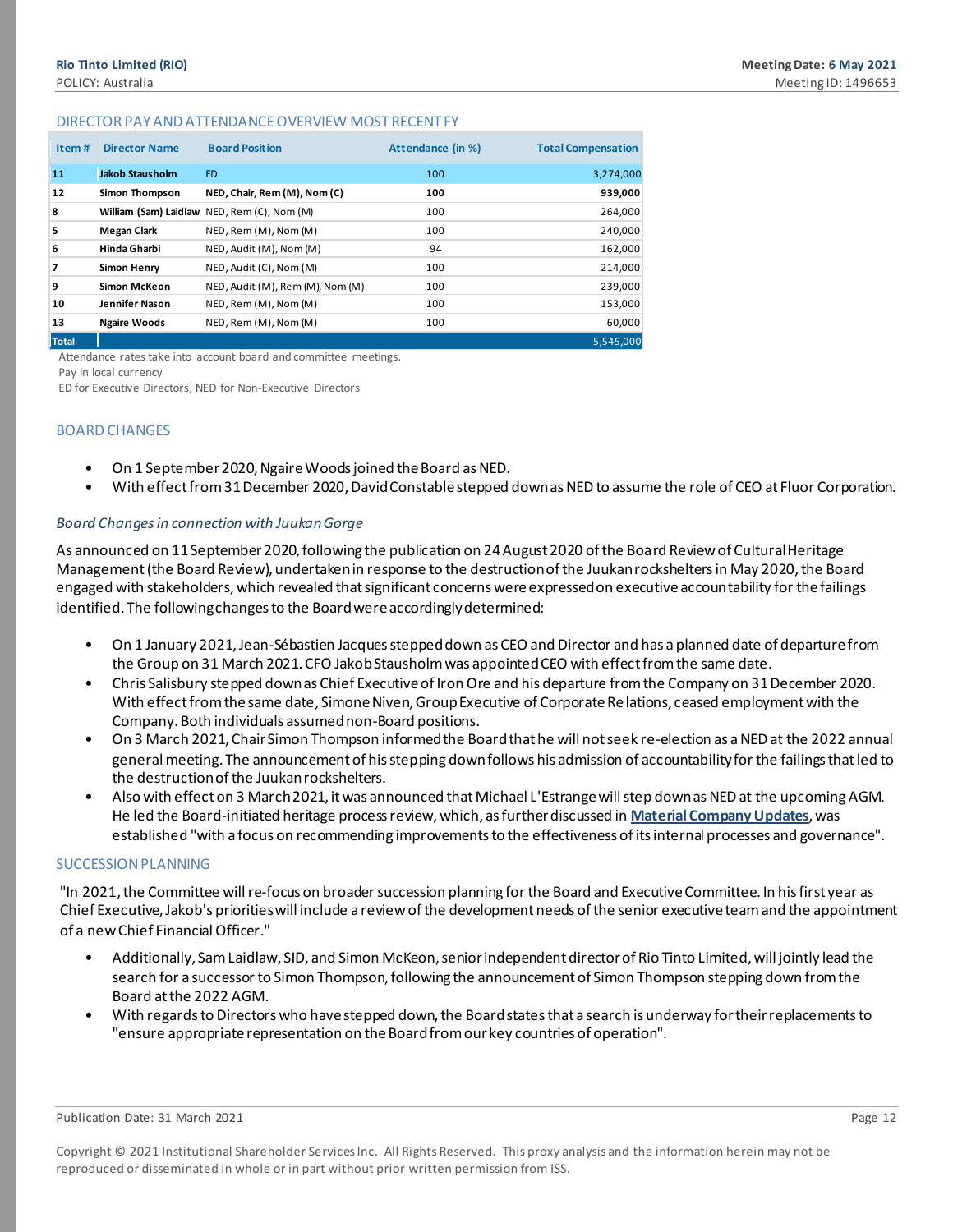## DIRECTOR PAY AND ATTENDANCE OVERVIEW MOST RECENT FY

| Item # | Director Name | Board Position | Attendance (in %) | Total Compensation |
|---|---|---|---|---|
| 11 | Jakob Stausholm | ED | 100 | 3,274,000 |
| 12 | Simon Thompson | NED, Chair, Rem (M), Nom (C) | 100 | 939,000 |
| 8 | William (Sam) Laidlaw | NED, Rem (C), Nom (M) | 100 | 264,000 |
| 5 | Megan Clark | NED, Rem (M), Nom (M) | 100 | 240,000 |
| 6 | Hinda Gharbi | NED, Audit (M), Nom (M) | 94 | 162,000 |
| 7 | Simon Henry | NED, Audit (C), Nom (M) | 100 | 214,000 |
| 9 | Simon McKeon | NED, Audit (M), Rem (M), Nom (M) | 100 | 239,000 |
| 10 | Jennifer Nason | NED, Rem (M), Nom (M) | 100 | 153,000 |
| 13 | Ngaire Woods | NED, Rem (M), Nom (M) | 100 | 60,000 |
| Total | | | | 5,545,000 |

Attendance rates take into account board and committee meetings.

Pay in local currency

ED for Executive Directors, NED for Non-Executive Directors

## BOARD CHANGES

- On 1 September 2020, Ngaire Woods joined the Board as NED.
- With effect from 31 December 2020, David Constable stepped down as NED to assume the role of CEO at Fluor Corporation.

### *Board Changes in connection with Juukan Gorge*

As announced on 11 September 2020, following the publication on 24 August 2020 of the Board Review of Cultural Heritage Management (the Board Review), undertaken in response to the destruction of the Juukan rockshelters in May 2020, the Board engaged with stakeholders, which revealed that significant concerns were expressed on executive accountability for the failings identified. The following changes to the Board were accordingly determined:

- On 1 January 2021, Jean-Sébastien Jacques stepped down as CEO and Director and has a planned date of departure from the Group on 31 March 2021. CFO Jakob Stausholm was appointed CEO with effect from the same date.
- Chris Salisbury stepped down as Chief Executive of Iron Ore and his departure from the Company on 31 December 2020. With effect from the same date, Simone Niven, Group Executive of Corporate Relations, ceased employment with the Company. Both individuals assumed non-Board positions.
- On 3 March 2021, Chair Simon Thompson informed the Board that he will not seek re-election as a NED at the 2022 annual general meeting. The announcement of his stepping down follows his admission of accountability for the failings that led to the destruction of the Juukan rockshelters.
- Also with effect on 3 March 2021, it was announced that Michael L'Estrange will step down as NED at the upcoming AGM. He led the Board-initiated heritage process review, which, as further discussed in **Material Company Updates**, was established "with a focus on recommending improvements to the effectiveness of its internal processes and governance".

## SUCCESSION PLANNING

"In 2021, the Committee will re-focus on broader succession planning for the Board and Executive Committee. In his first year as Chief Executive, Jakob's priorities will include a review of the development needs of the senior executive team and the appointment of a new Chief Financial Officer."

- Additionally, Sam Laidlaw, SID, and Simon McKeon, senior independent director of Rio Tinto Limited, will jointly lead the search for a successor to Simon Thompson, following the announcement of Simon Thompson stepping down from the Board at the 2022 AGM.
- With regards to Directors who have stepped down, the Board states that a search is underway for their replacements to "ensure appropriate representation on the Board from our key countries of operation".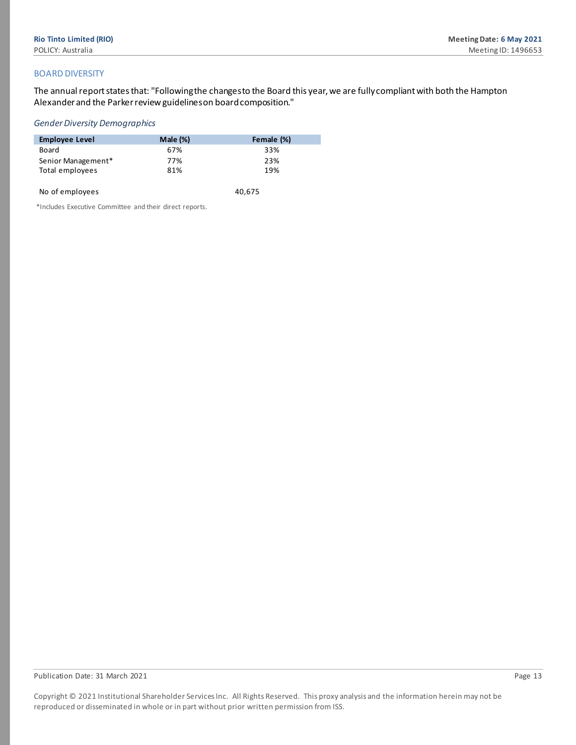## BOARD DIVERSITY

The annual report states that: "Following the changes to the Board this year, we are fully compliant with both the Hampton Alexander and the Parker review guidelines on board composition."

### *Gender Diversity Demographics*

| Employee Level | Male (%) | Female (%) |
|---|---|---|
| Board | 67% | 33% |
| Senior Management* | 77% | 23% |
| Total employees | 81% | 19% |
| | | |
| No of employees | | 40,675 |

*Includes Executive Committee and their direct reports.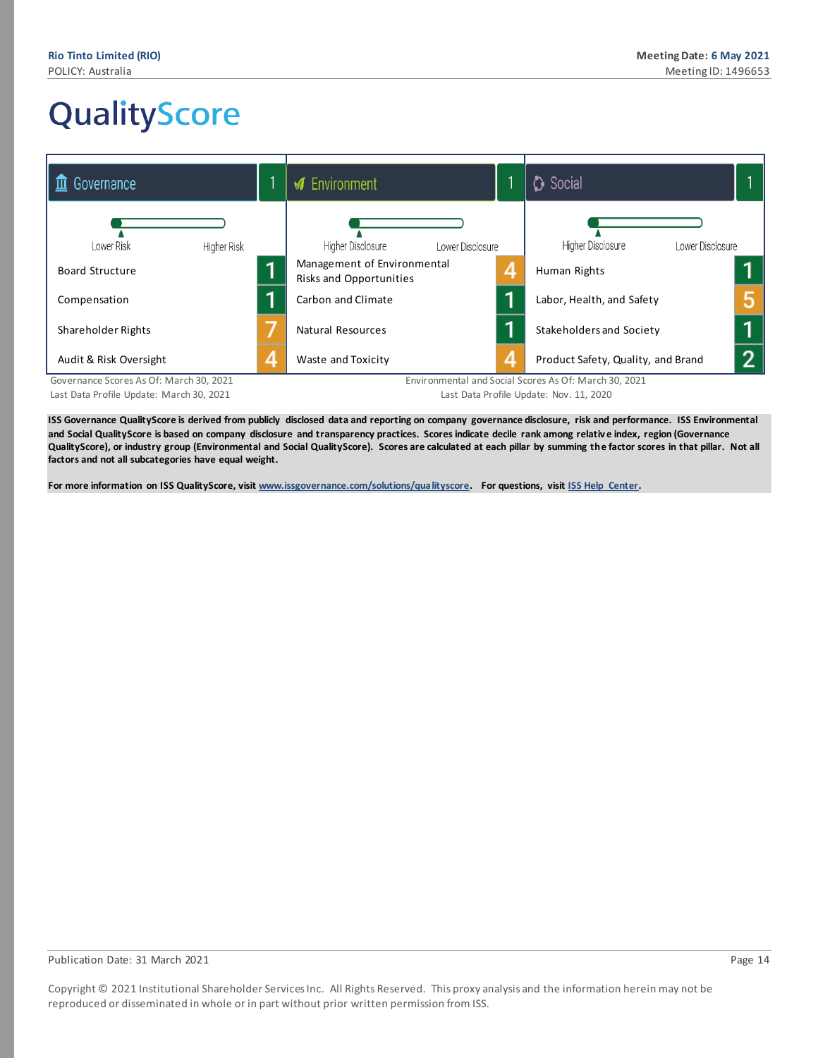# QualityScore

| Governance | 1 | Environment | 1 | Social | 1 |
|---|---|---|---|---|---|
| Lower Risk ← → Higher Risk | | Higher Disclosure ← → Lower Disclosure | | Higher Disclosure ← → Lower Disclosure | |
| Board Structure | 1 | Management of Environmental Risks and Opportunities | 4 | Human Rights | 1 |
| Compensation | 1 | Carbon and Climate | 1 | Labor, Health, and Safety | 5 |
| Shareholder Rights | 7 | Natural Resources | 1 | Stakeholders and Society | 1 |
| Audit & Risk Oversight | 4 | Waste and Toxicity | 4 | Product Safety, Quality, and Brand | 2 |

Governance Scores As Of: March 30, 2021
Last Data Profile Update: March 30, 2021

Environmental and Social Scores As Of: March 30, 2021
Last Data Profile Update: Nov. 11, 2020

**ISS Governance QualityScore is derived from publicly disclosed data and reporting on company governance disclosure, risk and performance. ISS Environmental and Social QualityScore is based on company disclosure and transparency practices. Scores indicate decile rank among relative index, region (Governance QualityScore), or industry group (Environmental and Social QualityScore). Scores are calculated at each pillar by summing the factor scores in that pillar. Not all factors and not all subcategories have equal weight.**

**For more information on ISS QualityScore, visit www.issgovernance.com/solutions/qualityscore. For questions, visit ISS Help Center.**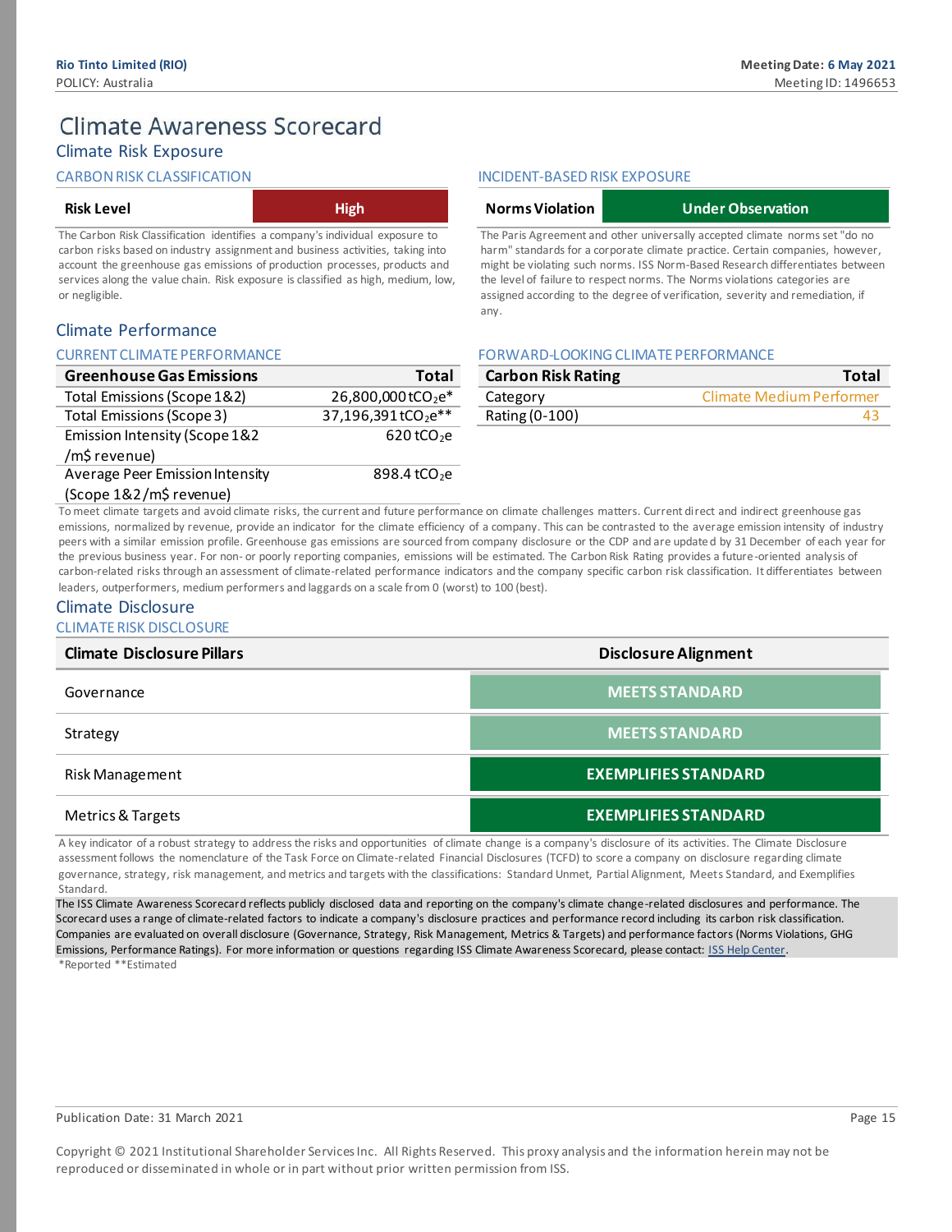# Climate Awareness Scorecard

## Climate Risk Exposure

### CARBON RISK CLASSIFICATION

| Risk Level | High |
|---|---|

The Carbon Risk Classification identifies a company's individual exposure to carbon risks based on industry assignment and business activities, taking into account the greenhouse gas emissions of production processes, products and services along the value chain. Risk exposure is classified as high, medium, low, or negligible.

### INCIDENT-BASED RISK EXPOSURE

| Norms Violation | Under Observation |
|---|---|

The Paris Agreement and other universally accepted climate norms set "do no harm" standards for a corporate climate practice. Certain companies, however, might be violating such norms. ISS Norm-Based Research differentiates between the level of failure to respect norms. The Norms violations categories are assigned according to the degree of verification, severity and remediation, if any.

## Climate Performance

### CURRENT CLIMATE PERFORMANCE

| Greenhouse Gas Emissions | Total |
|---|---|
| Total Emissions (Scope 1&2) | 26,800,000 $tCO_2e$* |
| Total Emissions (Scope 3) | 37,196,391 $tCO_2e$** |
| Emission Intensity (Scope 1&2 /m$ revenue) | 620 $tCO_2e$ |
| Average Peer Emission Intensity (Scope 1&2 /m$ revenue) | 898.4 $tCO_2e$ |

### FORWARD-LOOKING CLIMATE PERFORMANCE

| Carbon Risk Rating | Total |
|---|---|
| Category | Climate Medium Performer |
| Rating (0-100) | 43 |

To meet climate targets and avoid climate risks, the current and future performance on climate challenges matters. Current direct and indirect greenhouse gas emissions, normalized by revenue, provide an indicator for the climate efficiency of a company. This can be contrasted to the average emission intensity of industry peers with a similar emission profile. Greenhouse gas emissions are sourced from company disclosure or the CDP and are updated by 31 December of each year for the previous business year. For non- or poorly reporting companies, emissions will be estimated. The Carbon Risk Rating provides a future-oriented analysis of carbon-related risks through an assessment of climate-related performance indicators and the company specific carbon risk classification. It differentiates between leaders, outperformers, medium performers and laggards on a scale from 0 (worst) to 100 (best).

## Climate Disclosure

### CLIMATE RISK DISCLOSURE

| Climate Disclosure Pillars | Disclosure Alignment |
|---|---|
| Governance | MEETS STANDARD |
| Strategy | MEETS STANDARD |
| Risk Management | EXEMPLIFIES STANDARD |
| Metrics & Targets | EXEMPLIFIES STANDARD |

A key indicator of a robust strategy to address the risks and opportunities of climate change is a company's disclosure of its activities. The Climate Disclosure assessment follows the nomenclature of the Task Force on Climate-related Financial Disclosures (TCFD) to score a company on disclosure regarding climate governance, strategy, risk management, and metrics and targets with the classifications: Standard Unmet, Partial Alignment, Meets Standard, and Exemplifies Standard.

The ISS Climate Awareness Scorecard reflects publicly disclosed data and reporting on the company's climate change-related disclosures and performance. The Scorecard uses a range of climate-related factors to indicate a company's disclosure practices and performance record including its carbon risk classification. Companies are evaluated on overall disclosure (Governance, Strategy, Risk Management, Metrics & Targets) and performance factors (Norms Violations, GHG Emissions, Performance Ratings). For more information or questions regarding ISS Climate Awareness Scorecard, please contact: ISS Help Center.

*Reported **Estimated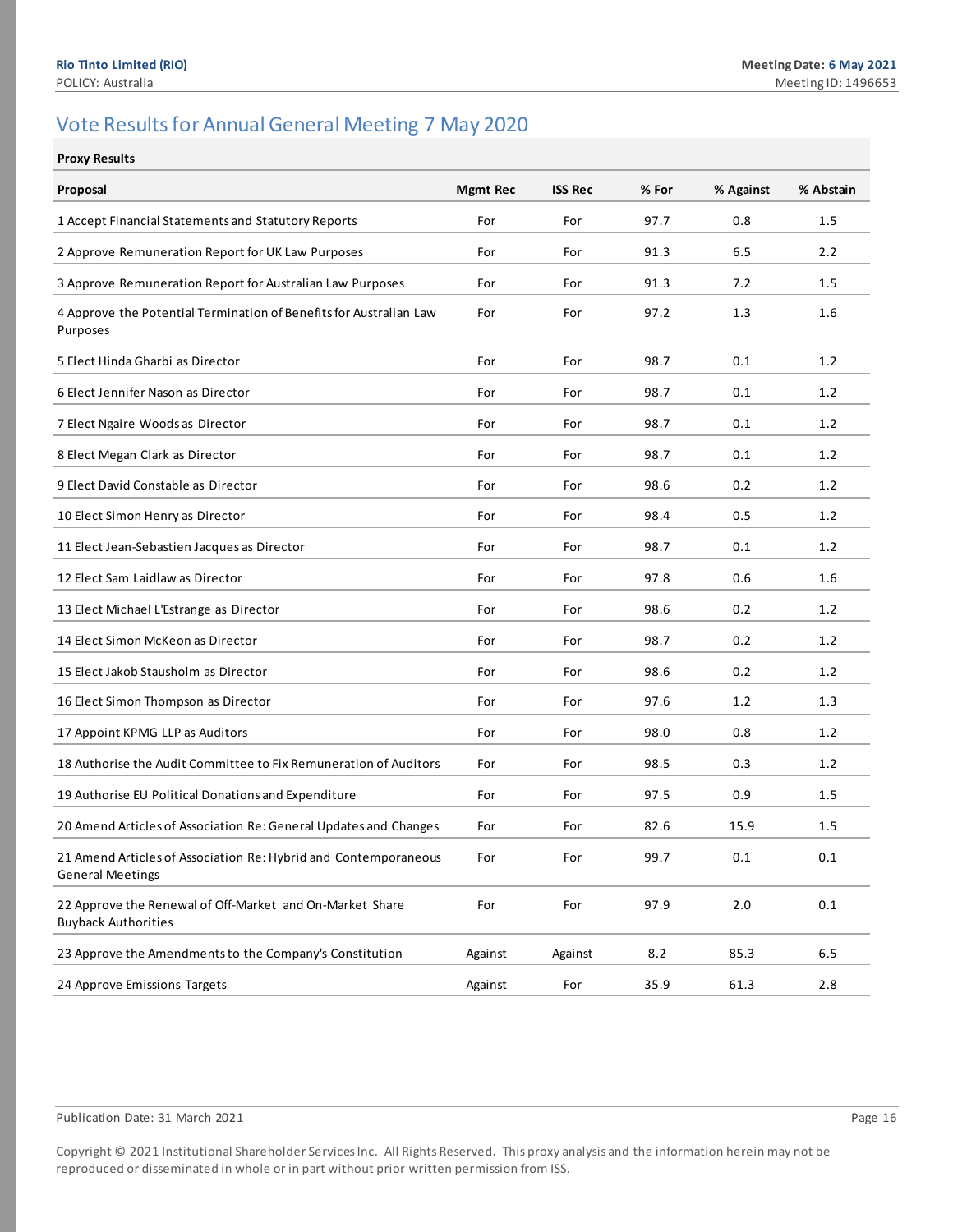## Vote Results for Annual General Meeting 7 May 2020

**Proxy Results**

| Proposal | Mgmt Rec | ISS Rec | % For | % Against | % Abstain |
|---|---|---|---|---|---|
| 1 Accept Financial Statements and Statutory Reports | For | For | 97.7 | 0.8 | 1.5 |
| 2 Approve Remuneration Report for UK Law Purposes | For | For | 91.3 | 6.5 | 2.2 |
| 3 Approve Remuneration Report for Australian Law Purposes | For | For | 91.3 | 7.2 | 1.5 |
| 4 Approve the Potential Termination of Benefits for Australian Law Purposes | For | For | 97.2 | 1.3 | 1.6 |
| 5 Elect Hinda Gharbi as Director | For | For | 98.7 | 0.1 | 1.2 |
| 6 Elect Jennifer Nason as Director | For | For | 98.7 | 0.1 | 1.2 |
| 7 Elect Ngaire Woods as Director | For | For | 98.7 | 0.1 | 1.2 |
| 8 Elect Megan Clark as Director | For | For | 98.7 | 0.1 | 1.2 |
| 9 Elect David Constable as Director | For | For | 98.6 | 0.2 | 1.2 |
| 10 Elect Simon Henry as Director | For | For | 98.4 | 0.5 | 1.2 |
| 11 Elect Jean-Sebastien Jacques as Director | For | For | 98.7 | 0.1 | 1.2 |
| 12 Elect Sam Laidlaw as Director | For | For | 97.8 | 0.6 | 1.6 |
| 13 Elect Michael L'Estrange as Director | For | For | 98.6 | 0.2 | 1.2 |
| 14 Elect Simon McKeon as Director | For | For | 98.7 | 0.2 | 1.2 |
| 15 Elect Jakob Stausholm as Director | For | For | 98.6 | 0.2 | 1.2 |
| 16 Elect Simon Thompson as Director | For | For | 97.6 | 1.2 | 1.3 |
| 17 Appoint KPMG LLP as Auditors | For | For | 98.0 | 0.8 | 1.2 |
| 18 Authorise the Audit Committee to Fix Remuneration of Auditors | For | For | 98.5 | 0.3 | 1.2 |
| 19 Authorise EU Political Donations and Expenditure | For | For | 97.5 | 0.9 | 1.5 |
| 20 Amend Articles of Association Re: General Updates and Changes | For | For | 82.6 | 15.9 | 1.5 |
| 21 Amend Articles of Association Re: Hybrid and Contemporaneous General Meetings | For | For | 99.7 | 0.1 | 0.1 |
| 22 Approve the Renewal of Off-Market and On-Market Share Buyback Authorities | For | For | 97.9 | 2.0 | 0.1 |
| 23 Approve the Amendments to the Company's Constitution | Against | Against | 8.2 | 85.3 | 6.5 |
| 24 Approve Emissions Targets | Against | For | 35.9 | 61.3 | 2.8 |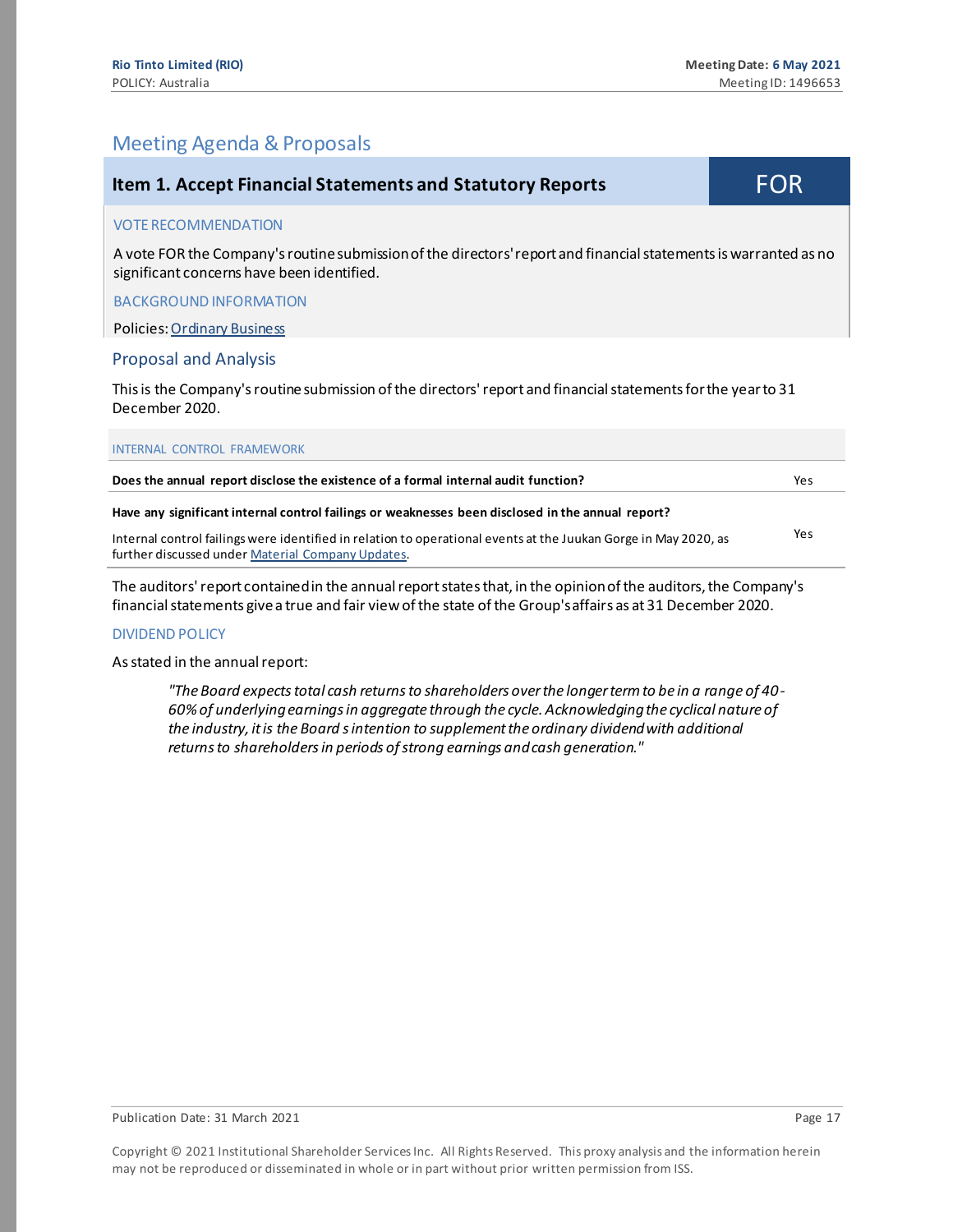## Meeting Agenda & Proposals

### Item 1. Accept Financial Statements and Statutory Reports — FOR

VOTE RECOMMENDATION

A vote FOR the Company's routine submission of the directors' report and financial statements is warranted as no significant concerns have been identified.

BACKGROUND INFORMATION

Policies: Ordinary Business

### Proposal and Analysis

This is the Company's routine submission of the directors' report and financial statements for the year to 31 December 2020.

INTERNAL CONTROL FRAMEWORK

| Question | Answer |
|---|---|
| **Does the annual report disclose the existence of a formal internal audit function?** | Yes |
| **Have any significant internal control failings or weaknesses been disclosed in the annual report?** Internal control failings were identified in relation to operational events at the Juukan Gorge in May 2020, as further discussed under Material Company Updates. | Yes |

The auditors' report contained in the annual report states that, in the opinion of the auditors, the Company's financial statements give a true and fair view of the state of the Group's affairs as at 31 December 2020.

DIVIDEND POLICY

As stated in the annual report:

> *"The Board expects total cash returns to shareholders over the longer term to be in a range of 40-60% of underlying earnings in aggregate through the cycle. Acknowledging the cyclical nature of the industry, it is the Board s intention to supplement the ordinary dividend with additional returns to shareholders in periods of strong earnings and cash generation."*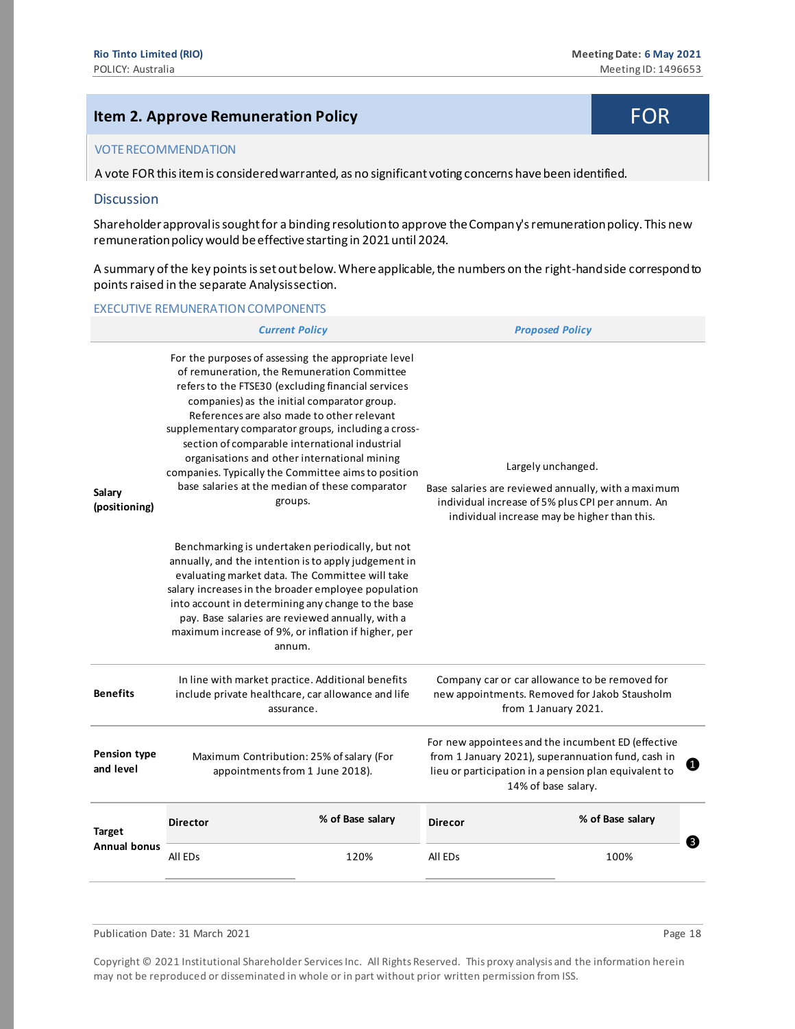## Item 2. Approve Remuneration Policy

**FOR**

VOTE RECOMMENDATION

A vote FOR this item is considered warranted, as no significant voting concerns have been identified.

### Discussion

Shareholder approval is sought for a binding resolution to approve the Company's remuneration policy. This new remuneration policy would be effective starting in 2021 until 2024.

A summary of the key points is set out below. Where applicable, the numbers on the right-hand side correspond to points raised in the separate Analysis section.

EXECUTIVE REMUNERATION COMPONENTS

| | *Current Policy* | *Proposed Policy* | |
|---|---|---|---|
| **Salary (positioning)** | For the purposes of assessing the appropriate level of remuneration, the Remuneration Committee refers to the FTSE30 (excluding financial services companies) as the initial comparator group. References are also made to other relevant supplementary comparator groups, including a cross-section of comparable international industrial organisations and other international mining companies. Typically the Committee aims to position base salaries at the median of these comparator groups.<br><br>Benchmarking is undertaken periodically, but not annually, and the intention is to apply judgement in evaluating market data. The Committee will take salary increases in the broader employee population into account in determining any change to the base pay. Base salaries are reviewed annually, with a maximum increase of 9%, or inflation if higher, per annum. | Largely unchanged.<br><br>Base salaries are reviewed annually, with a maximum individual increase of 5% plus CPI per annum. An individual increase may be higher than this. | |
| **Benefits** | In line with market practice. Additional benefits include private healthcare, car allowance and life assurance. | Company car or car allowance to be removed for new appointments. Removed for Jakob Stausholm from 1 January 2021. | |
| **Pension type and level** | Maximum Contribution: 25% of salary (For appointments from 1 June 2018). | For new appointees and the incumbent ED (effective from 1 January 2021), superannuation fund, cash in lieu or participation in a pension plan equivalent to 14% of base salary. | 1 |
| **Target Annual bonus** | **Director** / **% of Base salary**<br>All EDs / 120% | **Direcor** / **% of Base salary**<br>All EDs / 100% | 3 |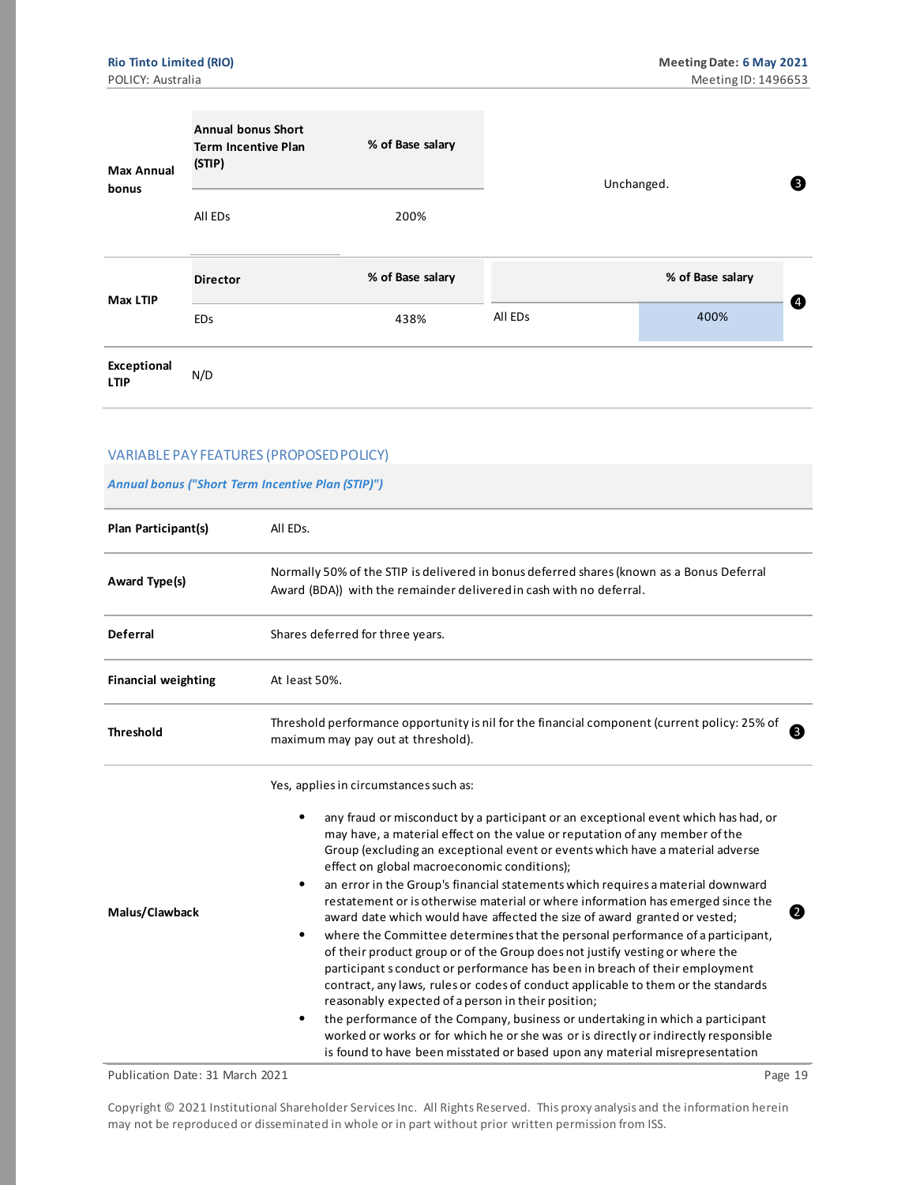| | | | | | |
|---|---|---|---|---|---|
| **Max Annual bonus** | **Annual bonus Short Term Incentive Plan (STIP)** | **% of Base salary** | Unchanged. | | ❸ |
| | All EDs | 200% | | | |
| **Max LTIP** | **Director** | **% of Base salary** | | **% of Base salary** | ❹ |
| | EDs | 438% | All EDs | 400% | |
| **Exceptional LTIP** | N/D | | | | |

## VARIABLE PAY FEATURES (PROPOSED POLICY)

***Annual bonus ("Short Term Incentive Plan (STIP)")***

| | | |
|---|---|---|
| **Plan Participant(s)** | All EDs. | |
| **Award Type(s)** | Normally 50% of the STIP is delivered in bonus deferred shares (known as a Bonus Deferral Award (BDA)) with the remainder delivered in cash with no deferral. | |
| **Deferral** | Shares deferred for three years. | |
| **Financial weighting** | At least 50%. | |
| **Threshold** | Threshold performance opportunity is nil for the financial component (current policy: 25% of maximum may pay out at threshold). | ❸ |
| **Malus/Clawback** | Yes, applies in circumstances such as:<br>• any fraud or misconduct by a participant or an exceptional event which has had, or may have, a material effect on the value or reputation of any member of the Group (excluding an exceptional event or events which have a material adverse effect on global macroeconomic conditions);<br>• an error in the Group's financial statements which requires a material downward restatement or is otherwise material or where information has emerged since the award date which would have affected the size of award granted or vested;<br>• where the Committee determines that the personal performance of a participant, of their product group or of the Group does not justify vesting or where the participant s conduct or performance has been in breach of their employment contract, any laws, rules or codes of conduct applicable to them or the standards reasonably expected of a person in their position;<br>• the performance of the Company, business or undertaking in which a participant worked or works or for which he or she was or is directly or indirectly responsible is found to have been misstated or based upon any material misrepresentation | ❷ |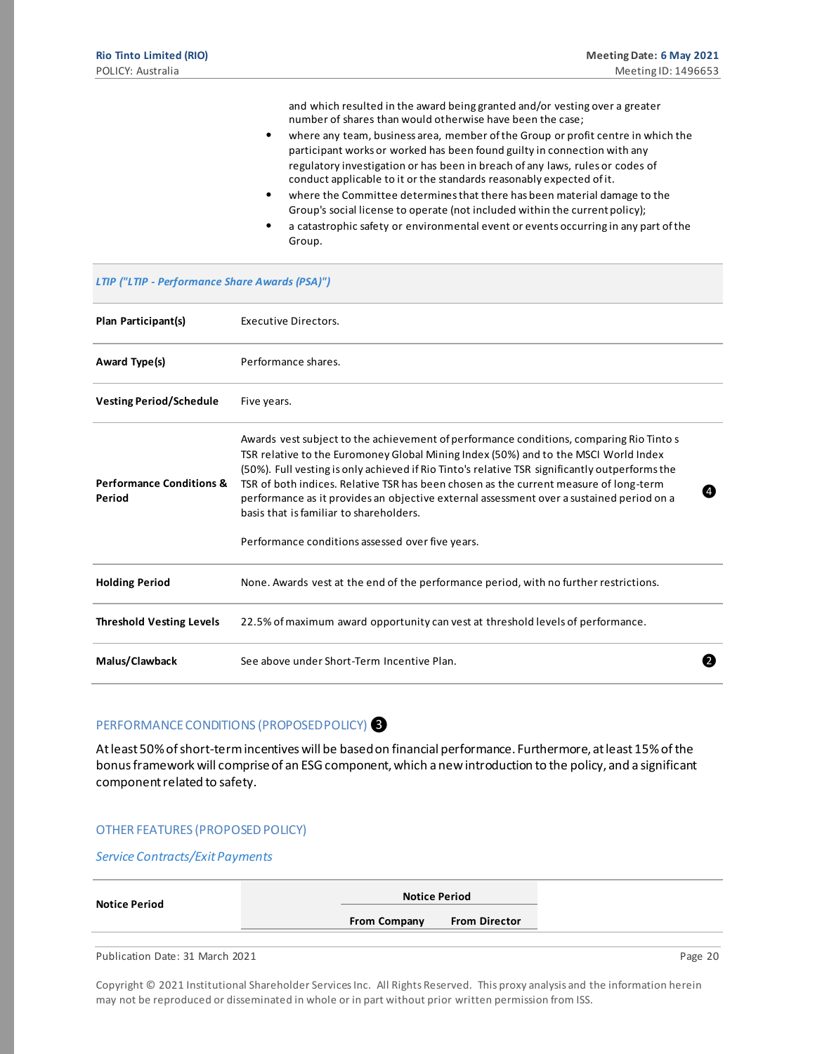and which resulted in the award being granted and/or vesting over a greater number of shares than would otherwise have been the case;

- where any team, business area, member of the Group or profit centre in which the participant works or worked has been found guilty in connection with any regulatory investigation or has been in breach of any laws, rules or codes of conduct applicable to it or the standards reasonably expected of it.
- where the Committee determines that there has been material damage to the Group's social license to operate (not included within the current policy);
- a catastrophic safety or environmental event or events occurring in any part of the Group.

| *LTIP ("LTIP - Performance Share Awards (PSA)")* | | |
|---|---|---|
| **Plan Participant(s)** | Executive Directors. | |
| **Award Type(s)** | Performance shares. | |
| **Vesting Period/Schedule** | Five years. | |
| **Performance Conditions & Period** | Awards vest subject to the achievement of performance conditions, comparing Rio Tinto s TSR relative to the Euromoney Global Mining Index (50%) and to the MSCI World Index (50%). Full vesting is only achieved if Rio Tinto's relative TSR significantly outperforms the TSR of both indices. Relative TSR has been chosen as the current measure of long-term performance as it provides an objective external assessment over a sustained period on a basis that is familiar to shareholders.<br><br>Performance conditions assessed over five years. | ❹ |
| **Holding Period** | None. Awards vest at the end of the performance period, with no further restrictions. | |
| **Threshold Vesting Levels** | 22.5% of maximum award opportunity can vest at threshold levels of performance. | |
| **Malus/Clawback** | See above under Short-Term Incentive Plan. | ❷ |

## PERFORMANCE CONDITIONS (PROPOSED POLICY) ❸

At least 50% of short-term incentives will be based on financial performance. Furthermore, at least 15% of the bonus framework will comprise of an ESG component, which a new introduction to the policy, and a significant component related to safety.

## OTHER FEATURES (PROPOSED POLICY)

### *Service Contracts/Exit Payments*

| **Notice Period** | **Notice Period** | |
|---|---|---|
| | **From Company** | **From Director** |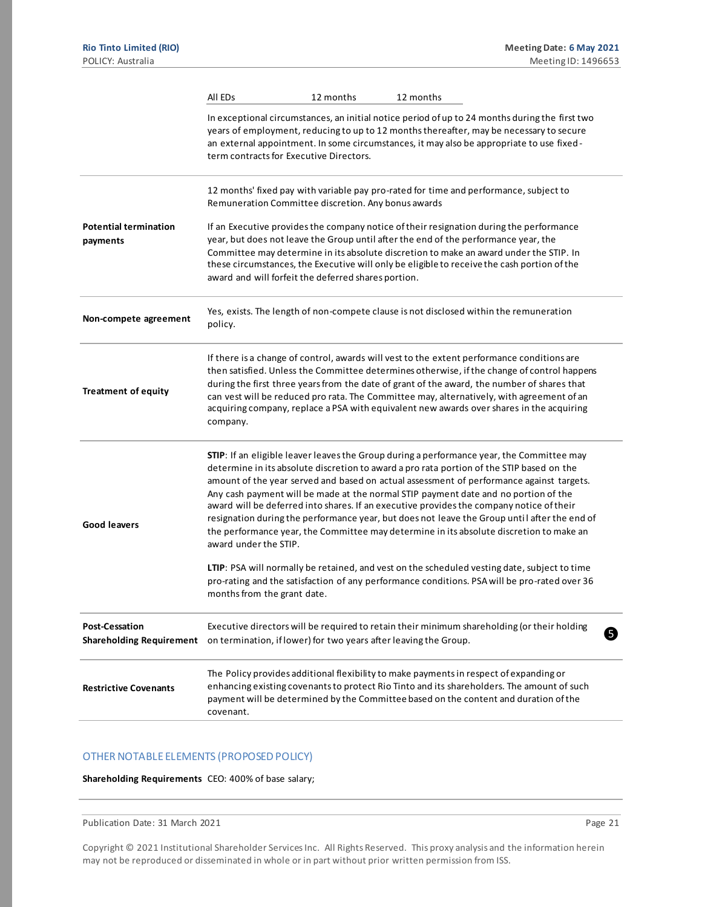| | |
|---|---|
| | All EDs 12 months 12 months<br><br>In exceptional circumstances, an initial notice period of up to 24 months during the first two years of employment, reducing to up to 12 months thereafter, may be necessary to secure an external appointment. In some circumstances, it may also be appropriate to use fixed-term contracts for Executive Directors. |
| **Potential termination payments** | 12 months' fixed pay with variable pay pro-rated for time and performance, subject to Remuneration Committee discretion. Any bonus awards<br><br>If an Executive provides the company notice of their resignation during the performance year, but does not leave the Group until after the end of the performance year, the Committee may determine in its absolute discretion to make an award under the STIP. In these circumstances, the Executive will only be eligible to receive the cash portion of the award and will forfeit the deferred shares portion. |
| **Non-compete agreement** | Yes, exists. The length of non-compete clause is not disclosed within the remuneration policy. |
| **Treatment of equity** | If there is a change of control, awards will vest to the extent performance conditions are then satisfied. Unless the Committee determines otherwise, if the change of control happens during the first three years from the date of grant of the award, the number of shares that can vest will be reduced pro rata. The Committee may, alternatively, with agreement of an acquiring company, replace a PSA with equivalent new awards over shares in the acquiring company. |
| **Good leavers** | **STIP**: If an eligible leaver leaves the Group during a performance year, the Committee may determine in its absolute discretion to award a pro rata portion of the STIP based on the amount of the year served and based on actual assessment of performance against targets. Any cash payment will be made at the normal STIP payment date and no portion of the award will be deferred into shares. If an executive provides the company notice of their resignation during the performance year, but does not leave the Group until after the end of the performance year, the Committee may determine in its absolute discretion to make an award under the STIP.<br><br>**LTIP**: PSA will normally be retained, and vest on the scheduled vesting date, subject to time pro-rating and the satisfaction of any performance conditions. PSA will be pro-rated over 36 months from the grant date. |
| **Post-Cessation Shareholding Requirement** | Executive directors will be required to retain their minimum shareholding (or their holding on termination, if lower) for two years after leaving the Group. ❺ |
| **Restrictive Covenants** | The Policy provides additional flexibility to make payments in respect of expanding or enhancing existing covenants to protect Rio Tinto and its shareholders. The amount of such payment will be determined by the Committee based on the content and duration of the covenant. |

## OTHER NOTABLE ELEMENTS (PROPOSED POLICY)

**Shareholding Requirements** CEO: 400% of base salary;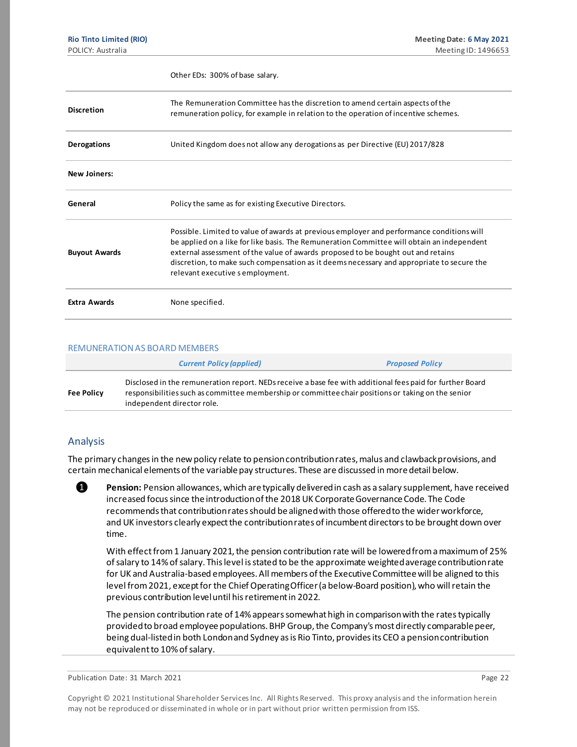| | |
|---|---|
| | Other EDs: 300% of base salary. |
| **Discretion** | The Remuneration Committee has the discretion to amend certain aspects of the remuneration policy, for example in relation to the operation of incentive schemes. |
| **Derogations** | United Kingdom does not allow any derogations as per Directive (EU) 2017/828 |
| **New Joiners:** | |
| **General** | Policy the same as for existing Executive Directors. |
| **Buyout Awards** | Possible. Limited to value of awards at previous employer and performance conditions will be applied on a like for like basis. The Remuneration Committee will obtain an independent external assessment of the value of awards proposed to be bought out and retains discretion, to make such compensation as it deems necessary and appropriate to secure the relevant executive s employment. |
| **Extra Awards** | None specified. |

REMUNERATION AS BOARD MEMBERS

| | *Current Policy (applied)* | *Proposed Policy* |
|---|---|---|
| **Fee Policy** | Disclosed in the remuneration report. NEDs receive a base fee with additional fees paid for further Board responsibilities such as committee membership or committee chair positions or taking on the senior independent director role. | |

## Analysis

The primary changes in the new policy relate to pension contribution rates, malus and clawback provisions, and certain mechanical elements of the variable pay structures. These are discussed in more detail below.

1. **Pension:** Pension allowances, which are typically delivered in cash as a salary supplement, have received increased focus since the introduction of the 2018 UK Corporate Governance Code. The Code recommends that contribution rates should be aligned with those offered to the wider workforce, and UK investors clearly expect the contribution rates of incumbent directors to be brought down over time.

   With effect from 1 January 2021, the pension contribution rate will be lowered from a maximum of 25% of salary to 14% of salary. This level is stated to be the approximate weighted average contribution rate for UK and Australia-based employees. All members of the Executive Committee will be aligned to this level from 2021, except for the Chief Operating Officer (a below-Board position), who will retain the previous contribution level until his retirement in 2022.

   The pension contribution rate of 14% appears somewhat high in comparison with the rates typically provided to broad employee populations. BHP Group, the Company's most directly comparable peer, being dual-listed in both London and Sydney as is Rio Tinto, provides its CEO a pension contribution equivalent to 10% of salary.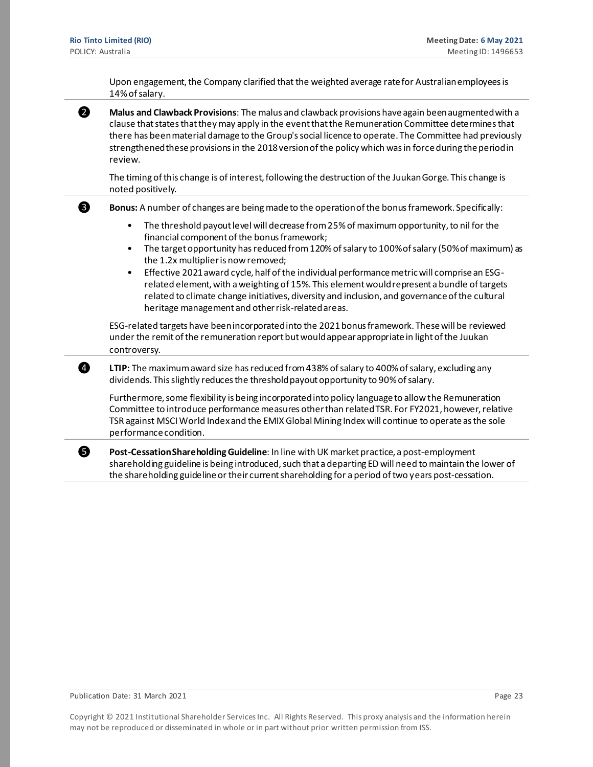Upon engagement, the Company clarified that the weighted average rate for Australian employees is 14% of salary.

❷ **Malus and Clawback Provisions**: The malus and clawback provisions have again been augmented with a clause that states that they may apply in the event that the Remuneration Committee determines that there has been material damage to the Group's social licence to operate. The Committee had previously strengthened these provisions in the 2018 version of the policy which was in force during the period in review.

The timing of this change is of interest, following the destruction of the Juukan Gorge. This change is noted positively.

❸ **Bonus:** A number of changes are being made to the operation of the bonus framework. Specifically:

- The threshold payout level will decrease from 25% of maximum opportunity, to nil for the financial component of the bonus framework;
- The target opportunity has reduced from 120% of salary to 100% of salary (50% of maximum) as the 1.2x multiplier is now removed;
- Effective 2021 award cycle, half of the individual performance metric will comprise an ESG-related element, with a weighting of 15%. This element would represent a bundle of targets related to climate change initiatives, diversity and inclusion, and governance of the cultural heritage management and other risk-related areas.

ESG-related targets have been incorporated into the 2021 bonus framework. These will be reviewed under the remit of the remuneration report but would appear appropriate in light of the Juukan controversy.

❹ **LTIP:** The maximum award size has reduced from 438% of salary to 400% of salary, excluding any dividends. This slightly reduces the threshold payout opportunity to 90% of salary.

Furthermore, some flexibility is being incorporated into policy language to allow the Remuneration Committee to introduce performance measures other than related TSR. For FY2021, however, relative TSR against MSCI World Index and the EMIX Global Mining Index will continue to operate as the sole performance condition.

❺ **Post-Cessation Shareholding Guideline**: In line with UK market practice, a post-employment shareholding guideline is being introduced, such that a departing ED will need to maintain the lower of the shareholding guideline or their current shareholding for a period of two years post-cessation.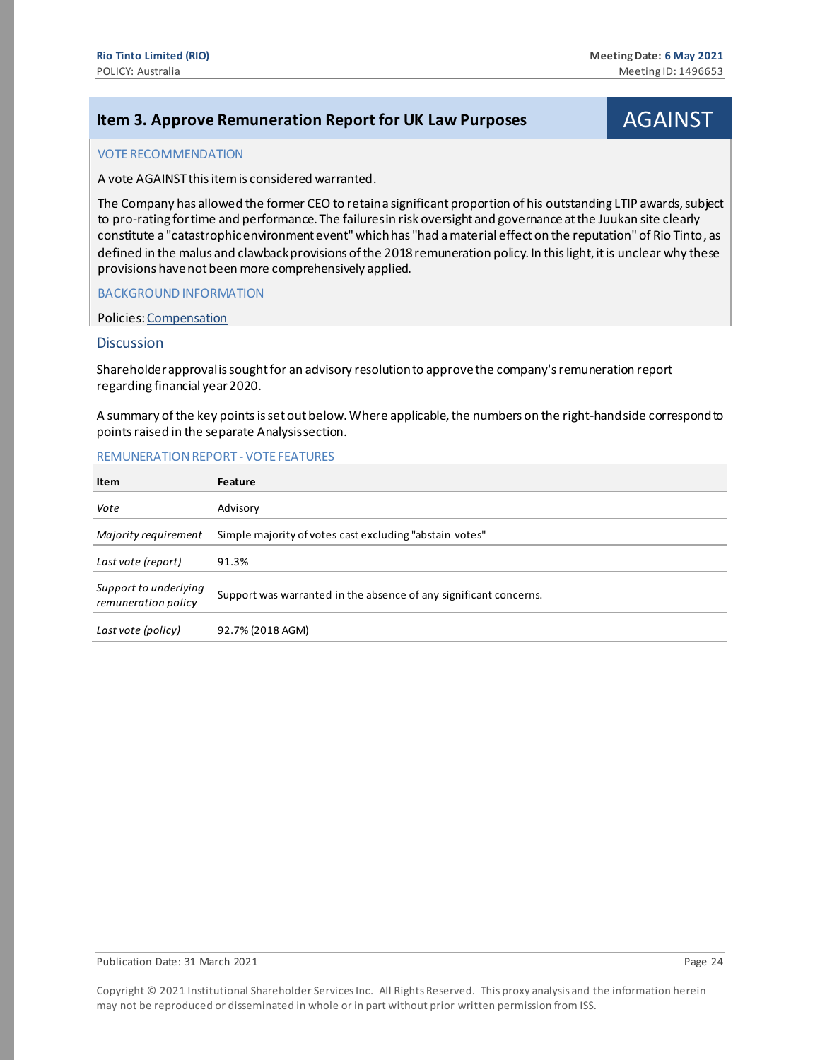## Item 3. Approve Remuneration Report for UK Law Purposes

**AGAINST**

### VOTE RECOMMENDATION

A vote AGAINST this item is considered warranted.

The Company has allowed the former CEO to retain a significant proportion of his outstanding LTIP awards, subject to pro-rating for time and performance. The failures in risk oversight and governance at the Juukan site clearly constitute a "catastrophic environment event" which has "had a material effect on the reputation" of Rio Tinto, as defined in the malus and clawback provisions of the 2018 remuneration policy. In this light, it is unclear why these provisions have not been more comprehensively applied.

### BACKGROUND INFORMATION

Policies: Compensation

### Discussion

Shareholder approval is sought for an advisory resolution to approve the company's remuneration report regarding financial year 2020.

A summary of the key points is set out below. Where applicable, the numbers on the right-hand side correspond to points raised in the separate Analysis section.

#### REMUNERATION REPORT - VOTE FEATURES

| Item | Feature |
|---|---|
| *Vote* | Advisory |
| *Majority requirement* | Simple majority of votes cast excluding "abstain votes" |
| *Last vote (report)* | 91.3% |
| *Support to underlying remuneration policy* | Support was warranted in the absence of any significant concerns. |
| *Last vote (policy)* | 92.7% (2018 AGM) |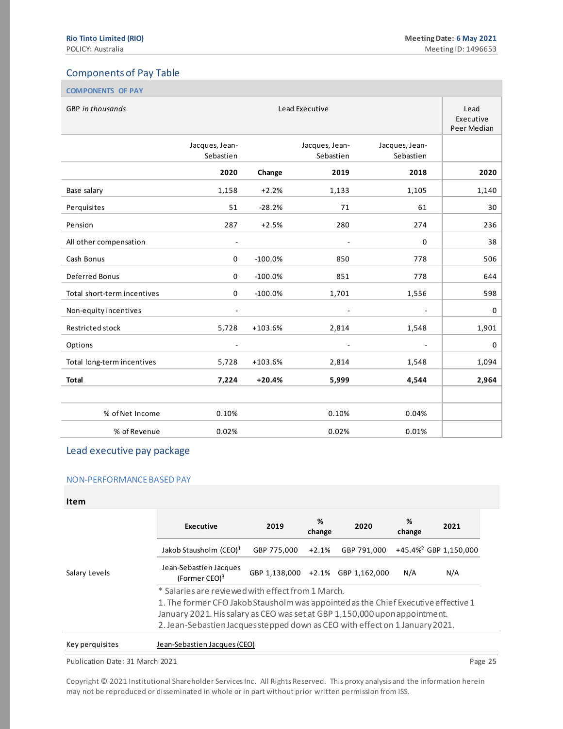## Components of Pay Table

### COMPONENTS OF PAY

| GBP *in thousands* | Lead Executive | | | | Lead Executive Peer Median |
|---|---|---|---|---|---|
| | Jacques, Jean-Sebastien | | Jacques, Jean-Sebastien | Jacques, Jean-Sebastien | |
| | **2020** | **Change** | **2019** | **2018** | **2020** |
| Base salary | 1,158 | +2.2% | 1,133 | 1,105 | 1,140 |
| Perquisites | 51 | -28.2% | 71 | 61 | 30 |
| Pension | 287 | +2.5% | 280 | 274 | 236 |
| All other compensation | - | | - | 0 | 38 |
| Cash Bonus | 0 | -100.0% | 850 | 778 | 506 |
| Deferred Bonus | 0 | -100.0% | 851 | 778 | 644 |
| Total short-term incentives | 0 | -100.0% | 1,701 | 1,556 | 598 |
| Non-equity incentives | - | | - | - | 0 |
| Restricted stock | 5,728 | +103.6% | 2,814 | 1,548 | 1,901 |
| Options | - | | - | - | 0 |
| Total long-term incentives | 5,728 | +103.6% | 2,814 | 1,548 | 1,094 |
| **Total** | **7,224** | **+20.4%** | **5,999** | **4,544** | **2,964** |
| | | | | | |
| % of Net Income | 0.10% | | 0.10% | 0.04% | |
| % of Revenue | 0.02% | | 0.02% | 0.01% | |

## Lead executive pay package

### NON-PERFORMANCE BASED PAY

**Item**

Salary Levels

| Executive | 2019 | % change | 2020 | % change | 2021 |
|---|---|---|---|---|---|
| Jakob Stausholm (CEO)[1] | GBP 775,000 | +2.1% | GBP 791,000 | +45.4%[2] | GBP 1,150,000 |
| Jean-Sebastien Jacques (Former CEO)[3] | GBP 1,138,000 | +2.1% | GBP 1,162,000 | N/A | N/A |

* Salaries are reviewed with effect from 1 March.
1. The former CFO Jakob Stausholm was appointed as the Chief Executive effective 1 January 2021. His salary as CEO was set at GBP 1,150,000 upon appointment.
2. Jean-Sebastien Jacques stepped down as CEO with effect on 1 January 2021.

Key perquisites — Jean-Sebastien Jacques (CEO)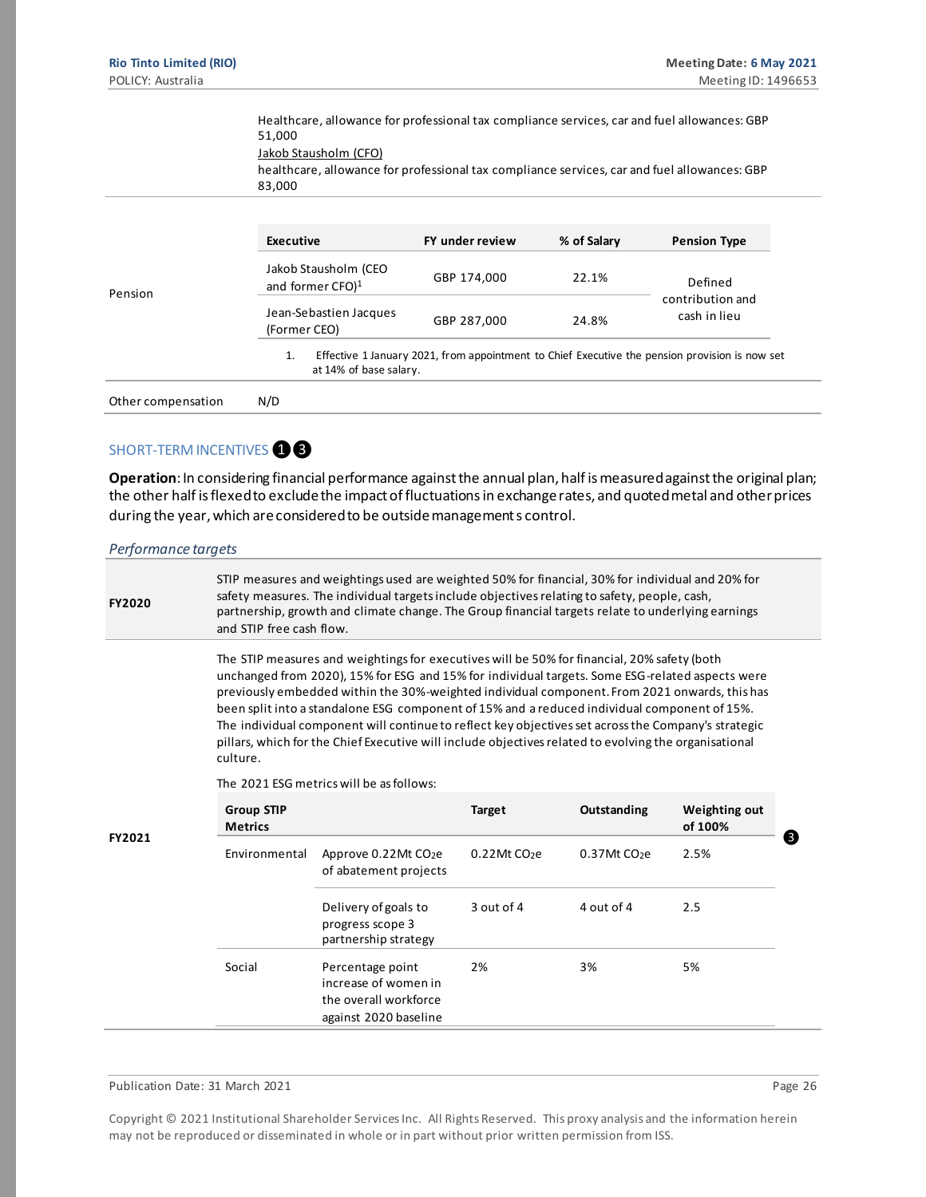| | |
|---|---|
| | Healthcare, allowance for professional tax compliance services, car and fuel allowances: GBP 51,000<br>Jakob Stausholm (CFO)<br>healthcare, allowance for professional tax compliance services, car and fuel allowances: GBP 83,000 |

**Pension**

| Executive | FY under review | % of Salary | Pension Type |
|---|---|---|---|
| Jakob Stausholm (CEO and former CFO)[1] | GBP 174,000 | 22.1% | Defined contribution and cash in lieu |
| Jean-Sebastien Jacques (Former CEO) | GBP 287,000 | 24.8% | |

1. Effective 1 January 2021, from appointment to Chief Executive the pension provision is now set at 14% of base salary.

**Other compensation**: N/D

## SHORT-TERM INCENTIVES ❶❸

**Operation**: In considering financial performance against the annual plan, half is measured against the original plan; the other half is flexed to exclude the impact of fluctuations in exchange rates, and quoted metal and other prices during the year, which are considered to be outside management s control.

*Performance targets*

**FY2020**

STIP measures and weightings used are weighted 50% for financial, 30% for individual and 20% for safety measures. The individual targets include objectives relating to safety, people, cash, partnership, growth and climate change. The Group financial targets relate to underlying earnings and STIP free cash flow.

**FY2021**

The STIP measures and weightings for executives will be 50% for financial, 20% safety (both unchanged from 2020), 15% for ESG and 15% for individual targets. Some ESG-related aspects were previously embedded within the 30%-weighted individual component. From 2021 onwards, this has been split into a standalone ESG component of 15% and a reduced individual component of 15%. The individual component will continue to reflect key objectives set across the Company's strategic pillars, which for the Chief Executive will include objectives related to evolving the organisational culture.

The 2021 ESG metrics will be as follows:

| Group STIP Metrics | | Target | Outstanding | Weighting out of 100% |
|---|---|---|---|---|
| Environmental | Approve 0.22Mt $CO_2e$ of abatement projects | 0.22Mt $CO_2e$ | 0.37Mt $CO_2e$ | 2.5% |
| | Delivery of goals to progress scope 3 partnership strategy | 3 out of 4 | 4 out of 4 | 2.5 |
| Social | Percentage point increase of women in the overall workforce against 2020 baseline | 2% | 3% | 5% |

❸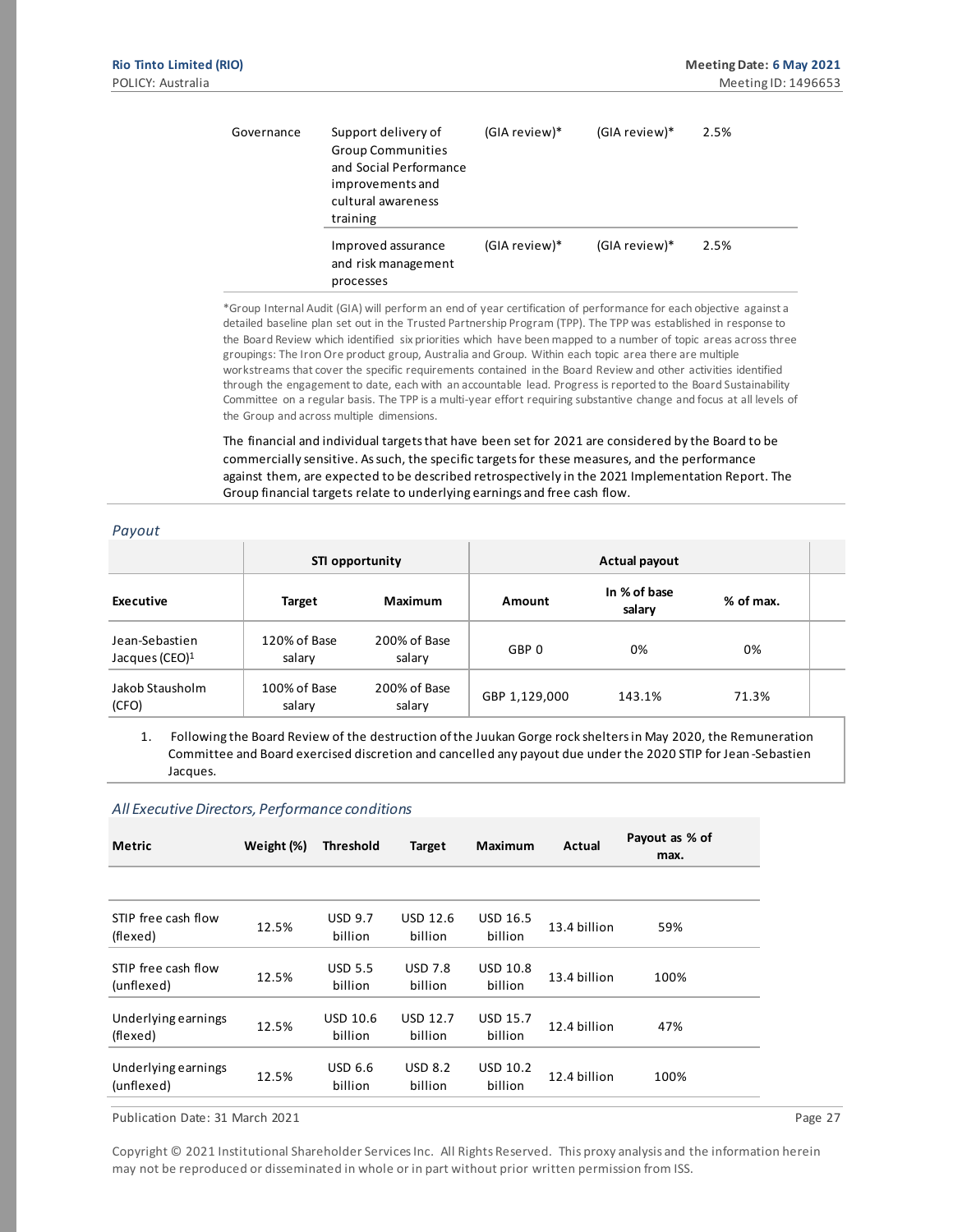| | | | | |
|---|---|---|---|---|
| Governance | Support delivery of Group Communities and Social Performance improvements and cultural awareness training | (GIA review)* | (GIA review)* | 2.5% |
| | Improved assurance and risk management processes | (GIA review)* | (GIA review)* | 2.5% |

*Group Internal Audit (GIA) will perform an end of year certification of performance for each objective against a detailed baseline plan set out in the Trusted Partnership Program (TPP). The TPP was established in response to the Board Review which identified six priorities which have been mapped to a number of topic areas across three groupings: The Iron Ore product group, Australia and Group. Within each topic area there are multiple workstreams that cover the specific requirements contained in the Board Review and other activities identified through the engagement to date, each with an accountable lead. Progress is reported to the Board Sustainability Committee on a regular basis. The TPP is a multi-year effort requiring substantive change and focus at all levels of the Group and across multiple dimensions.

The financial and individual targets that have been set for 2021 are considered by the Board to be commercially sensitive. As such, the specific targets for these measures, and the performance against them, are expected to be described retrospectively in the 2021 Implementation Report. The Group financial targets relate to underlying earnings and free cash flow.

*Payout*

| | STI opportunity | | Actual payout | | |
|---|---|---|---|---|---|
| **Executive** | **Target** | **Maximum** | **Amount** | **In % of base salary** | **% of max.** |
| Jean-Sebastien Jacques (CEO)[1] | 120% of Base salary | 200% of Base salary | GBP 0 | 0% | 0% |
| Jakob Stausholm (CFO) | 100% of Base salary | 200% of Base salary | GBP 1,129,000 | 143.1% | 71.3% |

1. Following the Board Review of the destruction of the Juukan Gorge rock shelters in May 2020, the Remuneration Committee and Board exercised discretion and cancelled any payout due under the 2020 STIP for Jean-Sebastien Jacques.

*All Executive Directors, Performance conditions*

| Metric | Weight (%) | Threshold | Target | Maximum | Actual | Payout as % of max. |
|---|---|---|---|---|---|---|
| | | | | | | |
| STIP free cash flow (flexed) | 12.5% | USD 9.7 billion | USD 12.6 billion | USD 16.5 billion | 13.4 billion | 59% |
| STIP free cash flow (unflexed) | 12.5% | USD 5.5 billion | USD 7.8 billion | USD 10.8 billion | 13.4 billion | 100% |
| Underlying earnings (flexed) | 12.5% | USD 10.6 billion | USD 12.7 billion | USD 15.7 billion | 12.4 billion | 47% |
| Underlying earnings (unflexed) | 12.5% | USD 6.6 billion | USD 8.2 billion | USD 10.2 billion | 12.4 billion | 100% |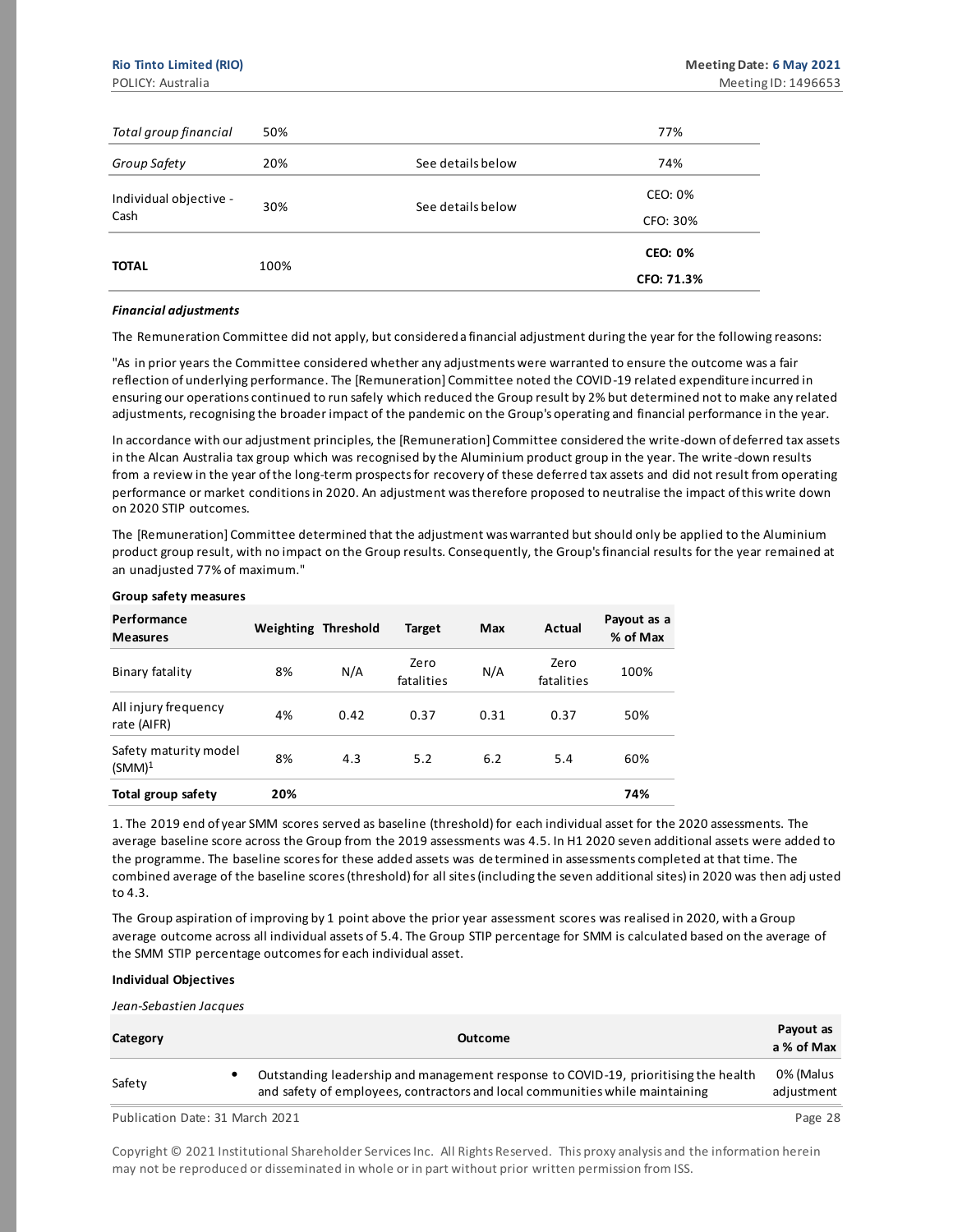| | | | |
|---|---|---|---|
| *Total group financial* | 50% | | 77% |
| *Group Safety* | 20% | See details below | 74% |
| Individual objective - Cash | 30% | See details below | CEO: 0%<br>CFO: 30% |
| **TOTAL** | 100% | | **CEO: 0%**<br>**CFO: 71.3%** |

***Financial adjustments***

The Remuneration Committee did not apply, but considered a financial adjustment during the year for the following reasons:

"As in prior years the Committee considered whether any adjustments were warranted to ensure the outcome was a fair reflection of underlying performance. The [Remuneration] Committee noted the COVID-19 related expenditure incurred in ensuring our operations continued to run safely which reduced the Group result by 2% but determined not to make any related adjustments, recognising the broader impact of the pandemic on the Group's operating and financial performance in the year.

In accordance with our adjustment principles, the [Remuneration] Committee considered the write-down of deferred tax assets in the Alcan Australia tax group which was recognised by the Aluminium product group in the year. The write-down results from a review in the year of the long-term prospects for recovery of these deferred tax assets and did not result from operating performance or market conditions in 2020. An adjustment was therefore proposed to neutralise the impact of this write down on 2020 STIP outcomes.

The [Remuneration] Committee determined that the adjustment was warranted but should only be applied to the Aluminium product group result, with no impact on the Group results. Consequently, the Group's financial results for the year remained at an unadjusted 77% of maximum."

**Group safety measures**

| Performance Measures | Weighting | Threshold | Target | Max | Actual | Payout as a % of Max |
|---|---|---|---|---|---|---|
| Binary fatality | 8% | N/A | Zero fatalities | N/A | Zero fatalities | 100% |
| All injury frequency rate (AIFR) | 4% | 0.42 | 0.37 | 0.31 | 0.37 | 50% |
| Safety maturity model (SMM)[1] | 8% | 4.3 | 5.2 | 6.2 | 5.4 | 60% |
| **Total group safety** | **20%** | | | | | **74%** |

1. The 2019 end of year SMM scores served as baseline (threshold) for each individual asset for the 2020 assessments. The average baseline score across the Group from the 2019 assessments was 4.5. In H1 2020 seven additional assets were added to the programme. The baseline scores for these added assets was determined in assessments completed at that time. The combined average of the baseline scores (threshold) for all sites (including the seven additional sites) in 2020 was then adjusted to 4.3.

The Group aspiration of improving by 1 point above the prior year assessment scores was realised in 2020, with a Group average outcome across all individual assets of 5.4. The Group STIP percentage for SMM is calculated based on the average of the SMM STIP percentage outcomes for each individual asset.

**Individual Objectives**

*Jean-Sebastien Jacques*

| Category | Outcome | Payout as a % of Max |
|---|---|---|
| Safety | • Outstanding leadership and management response to COVID-19, prioritising the health and safety of employees, contractors and local communities while maintaining | 0% (Malus adjustment |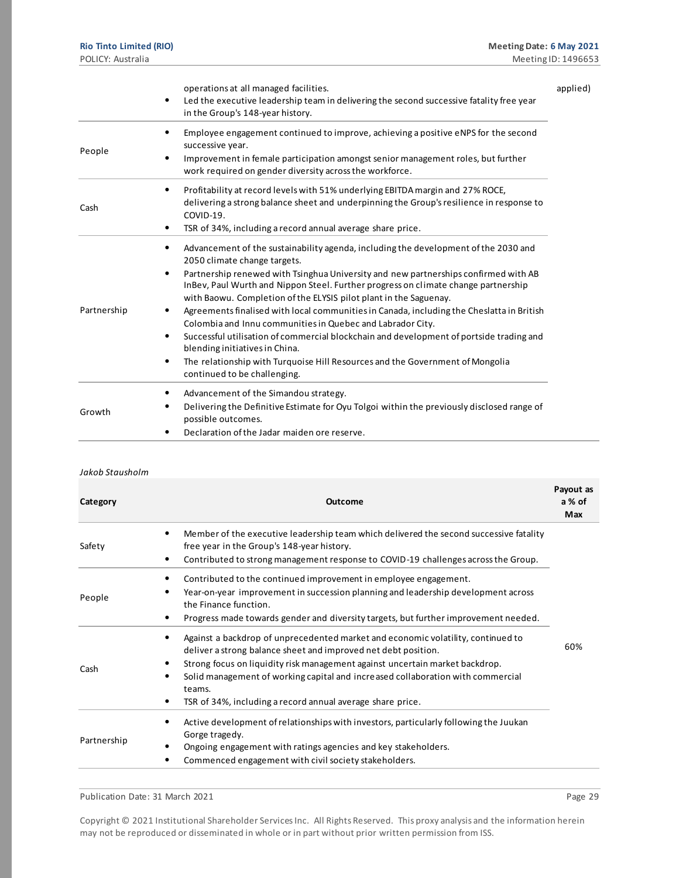| | | |
|---|---|---|
| | • operations at all managed facilities.<br>• Led the executive leadership team in delivering the second successive fatality free year in the Group's 148-year history. | applied) |
| People | • Employee engagement continued to improve, achieving a positive eNPS for the second successive year.<br>• Improvement in female participation amongst senior management roles, but further work required on gender diversity across the workforce. | |
| Cash | • Profitability at record levels with 51% underlying EBITDA margin and 27% ROCE, delivering a strong balance sheet and underpinning the Group's resilience in response to COVID-19.<br>• TSR of 34%, including a record annual average share price. | |
| Partnership | • Advancement of the sustainability agenda, including the development of the 2030 and 2050 climate change targets.<br>• Partnership renewed with Tsinghua University and new partnerships confirmed with AB InBev, Paul Wurth and Nippon Steel. Further progress on climate change partnership with Baowu. Completion of the ELYSIS pilot plant in the Saguenay.<br>• Agreements finalised with local communities in Canada, including the Cheslatta in British Colombia and Innu communities in Quebec and Labrador City.<br>• Successful utilisation of commercial blockchain and development of portside trading and blending initiatives in China.<br>• The relationship with Turquoise Hill Resources and the Government of Mongolia continued to be challenging. | |
| Growth | • Advancement of the Simandou strategy.<br>• Delivering the Definitive Estimate for Oyu Tolgoi within the previously disclosed range of possible outcomes.<br>• Declaration of the Jadar maiden ore reserve. | |

*Jakob Stausholm*

| Category | Outcome | Payout as a % of Max |
|---|---|---|
| Safety | • Member of the executive leadership team which delivered the second successive fatality free year in the Group's 148-year history.<br>• Contributed to strong management response to COVID-19 challenges across the Group. | |
| People | • Contributed to the continued improvement in employee engagement.<br>• Year-on-year improvement in succession planning and leadership development across the Finance function.<br>• Progress made towards gender and diversity targets, but further improvement needed. | |
| Cash | • Against a backdrop of unprecedented market and economic volatility, continued to deliver a strong balance sheet and improved net debt position.<br>• Strong focus on liquidity risk management against uncertain market backdrop.<br>• Solid management of working capital and increased collaboration with commercial teams.<br>• TSR of 34%, including a record annual average share price. | 60% |
| Partnership | • Active development of relationships with investors, particularly following the Juukan Gorge tragedy.<br>• Ongoing engagement with ratings agencies and key stakeholders.<br>• Commenced engagement with civil society stakeholders. | |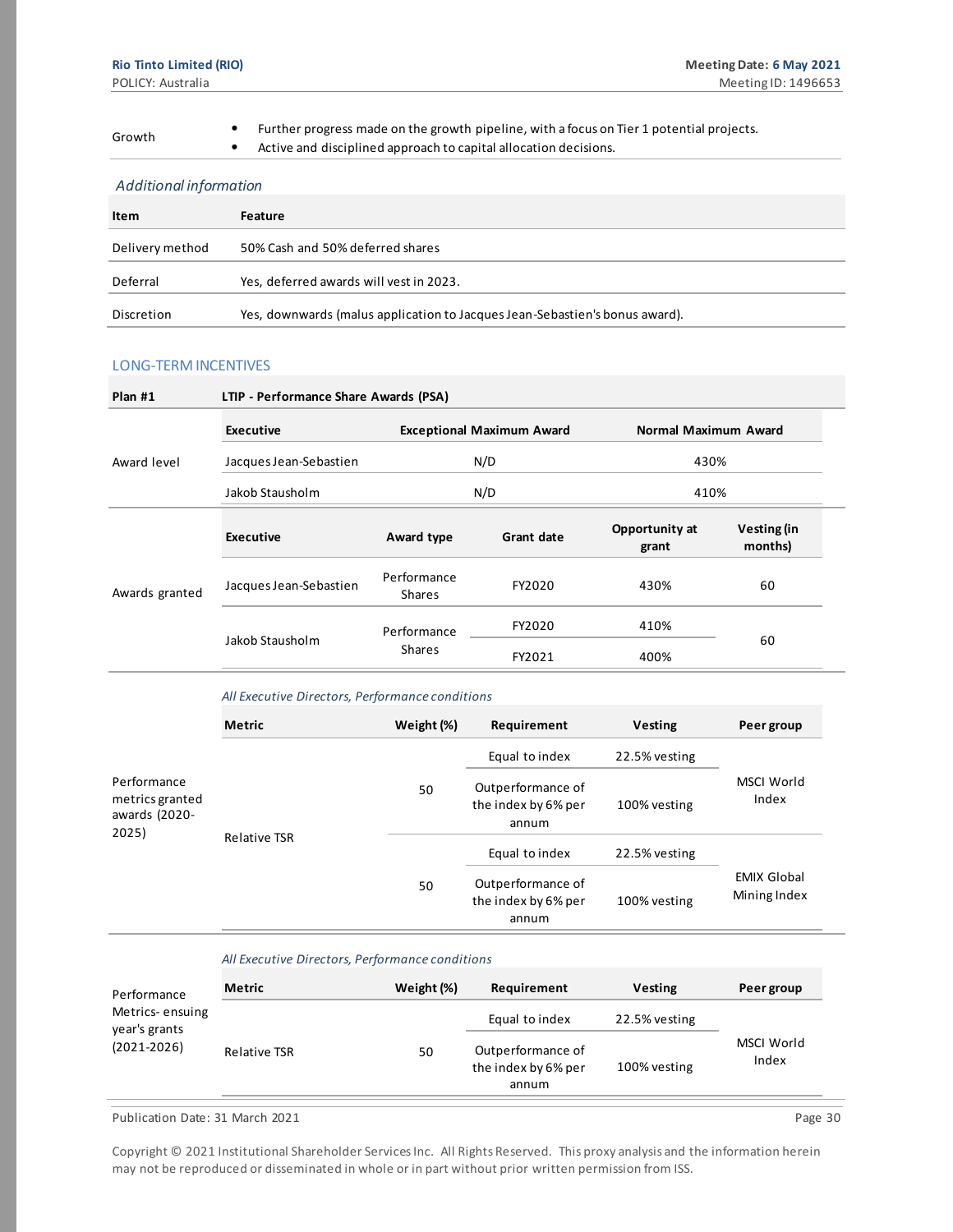| Growth | • Further progress made on the growth pipeline, with a focus on Tier 1 potential projects.<br>• Active and disciplined approach to capital allocation decisions. |
|---|---|

*Additional information*

| Item | Feature |
|---|---|
| Delivery method | 50% Cash and 50% deferred shares |
| Deferral | Yes, deferred awards will vest in 2023. |
| Discretion | Yes, downwards (malus application to Jacques Jean-Sebastien's bonus award). |

## LONG-TERM INCENTIVES

**Plan #1** — **LTIP - Performance Share Awards (PSA)**

**Award level**

| Executive | Exceptional Maximum Award | Normal Maximum Award |
|---|---|---|
| Jacques Jean-Sebastien | N/D | 430% |
| Jakob Stausholm | N/D | 410% |

**Awards granted**

| Executive | Award type | Grant date | Opportunity at grant | Vesting (in months) |
|---|---|---|---|---|
| Jacques Jean-Sebastien | Performance Shares | FY2020 | 430% | 60 |
| Jakob Stausholm | Performance Shares | FY2020 | 410% | 60 |
| | | FY2021 | 400% | |

**Performance metrics granted awards (2020-2025)**

*All Executive Directors, Performance conditions*

| Metric | Weight (%) | Requirement | Vesting | Peer group |
|---|---|---|---|---|
| Relative TSR | 50 | Equal to index | 22.5% vesting | MSCI World Index |
| | | Outperformance of the index by 6% per annum | 100% vesting | |
| | 50 | Equal to index | 22.5% vesting | EMIX Global Mining Index |
| | | Outperformance of the index by 6% per annum | 100% vesting | |

**Performance Metrics- ensuing year's grants (2021-2026)**

*All Executive Directors, Performance conditions*

| Metric | Weight (%) | Requirement | Vesting | Peer group |
|---|---|---|---|---|
| Relative TSR | 50 | Equal to index | 22.5% vesting | MSCI World Index |
| | | Outperformance of the index by 6% per annum | 100% vesting | |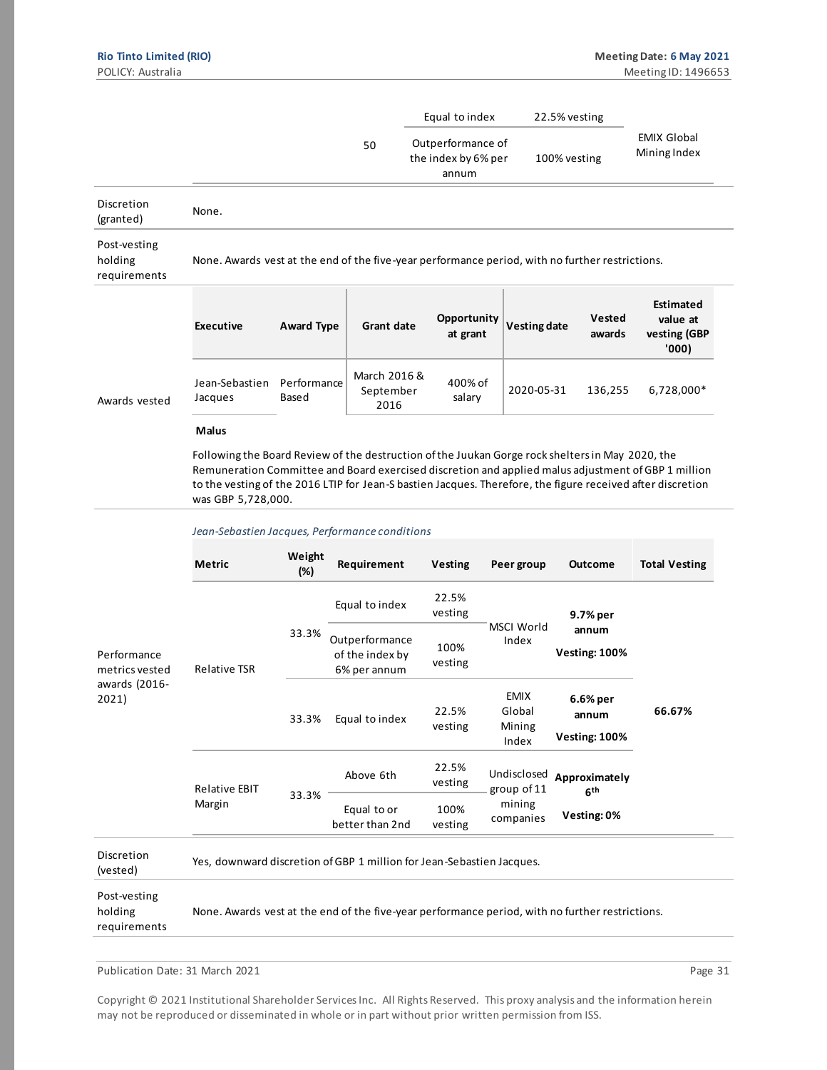| | | | | |
|---|---|---|---|---|
| | 50 | Equal to index | 22.5% vesting | EMIX Global Mining Index |
| | | Outperformance of the index by 6% per annum | 100% vesting | |

| | |
|---|---|
| Discretion (granted) | None. |
| Post-vesting holding requirements | None. Awards vest at the end of the five-year performance period, with no further restrictions. |

**Awards vested**

| Executive | Award Type | Grant date | Opportunity at grant | Vesting date | Vested awards | Estimated value at vesting (GBP '000) |
|---|---|---|---|---|---|---|
| Jean-Sebastien Jacques | Performance Based | March 2016 & September 2016 | 400% of salary | 2020-05-31 | 136,255 | 6,728,000* |

**Malus**

Following the Board Review of the destruction of the Juukan Gorge rock shelters in May 2020, the Remuneration Committee and Board exercised discretion and applied malus adjustment of GBP 1 million to the vesting of the 2016 LTIP for Jean-S bastien Jacques. Therefore, the figure received after discretion was GBP 5,728,000.

**Performance metrics vested awards (2016-2021)**

*Jean-Sebastien Jacques, Performance conditions*

| Metric | Weight (%) | Requirement | Vesting | Peer group | Outcome | Total Vesting |
|---|---|---|---|---|---|---|
| Relative TSR | 33.3% | Equal to index | 22.5% vesting | MSCI World Index | **9.7% per annum Vesting: 100%** | **66.67%** |
| | | Outperformance of the index by 6% per annum | 100% vesting | | | |
| | 33.3% | Equal to index | 22.5% vesting | EMIX Global Mining Index | **6.6% per annum Vesting: 100%** | |
| Relative EBIT Margin | 33.3% | Above 6th | 22.5% vesting | Undisclosed group of 11 mining companies | **Approximately 6th Vesting: 0%** | |
| | | Equal to or better than 2nd | 100% vesting | | | |

| | |
|---|---|
| Discretion (vested) | Yes, downward discretion of GBP 1 million for Jean-Sebastien Jacques. |
| Post-vesting holding requirements | None. Awards vest at the end of the five-year performance period, with no further restrictions. |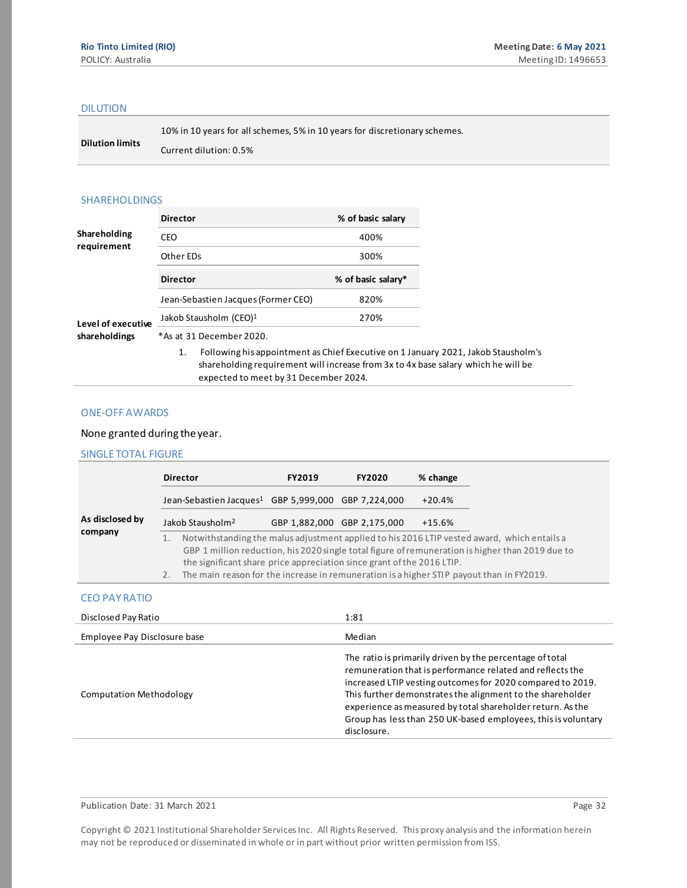## DILUTION

| | |
|---|---|
| **Dilution limits** | 10% in 10 years for all schemes, 5% in 10 years for discretionary schemes. <br> Current dilution: 0.5% |

## SHAREHOLDINGS

**Shareholding requirement**

| Director | % of basic salary |
|---|---|
| CEO | 400% |
| Other EDs | 300% |

**Level of executive shareholdings**

| Director | % of basic salary* |
|---|---|
| Jean-Sebastien Jacques (Former CEO) | 820% |
| Jakob Stausholm (CEO)[1] | 270% |

*As at 31 December 2020.

1. Following his appointment as Chief Executive on 1 January 2021, Jakob Stausholm's shareholding requirement will increase from 3x to 4x base salary which he will be expected to meet by 31 December 2024.

## ONE-OFF AWARDS

None granted during the year.

## SINGLE TOTAL FIGURE

**As disclosed by company**

| Director | FY2019 | FY2020 | % change |
|---|---|---|---|
| Jean-Sebastien Jacques[1] | GBP 5,999,000 | GBP 7,224,000 | +20.4% |
| Jakob Stausholm[2] | GBP 1,882,000 | GBP 2,175,000 | +15.6% |

1. Notwithstanding the malus adjustment applied to his 2016 LTIP vested award, which entails a GBP 1 million reduction, his 2020 single total figure of remuneration is higher than 2019 due to the significant share price appreciation since grant of the 2016 LTIP.
2. The main reason for the increase in remuneration is a higher STIP payout than in FY2019.

## CEO PAY RATIO

| | |
|---|---|
| Disclosed Pay Ratio | 1:81 |
| Employee Pay Disclosure base | Median |
| Computation Methodology | The ratio is primarily driven by the percentage of total remuneration that is performance related and reflects the increased LTIP vesting outcomes for 2020 compared to 2019. This further demonstrates the alignment to the shareholder experience as measured by total shareholder return. As the Group has less than 250 UK-based employees, this is voluntary disclosure. |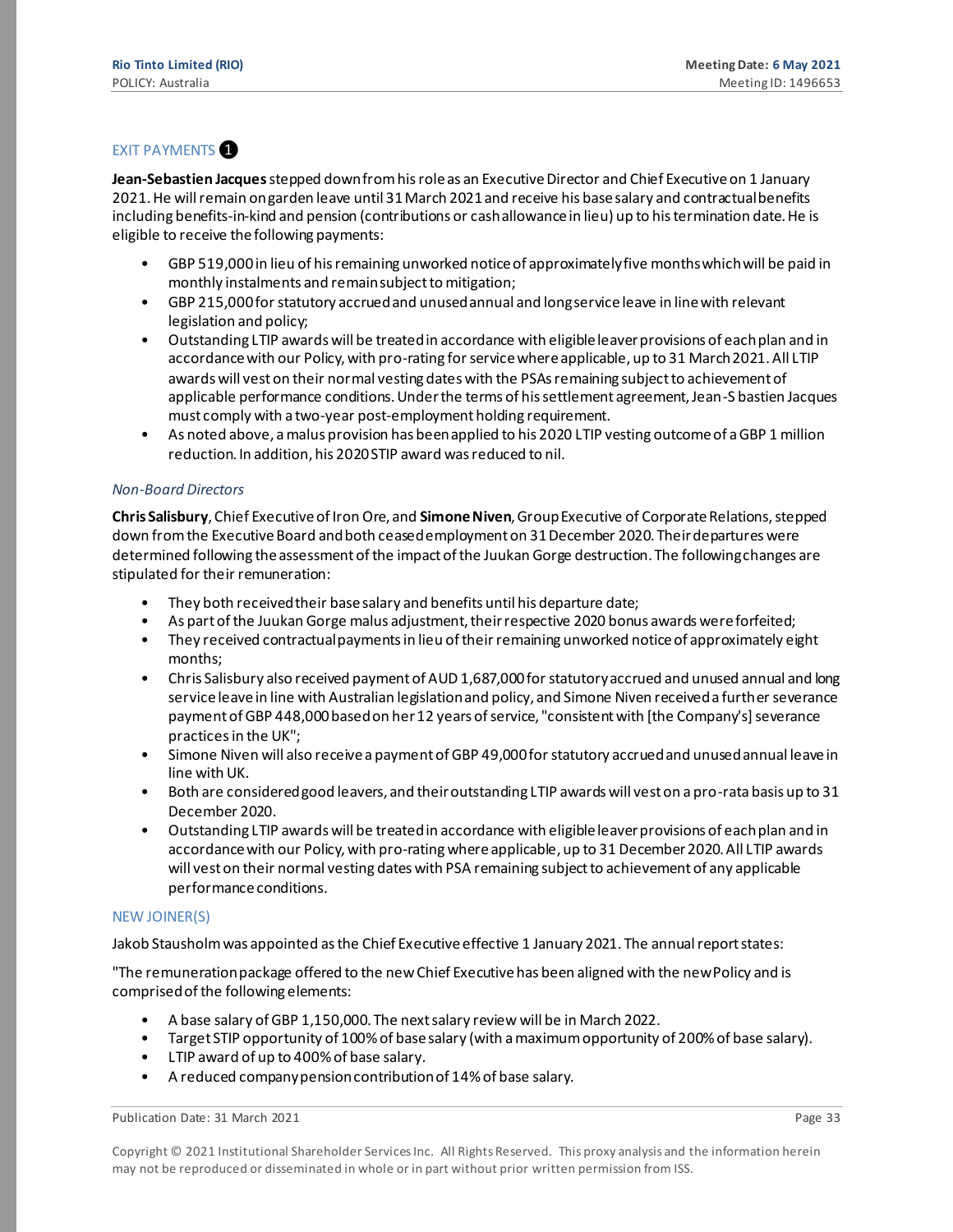## EXIT PAYMENTS ❶

**Jean-Sebastien Jacques** stepped down from his role as an Executive Director and Chief Executive on 1 January 2021. He will remain on garden leave until 31 March 2021 and receive his base salary and contractual benefits including benefits-in-kind and pension (contributions or cash allowance in lieu) up to his termination date. He is eligible to receive the following payments:

- GBP 519,000 in lieu of his remaining unworked notice of approximately five months which will be paid in monthly instalments and remain subject to mitigation;
- GBP 215,000 for statutory accrued and unused annual and long service leave in line with relevant legislation and policy;
- Outstanding LTIP awards will be treated in accordance with eligible leaver provisions of each plan and in accordance with our Policy, with pro-rating for service where applicable, up to 31 March 2021. All LTIP awards will vest on their normal vesting dates with the PSAs remaining subject to achievement of applicable performance conditions. Under the terms of his settlement agreement, Jean-S bastien Jacques must comply with a two-year post-employment holding requirement.
- As noted above, a malus provision has been applied to his 2020 LTIP vesting outcome of a GBP 1 million reduction. In addition, his 2020 STIP award was reduced to nil.

*Non-Board Directors*

**Chris Salisbury**, Chief Executive of Iron Ore, and **Simone Niven**, Group Executive of Corporate Relations, stepped down from the Executive Board and both ceased employment on 31 December 2020. Their departures were determined following the assessment of the impact of the Juukan Gorge destruction. The following changes are stipulated for their remuneration:

- They both received their base salary and benefits until his departure date;
- As part of the Juukan Gorge malus adjustment, their respective 2020 bonus awards were forfeited;
- They received contractual payments in lieu of their remaining unworked notice of approximately eight months;
- Chris Salisbury also received payment of AUD 1,687,000 for statutory accrued and unused annual and long service leave in line with Australian legislation and policy, and Simone Niven received a further severance payment of GBP 448,000 based on her 12 years of service, "consistent with [the Company's] severance practices in the UK";
- Simone Niven will also receive a payment of GBP 49,000 for statutory accrued and unused annual leave in line with UK.
- Both are considered good leavers, and their outstanding LTIP awards will vest on a pro-rata basis up to 31 December 2020.
- Outstanding LTIP awards will be treated in accordance with eligible leaver provisions of each plan and in accordance with our Policy, with pro-rating where applicable, up to 31 December 2020. All LTIP awards will vest on their normal vesting dates with PSA remaining subject to achievement of any applicable performance conditions.

## NEW JOINER(S)

Jakob Stausholm was appointed as the Chief Executive effective 1 January 2021. The annual report states:

"The remuneration package offered to the new Chief Executive has been aligned with the new Policy and is comprised of the following elements:

- A base salary of GBP 1,150,000. The next salary review will be in March 2022.
- Target STIP opportunity of 100% of base salary (with a maximum opportunity of 200% of base salary).
- LTIP award of up to 400% of base salary.
- A reduced company pension contribution of 14% of base salary.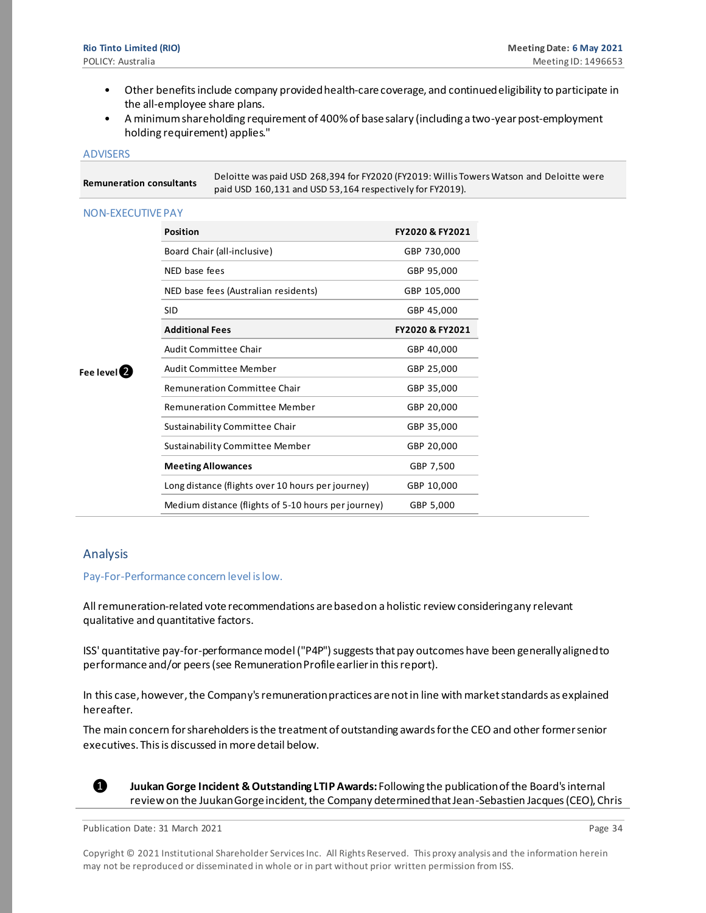- Other benefits include company provided health-care coverage, and continued eligibility to participate in the all-employee share plans.
- A minimum shareholding requirement of 400% of base salary (including a two-year post-employment holding requirement) applies."

## ADVISERS

| | |
|---|---|
| **Remuneration consultants** | Deloitte was paid USD 268,394 for FY2020 (FY2019: Willis Towers Watson and Deloitte were paid USD 160,131 and USD 53,164 respectively for FY2019). |

## NON-EXECUTIVE PAY

**Fee level** ❷

| Position | FY2020 & FY2021 |
|---|---|
| Board Chair (all-inclusive) | GBP 730,000 |
| NED base fees | GBP 95,000 |
| NED base fees (Australian residents) | GBP 105,000 |
| SID | GBP 45,000 |
| **Additional Fees** | **FY2020 & FY2021** |
| Audit Committee Chair | GBP 40,000 |
| Audit Committee Member | GBP 25,000 |
| Remuneration Committee Chair | GBP 35,000 |
| Remuneration Committee Member | GBP 20,000 |
| Sustainability Committee Chair | GBP 35,000 |
| Sustainability Committee Member | GBP 20,000 |
| **Meeting Allowances** | GBP 7,500 |
| Long distance (flights over 10 hours per journey) | GBP 10,000 |
| Medium distance (flights of 5-10 hours per journey) | GBP 5,000 |

# Analysis

Pay-For-Performance concern level is low.

All remuneration-related vote recommendations are based on a holistic review considering any relevant qualitative and quantitative factors.

ISS' quantitative pay-for-performance model ("P4P") suggests that pay outcomes have been generally aligned to performance and/or peers (see Remuneration Profile earlier in this report).

In this case, however, the Company's remuneration practices are not in line with market standards as explained hereafter.

The main concern for shareholders is the treatment of outstanding awards for the CEO and other former senior executives. This is discussed in more detail below.

❶ **Juukan Gorge Incident & Outstanding LTIP Awards:** Following the publication of the Board's internal review on the Juukan Gorge incident, the Company determined that Jean-Sebastien Jacques (CEO), Chris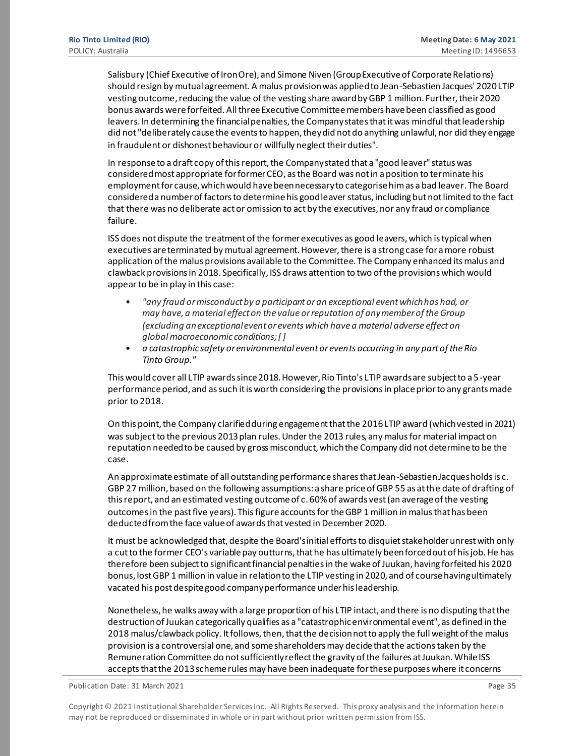Salisbury (Chief Executive of Iron Ore), and Simone Niven (Group Executive of Corporate Relations) should resign by mutual agreement. A malus provision was applied to Jean-Sebastien Jacques' 2020 LTIP vesting outcome, reducing the value of the vesting share award by GBP 1 million. Further, their 2020 bonus awards were forfeited. All three Executive Committee members have been classified as good leavers. In determining the financial penalties, the Company states that it was mindful that leadership did not "deliberately cause the events to happen, they did not do anything unlawful, nor did they engage in fraudulent or dishonest behaviour or willfully neglect their duties".

In response to a draft copy of this report, the Company stated that a "good leaver" status was considered most appropriate for former CEO, as the Board was not in a position to terminate his employment for cause, which would have been necessary to categorise him as a bad leaver. The Board considered a number of factors to determine his good leaver status, including but not limited to the fact that there was no deliberate act or omission to act by the executives, nor any fraud or compliance failure.

ISS does not dispute the treatment of the former executives as good leavers, which is typical when executives are terminated by mutual agreement. However, there is a strong case for a more robust application of the malus provisions available to the Committee. The Company enhanced its malus and clawback provisions in 2018. Specifically, ISS draws attention to two of the provisions which would appear to be in play in this case:

- *"any fraud or misconduct by a participant or an exceptional event which has had, or may have, a material effect on the value or reputation of any member of the Group (excluding an exceptional event or events which have a material adverse effect on global macroeconomic conditions; [ ]*
- *a catastrophic safety or environmental event or events occurring in any part of the Rio Tinto Group."*

This would cover all LTIP awards since 2018. However, Rio Tinto's LTIP awards are subject to a 5-year performance period, and as such it is worth considering the provisions in place prior to any grants made prior to 2018.

On this point, the Company clarified during engagement that the 2016 LTIP award (which vested in 2021) was subject to the previous 2013 plan rules. Under the 2013 rules, any malus for material impact on reputation needed to be caused by gross misconduct, which the Company did not determine to be the case.

An approximate estimate of all outstanding performance shares that Jean-Sebastien Jacques holds is c. GBP 27 million, based on the following assumptions: a share price of GBP 55 as at the date of drafting of this report, and an estimated vesting outcome of c. 60% of awards vest (an average of the vesting outcomes in the past five years). This figure accounts for the GBP 1 million in malus that has been deducted from the face value of awards that vested in December 2020.

It must be acknowledged that, despite the Board's initial efforts to disquiet stakeholder unrest with only a cut to the former CEO's variable pay outturns, that he has ultimately been forced out of his job. He has therefore been subject to significant financial penalties in the wake of Juukan, having forfeited his 2020 bonus, lost GBP 1 million in value in relation to the LTIP vesting in 2020, and of course having ultimately vacated his post despite good company performance under his leadership.

Nonetheless, he walks away with a large proportion of his LTIP intact, and there is no disputing that the destruction of Juukan categorically qualifies as a "catastrophic environmental event", as defined in the 2018 malus/clawback policy. It follows, then, that the decision not to apply the full weight of the malus provision is a controversial one, and some shareholders may decide that the actions taken by the Remuneration Committee do not sufficiently reflect the gravity of the failures at Juukan. While ISS accepts that the 2013 scheme rules may have been inadequate for these purposes where it concerns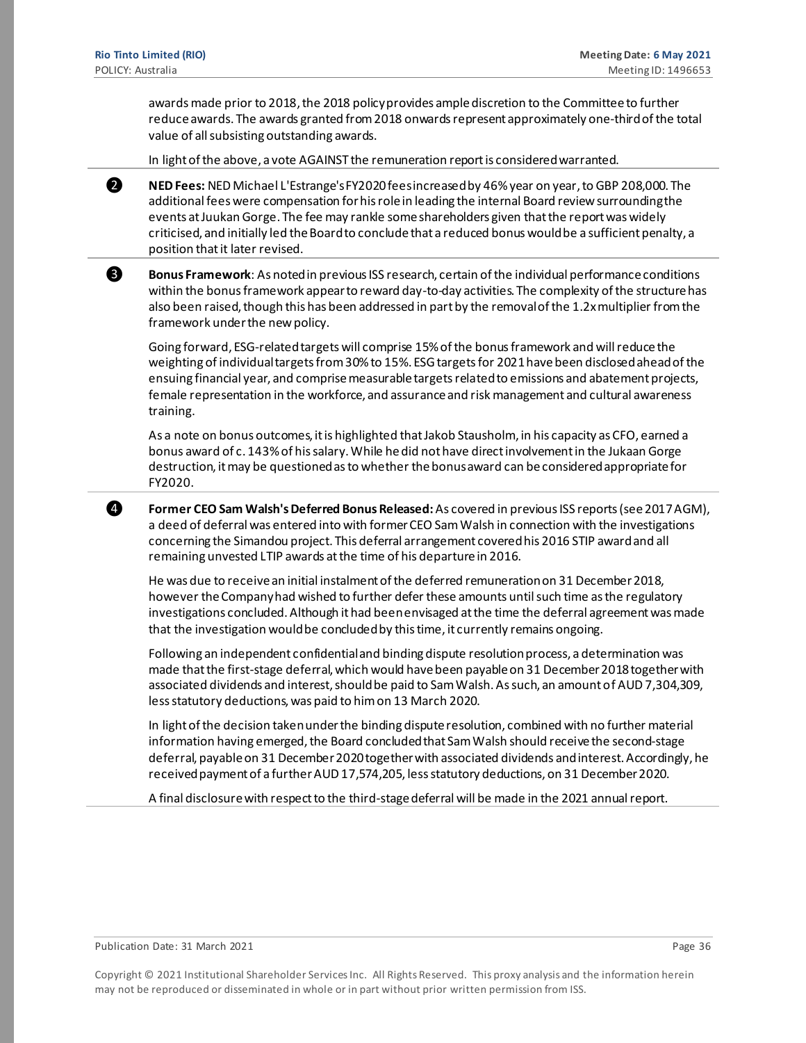awards made prior to 2018, the 2018 policy provides ample discretion to the Committee to further reduce awards. The awards granted from 2018 onwards represent approximately one-third of the total value of all subsisting outstanding awards.

In light of the above, a vote AGAINST the remuneration report is considered warranted.

❷ **NED Fees:** NED Michael L'Estrange's FY2020 fees increased by 46% year on year, to GBP 208,000. The additional fees were compensation for his role in leading the internal Board review surrounding the events at Juukan Gorge. The fee may rankle some shareholders given that the report was widely criticised, and initially led the Board to conclude that a reduced bonus would be a sufficient penalty, a position that it later revised.

❸ **Bonus Framework**: As noted in previous ISS research, certain of the individual performance conditions within the bonus framework appear to reward day-to-day activities. The complexity of the structure has also been raised, though this has been addressed in part by the removal of the 1.2x multiplier from the framework under the new policy.

Going forward, ESG-related targets will comprise 15% of the bonus framework and will reduce the weighting of individual targets from 30% to 15%. ESG targets for 2021 have been disclosed ahead of the ensuing financial year, and comprise measurable targets related to emissions and abatement projects, female representation in the workforce, and assurance and risk management and cultural awareness training.

As a note on bonus outcomes, it is highlighted that Jakob Stausholm, in his capacity as CFO, earned a bonus award of c. 143% of his salary. While he did not have direct involvement in the Jukaan Gorge destruction, it may be questioned as to whether the bonus award can be considered appropriate for FY2020.

❹ **Former CEO Sam Walsh's Deferred Bonus Released:** As covered in previous ISS reports (see 2017 AGM), a deed of deferral was entered into with former CEO Sam Walsh in connection with the investigations concerning the Simandou project. This deferral arrangement covered his 2016 STIP award and all remaining unvested LTIP awards at the time of his departure in 2016.

He was due to receive an initial instalment of the deferred remuneration on 31 December 2018, however the Company had wished to further defer these amounts until such time as the regulatory investigations concluded. Although it had been envisaged at the time the deferral agreement was made that the investigation would be concluded by this time, it currently remains ongoing.

Following an independent confidential and binding dispute resolution process, a determination was made that the first-stage deferral, which would have been payable on 31 December 2018 together with associated dividends and interest, should be paid to Sam Walsh. As such, an amount of AUD 7,304,309, less statutory deductions, was paid to him on 13 March 2020.

In light of the decision taken under the binding dispute resolution, combined with no further material information having emerged, the Board concluded that Sam Walsh should receive the second-stage deferral, payable on 31 December 2020 together with associated dividends and interest. Accordingly, he received payment of a further AUD 17,574,205, less statutory deductions, on 31 December 2020.

A final disclosure with respect to the third-stage deferral will be made in the 2021 annual report.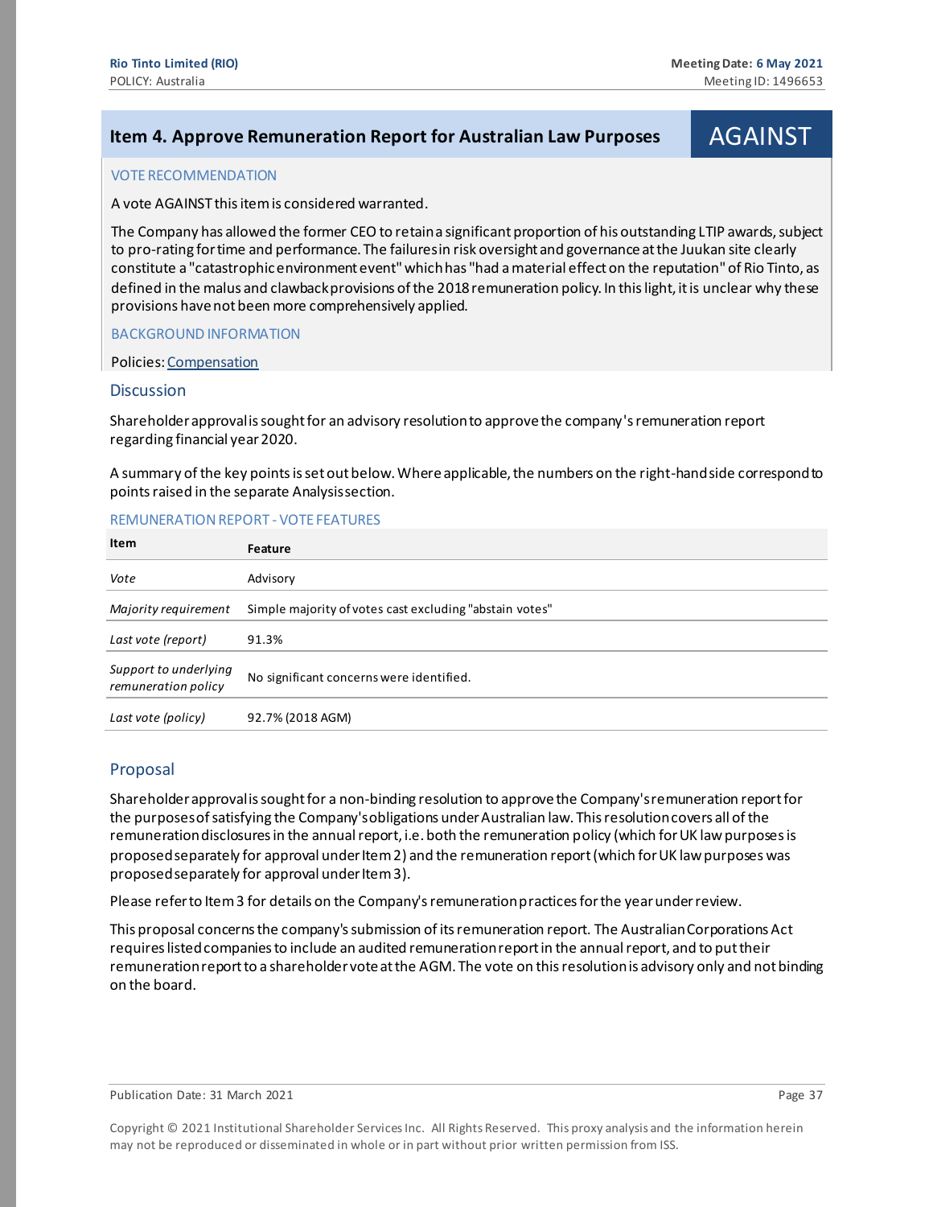## Item 4. Approve Remuneration Report for Australian Law Purposes — AGAINST

### VOTE RECOMMENDATION

A vote AGAINST this item is considered warranted.

The Company has allowed the former CEO to retain a significant proportion of his outstanding LTIP awards, subject to pro-rating for time and performance. The failures in risk oversight and governance at the Juukan site clearly constitute a "catastrophic environment event" which has "had a material effect on the reputation" of Rio Tinto, as defined in the malus and clawback provisions of the 2018 remuneration policy. In this light, it is unclear why these provisions have not been more comprehensively applied.

### BACKGROUND INFORMATION

Policies: Compensation

### Discussion

Shareholder approval is sought for an advisory resolution to approve the company's remuneration report regarding financial year 2020.

A summary of the key points is set out below. Where applicable, the numbers on the right-hand side correspond to points raised in the separate Analysis section.

#### REMUNERATION REPORT - VOTE FEATURES

| Item | Feature |
|---|---|
| *Vote* | Advisory |
| *Majority requirement* | Simple majority of votes cast excluding "abstain votes" |
| *Last vote (report)* | 91.3% |
| *Support to underlying remuneration policy* | No significant concerns were identified. |
| *Last vote (policy)* | 92.7% (2018 AGM) |

### Proposal

Shareholder approval is sought for a non-binding resolution to approve the Company's remuneration report for the purposes of satisfying the Company's obligations under Australian law. This resolution covers all of the remuneration disclosures in the annual report, i.e. both the remuneration policy (which for UK law purposes is proposed separately for approval under Item 2) and the remuneration report (which for UK law purposes was proposed separately for approval under Item 3).

Please refer to Item 3 for details on the Company's remuneration practices for the year under review.

This proposal concerns the company's submission of its remuneration report. The Australian Corporations Act requires listed companies to include an audited remuneration report in the annual report, and to put their remuneration report to a shareholder vote at the AGM. The vote on this resolution is advisory only and not binding on the board.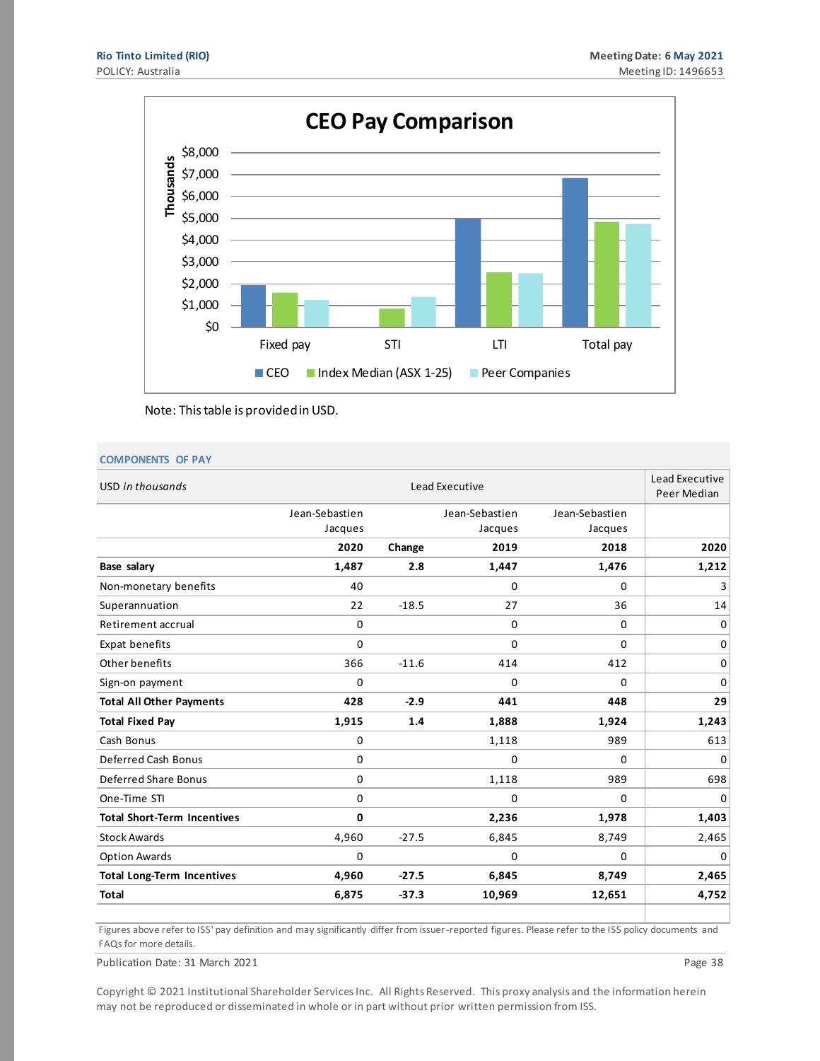## CEO Pay Comparison

Note: This table is provided in USD.

### COMPONENTS OF PAY

| USD *in thousands* | Lead Executive | | | | Lead Executive Peer Median |
|---|---|---|---|---|---|
| | Jean-Sebastien Jacques | | Jean-Sebastien Jacques | Jean-Sebastien Jacques | |
| | **2020** | **Change** | **2019** | **2018** | **2020** |
| **Base salary** | **1,487** | **2.8** | **1,447** | **1,476** | **1,212** |
| Non-monetary benefits | 40 | | 0 | 0 | 3 |
| Superannuation | 22 | -18.5 | 27 | 36 | 14 |
| Retirement accrual | 0 | | 0 | 0 | 0 |
| Expat benefits | 0 | | 0 | 0 | 0 |
| Other benefits | 366 | -11.6 | 414 | 412 | 0 |
| Sign-on payment | 0 | | 0 | 0 | 0 |
| **Total All Other Payments** | **428** | **-2.9** | **441** | **448** | **29** |
| **Total Fixed Pay** | **1,915** | **1.4** | **1,888** | **1,924** | **1,243** |
| Cash Bonus | 0 | | 1,118 | 989 | 613 |
| Deferred Cash Bonus | 0 | | 0 | 0 | 0 |
| Deferred Share Bonus | 0 | | 1,118 | 989 | 698 |
| One-Time STI | 0 | | 0 | 0 | 0 |
| **Total Short-Term Incentives** | **0** | | **2,236** | **1,978** | **1,403** |
| Stock Awards | 4,960 | -27.5 | 6,845 | 8,749 | 2,465 |
| Option Awards | 0 | | 0 | 0 | 0 |
| **Total Long-Term Incentives** | **4,960** | **-27.5** | **6,845** | **8,749** | **2,465** |
| **Total** | **6,875** | **-37.3** | **10,969** | **12,651** | **4,752** |

Figures above refer to ISS' pay definition and may significantly differ from issuer-reported figures. Please refer to the ISS policy documents and FAQs for more details.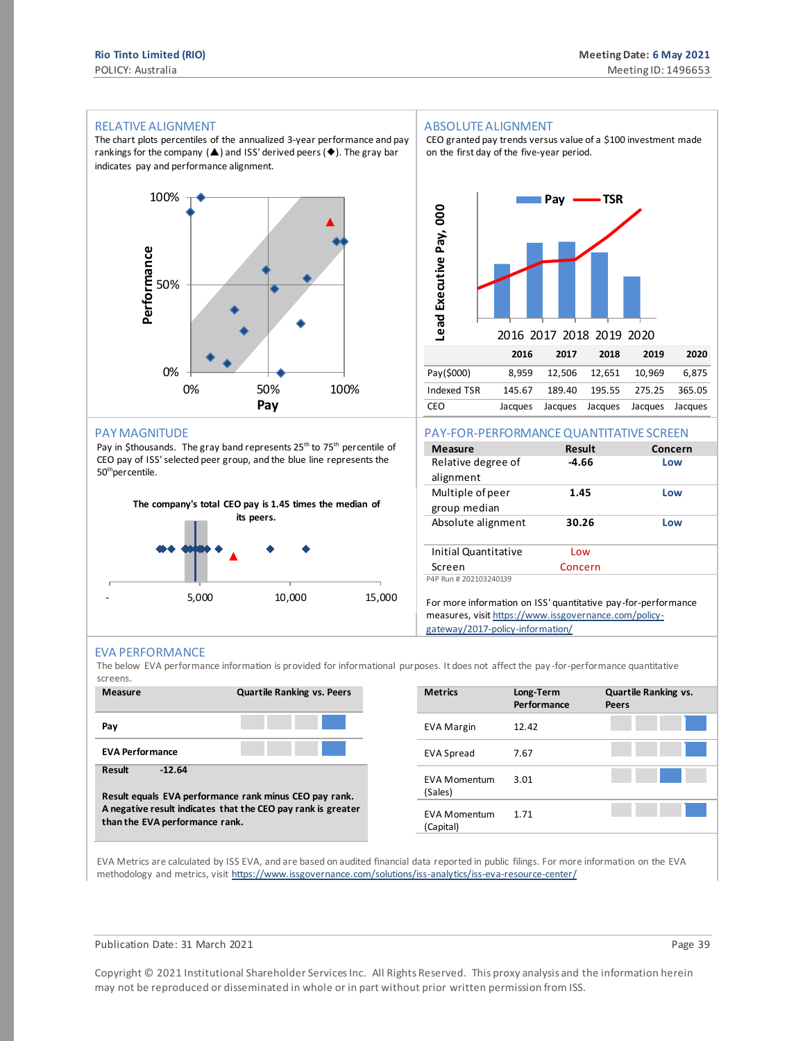## RELATIVE ALIGNMENT

The chart plots percentiles of the annualized 3-year performance and pay rankings for the company (▲) and ISS' derived peers (◆). The gray bar indicates pay and performance alignment.

## ABSOLUTE ALIGNMENT

CEO granted pay trends versus value of a $100 investment made on the first day of the five-year period.

| | 2016 | 2017 | 2018 | 2019 | 2020 |
|---|---|---|---|---|---|
| Pay($000) | 8,959 | 12,506 | 12,651 | 10,969 | 6,875 |
| Indexed TSR | 145.67 | 189.40 | 195.55 | 275.25 | 365.05 |
| CEO | Jacques | Jacques | Jacques | Jacques | Jacques |

## PAY MAGNITUDE

Pay in $thousands. The gray band represents 25th to 75th percentile of CEO pay of ISS' selected peer group, and the blue line represents the 50th percentile.

**The company's total CEO pay is 1.45 times the median of its peers.**

## PAY-FOR-PERFORMANCE QUANTITATIVE SCREEN

| Measure | Result | Concern |
|---|---|---|
| Relative degree of alignment | -4.66 | Low |
| Multiple of peer group median | 1.45 | Low |
| Absolute alignment | 30.26 | Low |
| Initial Quantitative Screen | Low Concern | |

P4P Run # 202103240139

For more information on ISS' quantitative pay-for-performance measures, visit https://www.issgovernance.com/policy-gateway/2017-policy-information/

## EVA PERFORMANCE

The below EVA performance information is provided for informational purposes. It does not affect the pay-for-performance quantitative screens.

| Measure | Quartile Ranking vs. Peers |
|---|---|
| Pay | 4th quartile |
| EVA Performance | 4th quartile |

**Result** **-12.64**

**Result equals EVA performance rank minus CEO pay rank. A negative result indicates that the CEO pay rank is greater than the EVA performance rank.**

| Metrics | Long-Term Performance | Quartile Ranking vs. Peers |
|---|---|---|
| EVA Margin | 12.42 | 4th quartile |
| EVA Spread | 7.67 | 4th quartile |
| EVA Momentum (Sales) | 3.01 | 3rd quartile |
| EVA Momentum (Capital) | 1.71 | 4th quartile |

EVA Metrics are calculated by ISS EVA, and are based on audited financial data reported in public filings. For more information on the EVA methodology and metrics, visit https://www.issgovernance.com/solutions/iss-analytics/iss-eva-resource-center/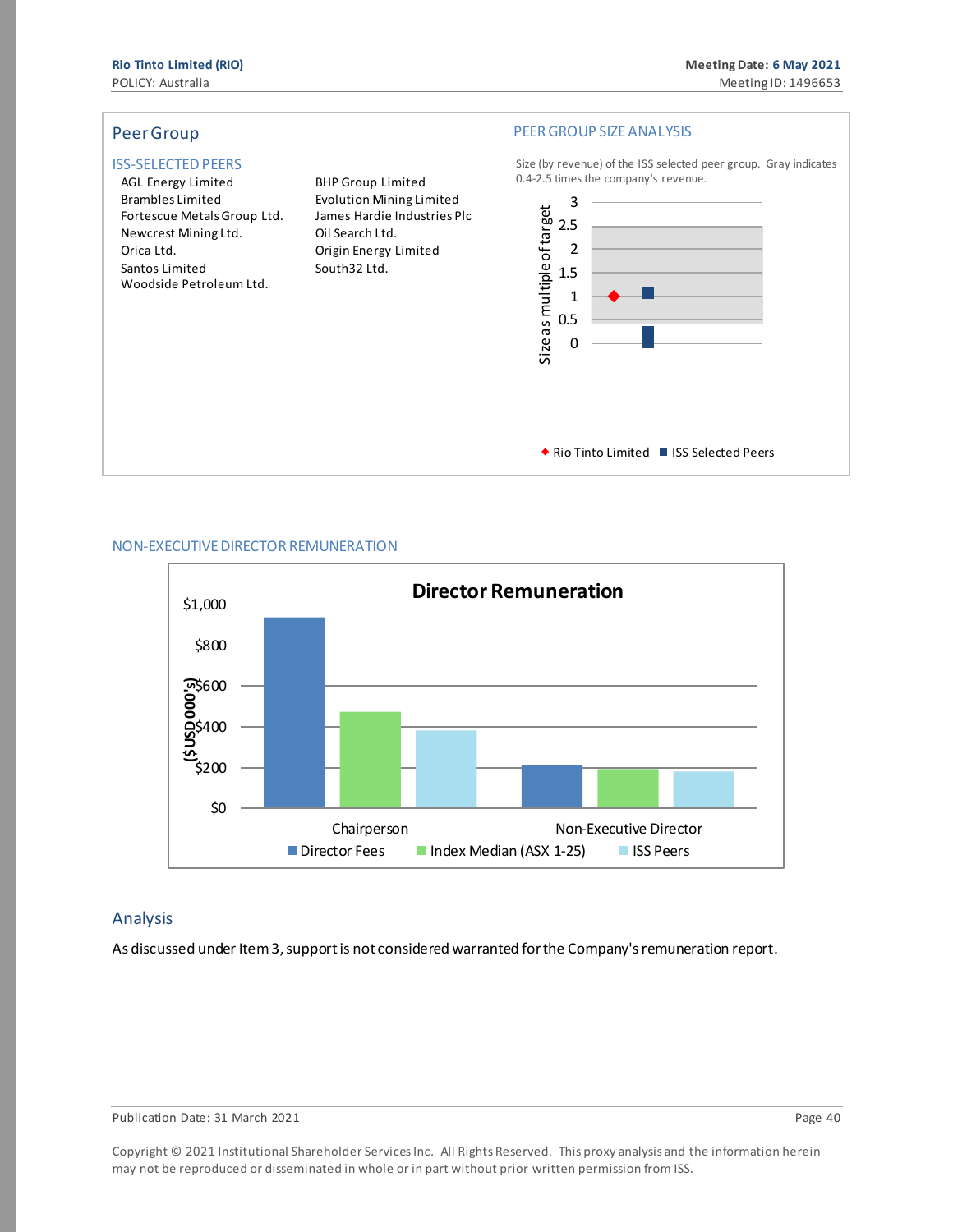## Peer Group

### ISS-SELECTED PEERS

- AGL Energy Limited
- Brambles Limited
- Fortescue Metals Group Ltd.
- Newcrest Mining Ltd.
- Orica Ltd.
- Santos Limited
- Woodside Petroleum Ltd.
- BHP Group Limited
- Evolution Mining Limited
- James Hardie Industries Plc
- Oil Search Ltd.
- Origin Energy Limited
- South32 Ltd.

### PEER GROUP SIZE ANALYSIS

Size (by revenue) of the ISS selected peer group. Gray indicates 0.4-2.5 times the company's revenue.

### NON-EXECUTIVE DIRECTOR REMUNERATION

## Analysis

As discussed under Item 3, support is not considered warranted for the Company's remuneration report.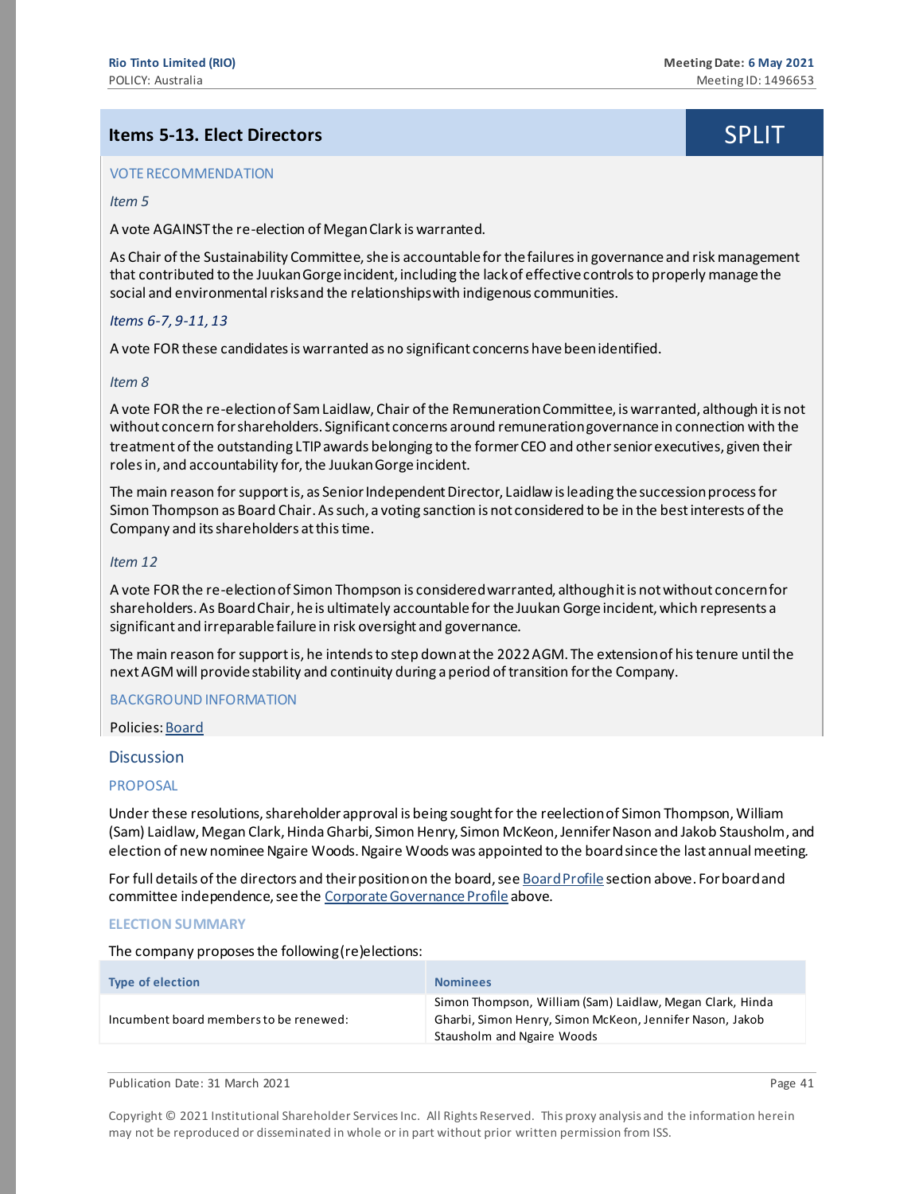## Items 5-13. Elect Directors

**SPLIT**

VOTE RECOMMENDATION

*Item 5*

A vote AGAINST the re-election of Megan Clark is warranted.

As Chair of the Sustainability Committee, she is accountable for the failures in governance and risk management that contributed to the Juukan Gorge incident, including the lack of effective controls to properly manage the social and environmental risks and the relationships with indigenous communities.

*Items 6-7, 9-11, 13*

A vote FOR these candidates is warranted as no significant concerns have been identified.

*Item 8*

A vote FOR the re-election of Sam Laidlaw, Chair of the Remuneration Committee, is warranted, although it is not without concern for shareholders. Significant concerns around remuneration governance in connection with the treatment of the outstanding LTIP awards belonging to the former CEO and other senior executives, given their roles in, and accountability for, the Juukan Gorge incident.

The main reason for support is, as Senior Independent Director, Laidlaw is leading the succession process for Simon Thompson as Board Chair. As such, a voting sanction is not considered to be in the best interests of the Company and its shareholders at this time.

*Item 12*

A vote FOR the re-election of Simon Thompson is considered warranted, although it is not without concern for shareholders. As Board Chair, he is ultimately accountable for the Juukan Gorge incident, which represents a significant and irreparable failure in risk oversight and governance.

The main reason for support is, he intends to step down at the 2022 AGM. The extension of his tenure until the next AGM will provide stability and continuity during a period of transition for the Company.

BACKGROUND INFORMATION

Policies: Board

### Discussion

PROPOSAL

Under these resolutions, shareholder approval is being sought for the reelection of Simon Thompson, William (Sam) Laidlaw, Megan Clark, Hinda Gharbi, Simon Henry, Simon McKeon, Jennifer Nason and Jakob Stausholm, and election of new nominee Ngaire Woods. Ngaire Woods was appointed to the board since the last annual meeting.

For full details of the directors and their position on the board, see Board Profile section above. For board and committee independence, see the Corporate Governance Profile above.

ELECTION SUMMARY

The company proposes the following (re)elections:

| Type of election | Nominees |
|---|---|
| Incumbent board members to be renewed: | Simon Thompson, William (Sam) Laidlaw, Megan Clark, Hinda Gharbi, Simon Henry, Simon McKeon, Jennifer Nason, Jakob Stausholm and Ngaire Woods |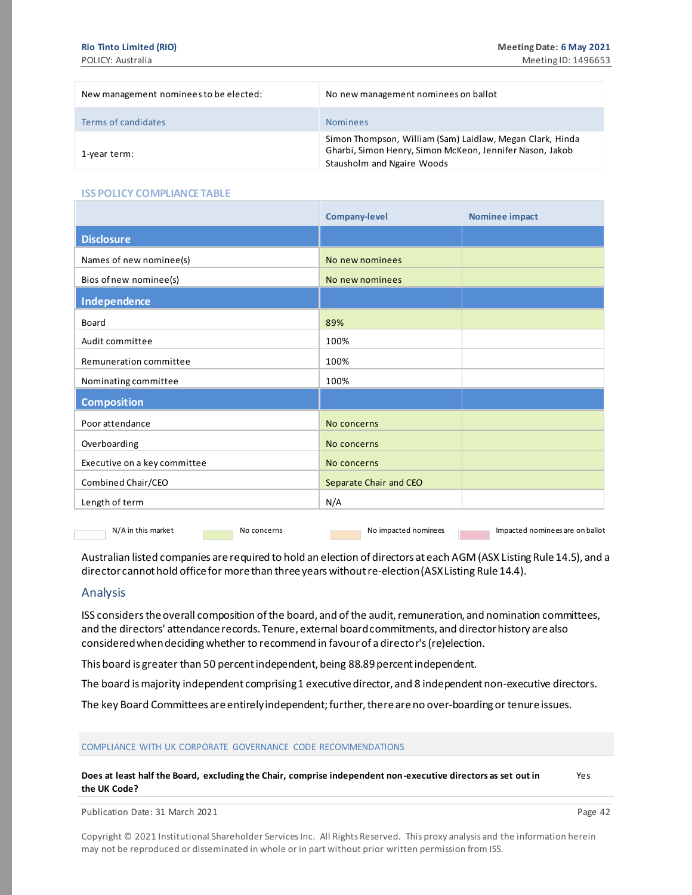| New management nominees to be elected: | No new management nominees on ballot |
|---|---|
| Terms of candidates | Nominees |
| 1-year term: | Simon Thompson, William (Sam) Laidlaw, Megan Clark, Hinda Gharbi, Simon Henry, Simon McKeon, Jennifer Nason, Jakob Stausholm and Ngaire Woods |

### ISS POLICY COMPLIANCE TABLE

| | Company-level | Nominee impact |
|---|---|---|
| **Disclosure** | | |
| Names of new nominee(s) | No new nominees | |
| Bios of new nominee(s) | No new nominees | |
| **Independence** | | |
| Board | 89% | |
| Audit committee | 100% | |
| Remuneration committee | 100% | |
| Nominating committee | 100% | |
| **Composition** | | |
| Poor attendance | No concerns | |
| Overboarding | No concerns | |
| Executive on a key committee | No concerns | |
| Combined Chair/CEO | Separate Chair and CEO | |
| Length of term | N/A | |

N/A in this market | No concerns | No impacted nominees | Impacted nominees are on ballot

Australian listed companies are required to hold an election of directors at each AGM (ASX Listing Rule 14.5), and a director cannot hold office for more than three years without re-election (ASX Listing Rule 14.4).

## Analysis

ISS considers the overall composition of the board, and of the audit, remuneration, and nomination committees, and the directors' attendance records. Tenure, external board commitments, and director history are also considered when deciding whether to recommend in favour of a director's (re)election.

This board is greater than 50 percent independent, being 88.89 percent independent.

The board is majority independent comprising 1 executive director, and 8 independent non-executive directors.

The key Board Committees are entirely independent; further, there are no over-boarding or tenure issues.

### COMPLIANCE WITH UK CORPORATE GOVERNANCE CODE RECOMMENDATIONS

| | |
|---|---|
| **Does at least half the Board, excluding the Chair, comprise independent non-executive directors as set out in the UK Code?** | Yes |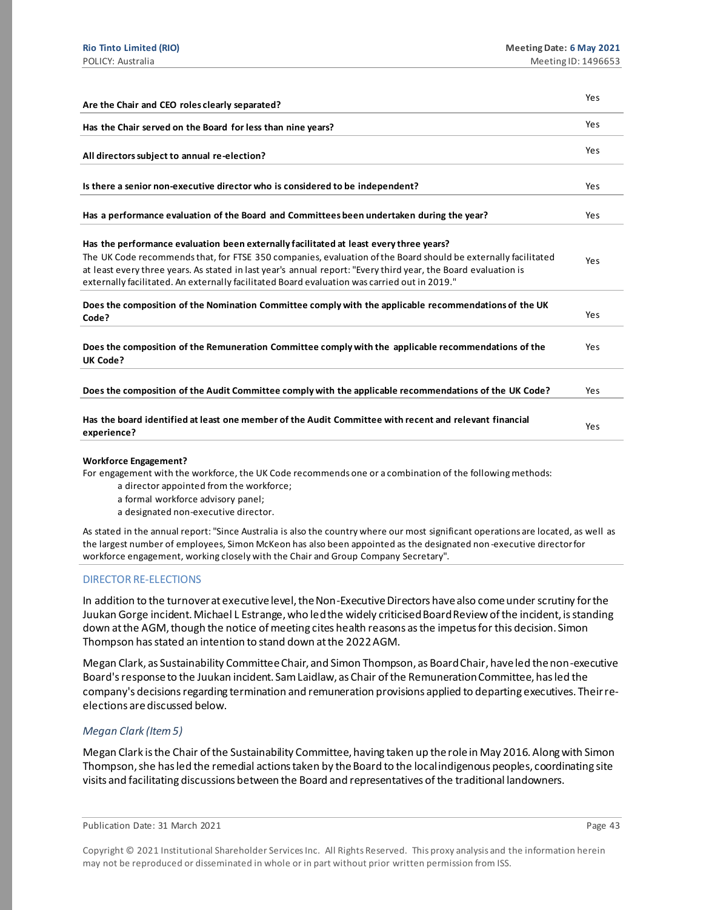| | |
|---|---|
| **Are the Chair and CEO roles clearly separated?** | Yes |
| **Has the Chair served on the Board for less than nine years?** | Yes |
| **All directors subject to annual re-election?** | Yes |
| **Is there a senior non-executive director who is considered to be independent?** | Yes |
| **Has a performance evaluation of the Board and Committees been undertaken during the year?** | Yes |
| **Has the performance evaluation been externally facilitated at least every three years?** The UK Code recommends that, for FTSE 350 companies, evaluation of the Board should be externally facilitated at least every three years. As stated in last year's annual report: "Every third year, the Board evaluation is externally facilitated. An externally facilitated Board evaluation was carried out in 2019." | Yes |
| **Does the composition of the Nomination Committee comply with the applicable recommendations of the UK Code?** | Yes |
| **Does the composition of the Remuneration Committee comply with the applicable recommendations of the UK Code?** | Yes |
| **Does the composition of the Audit Committee comply with the applicable recommendations of the UK Code?** | Yes |
| **Has the board identified at least one member of the Audit Committee with recent and relevant financial experience?** | Yes |

**Workforce Engagement?**

For engagement with the workforce, the UK Code recommends one or a combination of the following methods:

- a director appointed from the workforce;
- a formal workforce advisory panel;
- a designated non-executive director.

As stated in the annual report: "Since Australia is also the country where our most significant operations are located, as well as the largest number of employees, Simon McKeon has also been appointed as the designated non-executive director for workforce engagement, working closely with the Chair and Group Company Secretary".

## DIRECTOR RE-ELECTIONS

In addition to the turnover at executive level, the Non-Executive Directors have also come under scrutiny for the Juukan Gorge incident. Michael L Estrange, who led the widely criticised Board Review of the incident, is standing down at the AGM, though the notice of meeting cites health reasons as the impetus for this decision. Simon Thompson has stated an intention to stand down at the 2022 AGM.

Megan Clark, as Sustainability Committee Chair, and Simon Thompson, as Board Chair, have led the non-executive Board's response to the Juukan incident. Sam Laidlaw, as Chair of the Remuneration Committee, has led the company's decisions regarding termination and remuneration provisions applied to departing executives. Their re-elections are discussed below.

### *Megan Clark (Item 5)*

Megan Clark is the Chair of the Sustainability Committee, having taken up the role in May 2016. Along with Simon Thompson, she has led the remedial actions taken by the Board to the local indigenous peoples, coordinating site visits and facilitating discussions between the Board and representatives of the traditional landowners.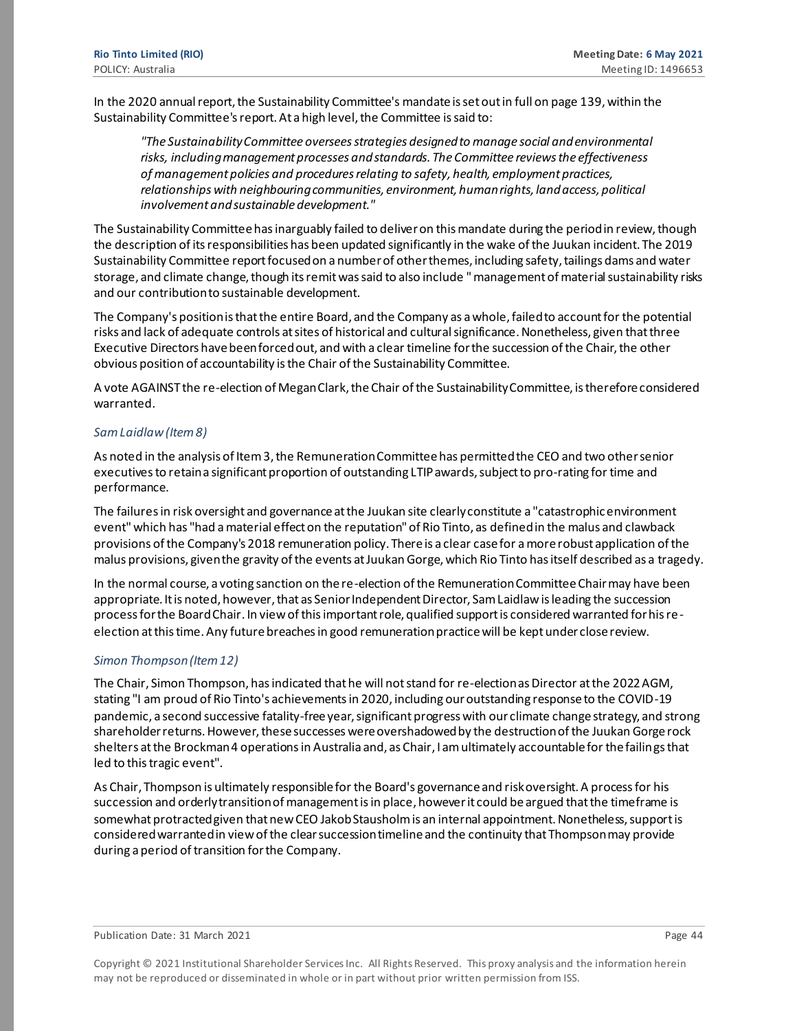In the 2020 annual report, the Sustainability Committee's mandate is set out in full on page 139, within the Sustainability Committee's report. At a high level, the Committee is said to:

> *"The Sustainability Committee oversees strategies designed to manage social and environmental risks, including management processes and standards. The Committee reviews the effectiveness of management policies and procedures relating to safety, health, employment practices, relationships with neighbouring communities, environment, human rights, land access, political involvement and sustainable development."*

The Sustainability Committee has inarguably failed to deliver on this mandate during the period in review, though the description of its responsibilities has been updated significantly in the wake of the Juukan incident. The 2019 Sustainability Committee report focused on a number of other themes, including safety, tailings dams and water storage, and climate change, though its remit was said to also include " management of material sustainability risks and our contribution to sustainable development.

The Company's position is that the entire Board, and the Company as a whole, failed to account for the potential risks and lack of adequate controls at sites of historical and cultural significance. Nonetheless, given that three Executive Directors have been forced out, and with a clear timeline for the succession of the Chair, the other obvious position of accountability is the Chair of the Sustainability Committee.

A vote AGAINST the re-election of Megan Clark, the Chair of the Sustainability Committee, is therefore considered warranted.

*Sam Laidlaw (Item 8)*

As noted in the analysis of Item 3, the Remuneration Committee has permitted the CEO and two other senior executives to retain a significant proportion of outstanding LTIP awards, subject to pro-rating for time and performance.

The failures in risk oversight and governance at the Juukan site clearly constitute a "catastrophic environment event" which has "had a material effect on the reputation" of Rio Tinto, as defined in the malus and clawback provisions of the Company's 2018 remuneration policy. There is a clear case for a more robust application of the malus provisions, given the gravity of the events at Juukan Gorge, which Rio Tinto has itself described as a tragedy.

In the normal course, a voting sanction on the re-election of the Remuneration Committee Chair may have been appropriate. It is noted, however, that as Senior Independent Director, Sam Laidlaw is leading the succession process for the Board Chair. In view of this important role, qualified support is considered warranted for his re-election at this time. Any future breaches in good remuneration practice will be kept under close review.

*Simon Thompson (Item 12)*

The Chair, Simon Thompson, has indicated that he will not stand for re-election as Director at the 2022 AGM, stating "I am proud of Rio Tinto's achievements in 2020, including our outstanding response to the COVID-19 pandemic, a second successive fatality-free year, significant progress with our climate change strategy, and strong shareholder returns. However, these successes were overshadowed by the destruction of the Juukan Gorge rock shelters at the Brockman 4 operations in Australia and, as Chair, I am ultimately accountable for the failings that led to this tragic event".

As Chair, Thompson is ultimately responsible for the Board's governance and risk oversight. A process for his succession and orderly transition of management is in place, however it could be argued that the timeframe is somewhat protracted given that new CEO Jakob Stausholm is an internal appointment. Nonetheless, support is considered warranted in view of the clear succession timeline and the continuity that Thompson may provide during a period of transition for the Company.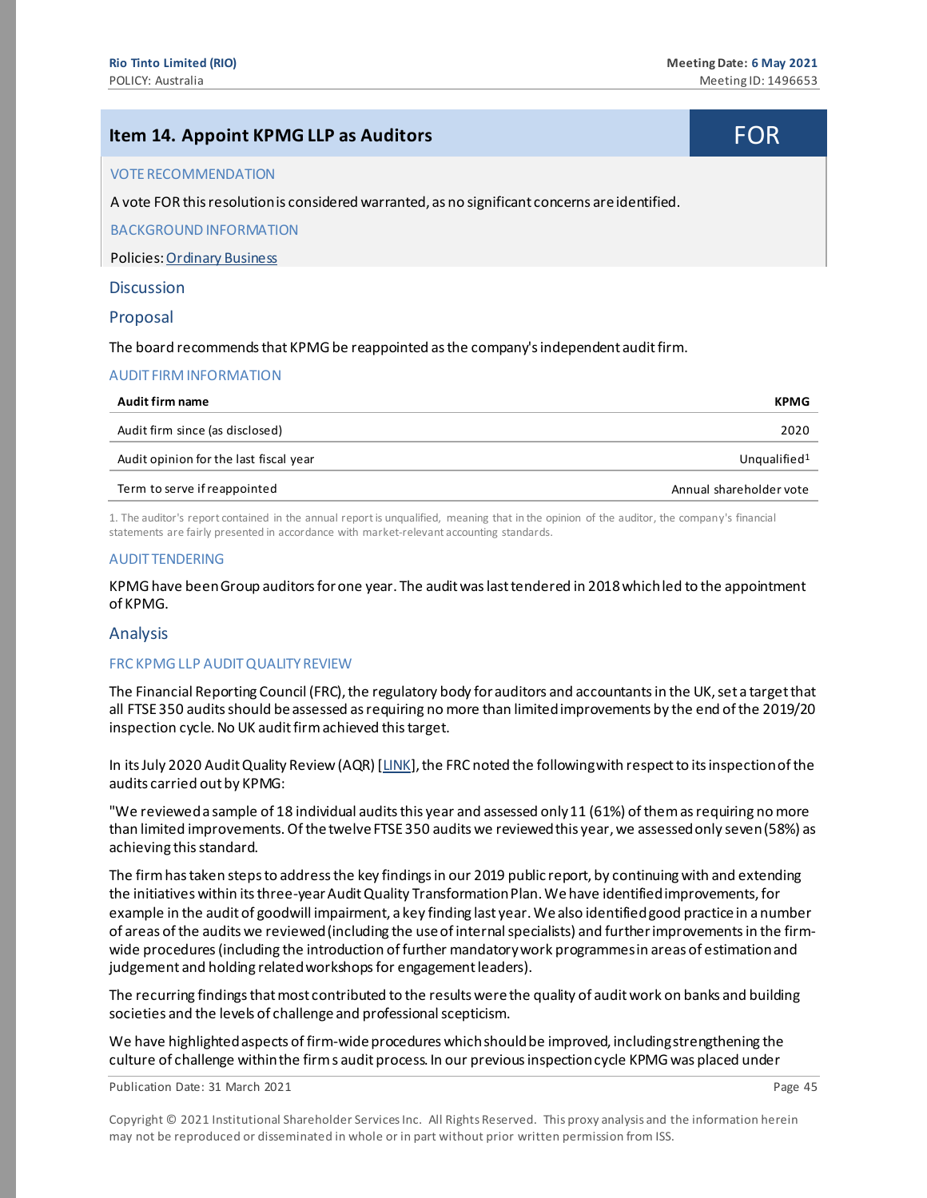## Item 14. Appoint KPMG LLP as Auditors

**FOR**

VOTE RECOMMENDATION

A vote FOR this resolution is considered warranted, as no significant concerns are identified.

BACKGROUND INFORMATION

Policies: Ordinary Business

### Discussion

### Proposal

The board recommends that KPMG be reappointed as the company's independent audit firm.

#### AUDIT FIRM INFORMATION

| Audit firm name | KPMG |
|---|---|
| Audit firm since (as disclosed) | 2020 |
| Audit opinion for the last fiscal year | Unqualified[1] |
| Term to serve if reappointed | Annual shareholder vote |

1. The auditor's report contained in the annual report is unqualified, meaning that in the opinion of the auditor, the company's financial statements are fairly presented in accordance with market-relevant accounting standards.

#### AUDIT TENDERING

KPMG have been Group auditors for one year. The audit was last tendered in 2018 which led to the appointment of KPMG.

### Analysis

#### FRC KPMG LLP AUDIT QUALITY REVIEW

The Financial Reporting Council (FRC), the regulatory body for auditors and accountants in the UK, set a target that all FTSE 350 audits should be assessed as requiring no more than limited improvements by the end of the 2019/20 inspection cycle. No UK audit firm achieved this target.

In its July 2020 Audit Quality Review (AQR) [LINK], the FRC noted the following with respect to its inspection of the audits carried out by KPMG:

"We reviewed a sample of 18 individual audits this year and assessed only 11 (61%) of them as requiring no more than limited improvements. Of the twelve FTSE 350 audits we reviewed this year, we assessed only seven (58%) as achieving this standard.

The firm has taken steps to address the key findings in our 2019 public report, by continuing with and extending the initiatives within its three-year Audit Quality Transformation Plan. We have identified improvements, for example in the audit of goodwill impairment, a key finding last year. We also identified good practice in a number of areas of the audits we reviewed (including the use of internal specialists) and further improvements in the firm-wide procedures (including the introduction of further mandatory work programmes in areas of estimation and judgement and holding related workshops for engagement leaders).

The recurring findings that most contributed to the results were the quality of audit work on banks and building societies and the levels of challenge and professional scepticism.

We have highlighted aspects of firm-wide procedures which should be improved, including strengthening the culture of challenge within the firm s audit process. In our previous inspection cycle KPMG was placed under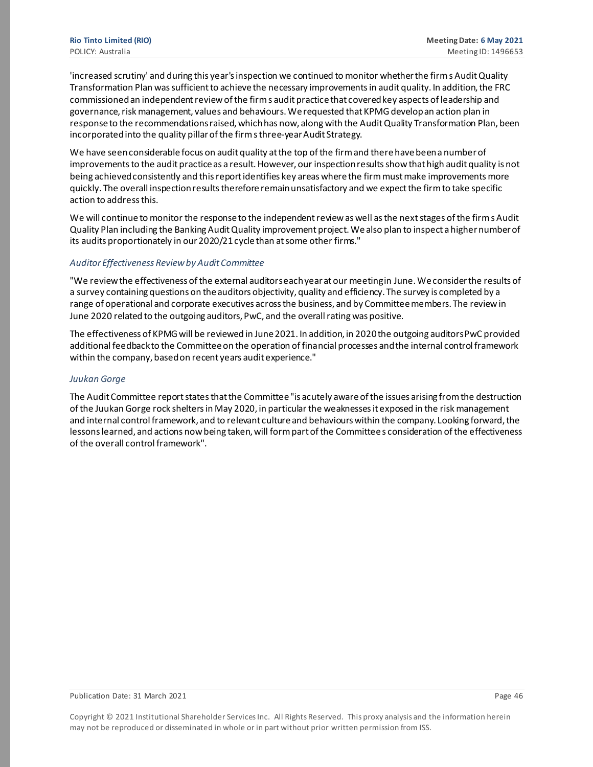'increased scrutiny' and during this year's inspection we continued to monitor whether the firm s Audit Quality Transformation Plan was sufficient to achieve the necessary improvements in audit quality. In addition, the FRC commissioned an independent review of the firm s audit practice that covered key aspects of leadership and governance, risk management, values and behaviours. We requested that KPMG develop an action plan in response to the recommendations raised, which has now, along with the Audit Quality Transformation Plan, been incorporated into the quality pillar of the firm s three-year Audit Strategy.

We have seen considerable focus on audit quality at the top of the firm and there have been a number of improvements to the audit practice as a result. However, our inspection results show that high audit quality is not being achieved consistently and this report identifies key areas where the firm must make improvements more quickly. The overall inspection results therefore remain unsatisfactory and we expect the firm to take specific action to address this.

We will continue to monitor the response to the independent review as well as the next stages of the firm s Audit Quality Plan including the Banking Audit Quality improvement project. We also plan to inspect a higher number of its audits proportionately in our 2020/21 cycle than at some other firms."

*Auditor Effectiveness Review by Audit Committee*

"We review the effectiveness of the external auditors each year at our meeting in June. We consider the results of a survey containing questions on the auditors objectivity, quality and efficiency. The survey is completed by a range of operational and corporate executives across the business, and by Committee members. The review in June 2020 related to the outgoing auditors, PwC, and the overall rating was positive.

The effectiveness of KPMG will be reviewed in June 2021. In addition, in 2020 the outgoing auditors PwC provided additional feedback to the Committee on the operation of financial processes and the internal control framework within the company, based on recent years audit experience."

*Juukan Gorge*

The Audit Committee report states that the Committee "is acutely aware of the issues arising from the destruction of the Juukan Gorge rock shelters in May 2020, in particular the weaknesses it exposed in the risk management and internal control framework, and to relevant culture and behaviours within the company. Looking forward, the lessons learned, and actions now being taken, will form part of the Committee s consideration of the effectiveness of the overall control framework".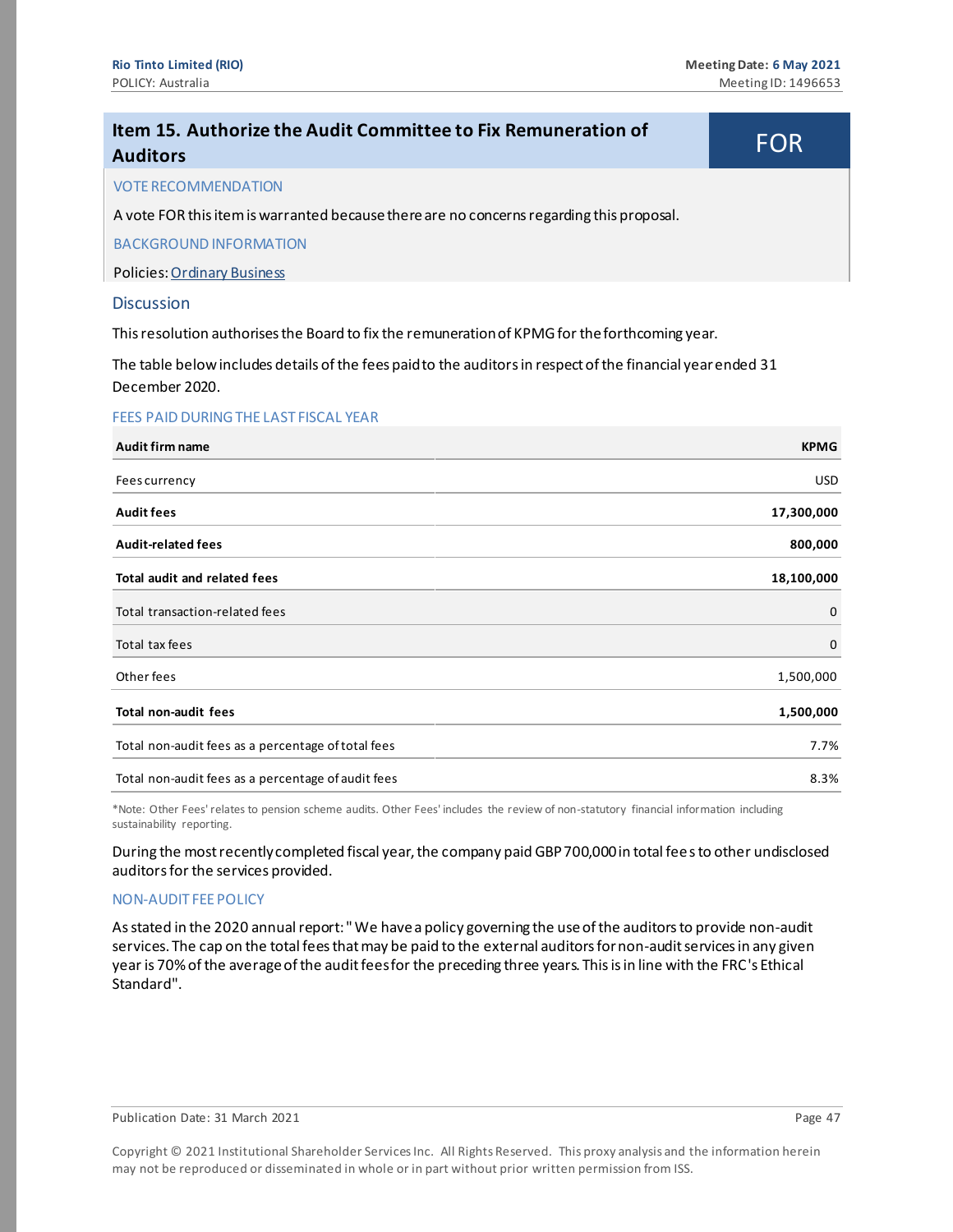## Item 15. Authorize the Audit Committee to Fix Remuneration of Auditors

**FOR**

### VOTE RECOMMENDATION

A vote FOR this item is warranted because there are no concerns regarding this proposal.

### BACKGROUND INFORMATION

Policies: Ordinary Business

### Discussion

This resolution authorises the Board to fix the remuneration of KPMG for the forthcoming year.

The table below includes details of the fees paid to the auditors in respect of the financial year ended 31 December 2020.

#### FEES PAID DURING THE LAST FISCAL YEAR

| **Audit firm name** | **KPMG** |
|---|---:|
| Fees currency | USD |
| **Audit fees** | **17,300,000** |
| **Audit-related fees** | **800,000** |
| **Total audit and related fees** | **18,100,000** |
| Total transaction-related fees | 0 |
| Total tax fees | 0 |
| Other fees | 1,500,000 |
| **Total non-audit fees** | **1,500,000** |
| Total non-audit fees as a percentage of total fees | 7.7% |
| Total non-audit fees as a percentage of audit fees | 8.3% |

*Note: Other Fees' relates to pension scheme audits. Other Fees' includes the review of non-statutory financial information including sustainability reporting.

During the most recently completed fiscal year, the company paid GBP 700,000 in total fees to other undisclosed auditors for the services provided.

#### NON-AUDIT FEE POLICY

As stated in the 2020 annual report: "We have a policy governing the use of the auditors to provide non-audit services. The cap on the total fees that may be paid to the external auditors for non-audit services in any given year is 70% of the average of the audit fees for the preceding three years. This is in line with the FRC's Ethical Standard".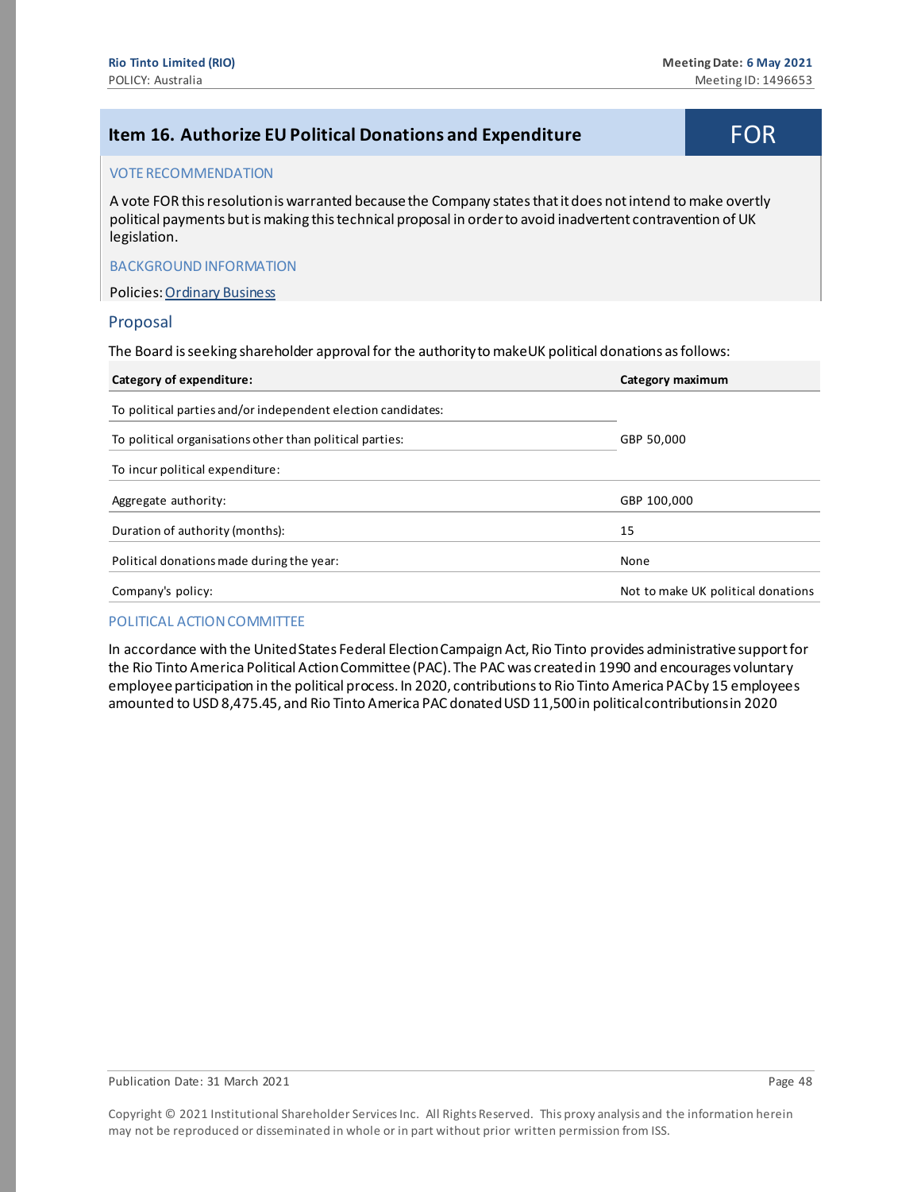## Item 16. Authorize EU Political Donations and Expenditure — FOR

### VOTE RECOMMENDATION

A vote FOR this resolution is warranted because the Company states that it does not intend to make overtly political payments but is making this technical proposal in order to avoid inadvertent contravention of UK legislation.

### BACKGROUND INFORMATION

Policies: Ordinary Business

### Proposal

The Board is seeking shareholder approval for the authority to make UK political donations as follows:

| Category of expenditure: | Category maximum |
|---|---|
| To political parties and/or independent election candidates: | |
| To political organisations other than political parties: | GBP 50,000 |
| To incur political expenditure: | |
| Aggregate authority: | GBP 100,000 |
| Duration of authority (months): | 15 |
| Political donations made during the year: | None |
| Company's policy: | Not to make UK political donations |

### POLITICAL ACTION COMMITTEE

In accordance with the United States Federal Election Campaign Act, Rio Tinto provides administrative support for the Rio Tinto America Political Action Committee (PAC). The PAC was created in 1990 and encourages voluntary employee participation in the political process. In 2020, contributions to Rio Tinto America PAC by 15 employees amounted to USD 8,475.45, and Rio Tinto America PAC donated USD 11,500 in political contributions in 2020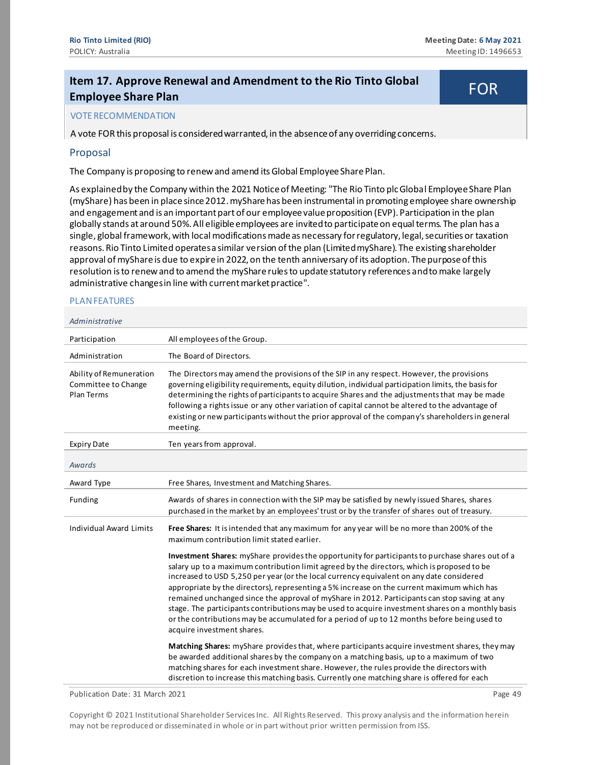## Item 17. Approve Renewal and Amendment to the Rio Tinto Global Employee Share Plan

**FOR**

### VOTE RECOMMENDATION

A vote FOR this proposal is considered warranted, in the absence of any overriding concerns.

### Proposal

The Company is proposing to renew and amend its Global Employee Share Plan.

As explained by the Company within the 2021 Notice of Meeting: "The Rio Tinto plc Global Employee Share Plan (myShare) has been in place since 2012. myShare has been instrumental in promoting employee share ownership and engagement and is an important part of our employee value proposition (EVP). Participation in the plan globally stands at around 50%. All eligible employees are invited to participate on equal terms. The plan has a single, global framework, with local modifications made as necessary for regulatory, legal, securities or taxation reasons. Rio Tinto Limited operates a similar version of the plan (Limited myShare). The existing shareholder approval of myShare is due to expire in 2022, on the tenth anniversary of its adoption. The purpose of this resolution is to renew and to amend the myShare rules to update statutory references and to make largely administrative changes in line with current market practice".

#### PLAN FEATURES

| *Administrative* | |
|---|---|
| Participation | All employees of the Group. |
| Administration | The Board of Directors. |
| Ability of Remuneration Committee to Change Plan Terms | The Directors may amend the provisions of the SIP in any respect. However, the provisions governing eligibility requirements, equity dilution, individual participation limits, the basis for determining the rights of participants to acquire Shares and the adjustments that may be made following a rights issue or any other variation of capital cannot be altered to the advantage of existing or new participants without the prior approval of the company's shareholders in general meeting. |
| Expiry Date | Ten years from approval. |
| *Awards* | |
| Award Type | Free Shares, Investment and Matching Shares. |
| Funding | Awards of shares in connection with the SIP may be satisfied by newly issued Shares, shares purchased in the market by an employees' trust or by the transfer of shares out of treasury. |
| Individual Award Limits | **Free Shares:** It is intended that any maximum for any year will be no more than 200% of the maximum contribution limit stated earlier.<br><br>**Investment Shares:** myShare provides the opportunity for participants to purchase shares out of a salary up to a maximum contribution limit agreed by the directors, which is proposed to be increased to USD 5,250 per year (or the local currency equivalent on any date considered appropriate by the directors), representing a 5% increase on the current maximum which has remained unchanged since the approval of myShare in 2012. Participants can stop saving at any stage. The participants contributions may be used to acquire investment shares on a monthly basis or the contributions may be accumulated for a period of up to 12 months before being used to acquire investment shares.<br><br>**Matching Shares:** myShare provides that, where participants acquire investment shares, they may be awarded additional shares by the company on a matching basis, up to a maximum of two matching shares for each investment share. However, the rules provide the directors with discretion to increase this matching basis. Currently one matching share is offered for each |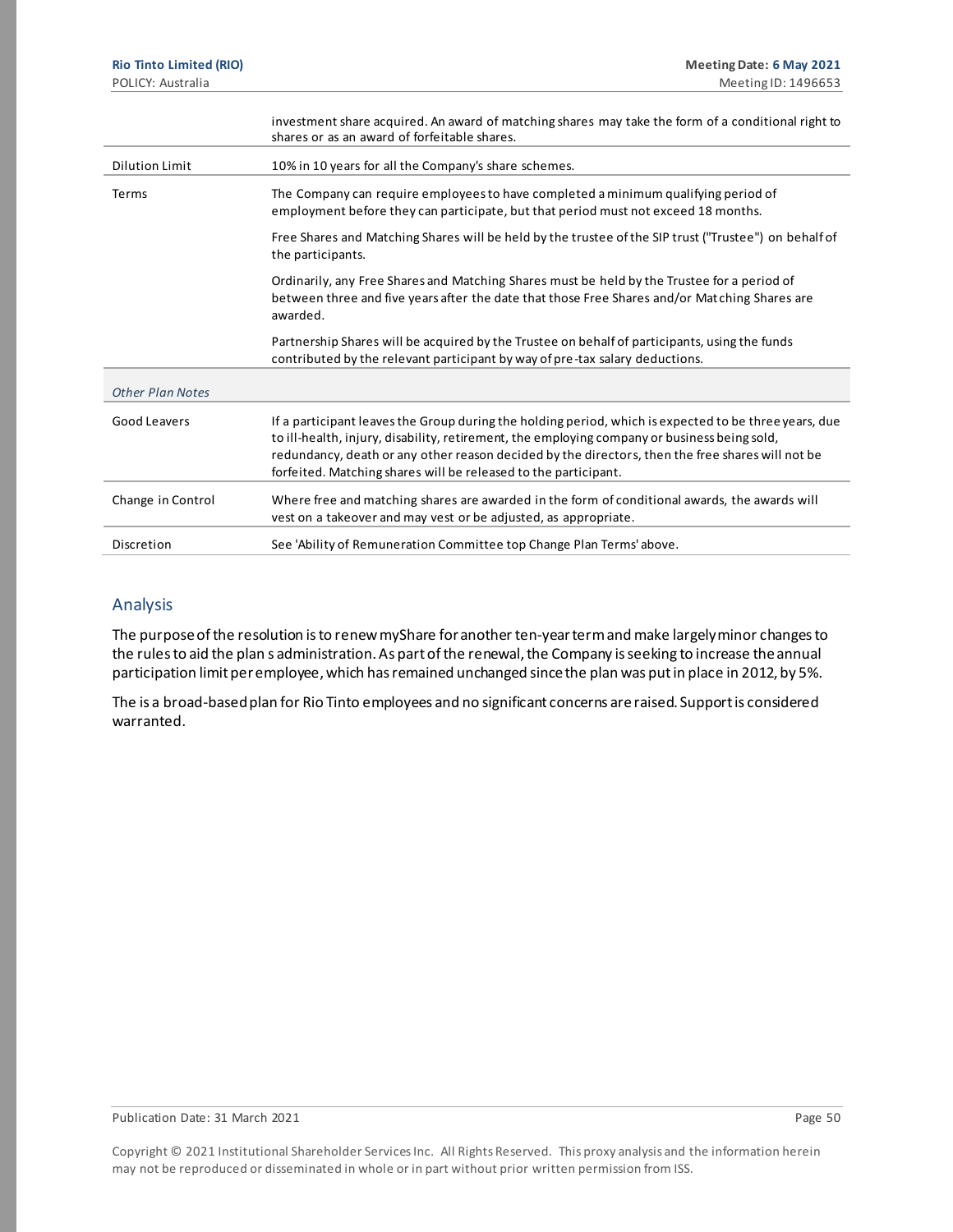| | |
|---|---|
| | investment share acquired. An award of matching shares may take the form of a conditional right to shares or as an award of forfeitable shares. |
| Dilution Limit | 10% in 10 years for all the Company's share schemes. |
| Terms | The Company can require employees to have completed a minimum qualifying period of employment before they can participate, but that period must not exceed 18 months.<br><br>Free Shares and Matching Shares will be held by the trustee of the SIP trust ("Trustee") on behalf of the participants.<br><br>Ordinarily, any Free Shares and Matching Shares must be held by the Trustee for a period of between three and five years after the date that those Free Shares and/or Matching Shares are awarded.<br><br>Partnership Shares will be acquired by the Trustee on behalf of participants, using the funds contributed by the relevant participant by way of pre-tax salary deductions. |
| *Other Plan Notes* | |
| Good Leavers | If a participant leaves the Group during the holding period, which is expected to be three years, due to ill-health, injury, disability, retirement, the employing company or business being sold, redundancy, death or any other reason decided by the directors, then the free shares will not be forfeited. Matching shares will be released to the participant. |
| Change in Control | Where free and matching shares are awarded in the form of conditional awards, the awards will vest on a takeover and may vest or be adjusted, as appropriate. |
| Discretion | See 'Ability of Remuneration Committee top Change Plan Terms' above. |

## Analysis

The purpose of the resolution is to renew myShare for another ten-year term and make largely minor changes to the rules to aid the plan s administration. As part of the renewal, the Company is seeking to increase the annual participation limit per employee, which has remained unchanged since the plan was put in place in 2012, by 5%.

The is a broad-based plan for Rio Tinto employees and no significant concerns are raised. Support is considered warranted.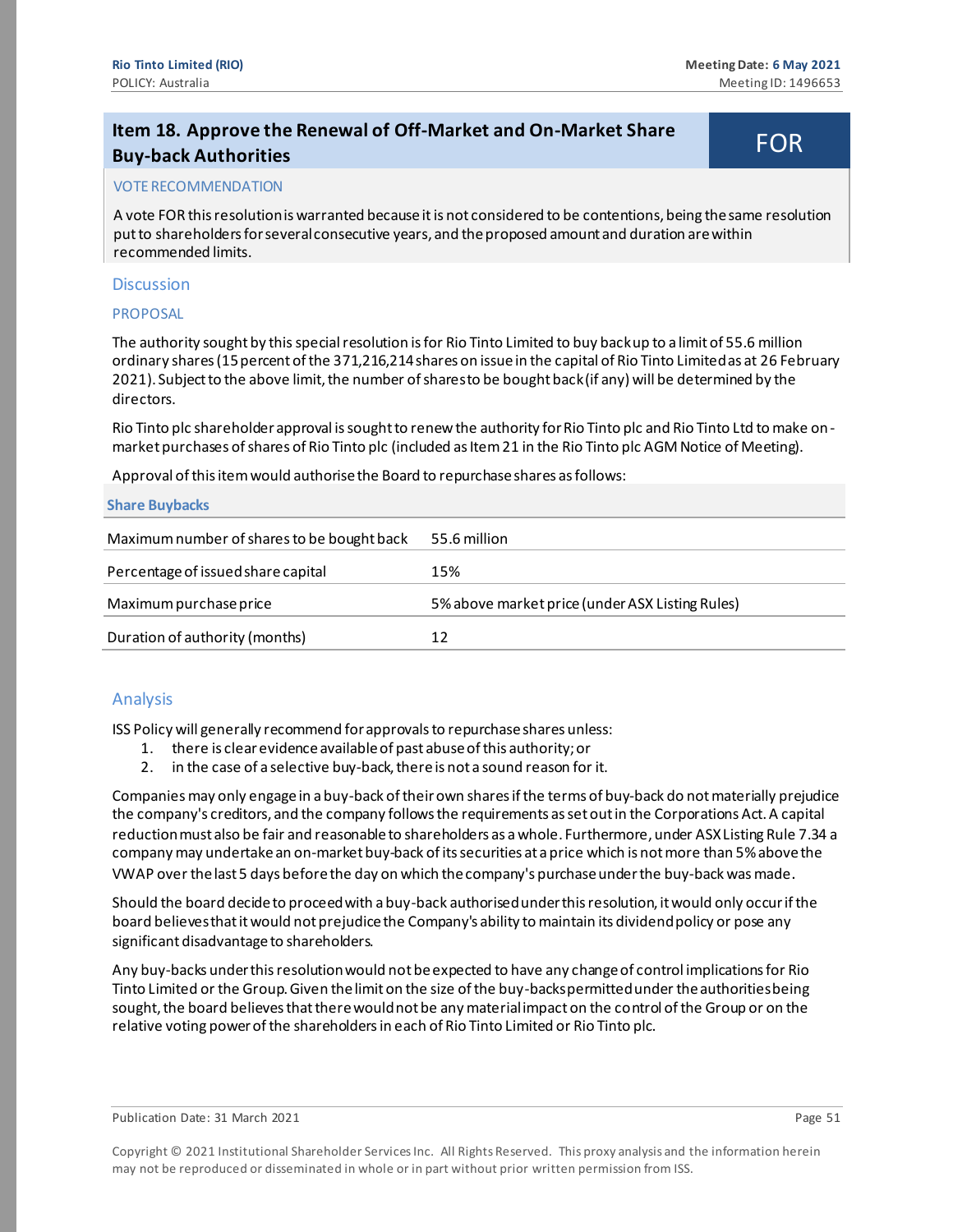## Item 18. Approve the Renewal of Off-Market and On-Market Share Buy-back Authorities

**FOR**

### VOTE RECOMMENDATION

A vote FOR this resolution is warranted because it is not considered to be contentions, being the same resolution put to shareholders for several consecutive years, and the proposed amount and duration are within recommended limits.

### Discussion

#### PROPOSAL

The authority sought by this special resolution is for Rio Tinto Limited to buy back up to a limit of 55.6 million ordinary shares (15 percent of the 371,216,214 shares on issue in the capital of Rio Tinto Limited as at 26 February 2021). Subject to the above limit, the number of shares to be bought back (if any) will be determined by the directors.

Rio Tinto plc shareholder approval is sought to renew the authority for Rio Tinto plc and Rio Tinto Ltd to make on-market purchases of shares of Rio Tinto plc (included as Item 21 in the Rio Tinto plc AGM Notice of Meeting).

Approval of this item would authorise the Board to repurchase shares as follows:

| Share Buybacks | |
|---|---|
| Maximum number of shares to be bought back | 55.6 million |
| Percentage of issued share capital | 15% |
| Maximum purchase price | 5% above market price (under ASX Listing Rules) |
| Duration of authority (months) | 12 |

### Analysis

ISS Policy will generally recommend for approvals to repurchase shares unless:

1. there is clear evidence available of past abuse of this authority; or
2. in the case of a selective buy-back, there is not a sound reason for it.

Companies may only engage in a buy-back of their own shares if the terms of buy-back do not materially prejudice the company's creditors, and the company follows the requirements as set out in the Corporations Act. A capital reduction must also be fair and reasonable to shareholders as a whole. Furthermore, under ASX Listing Rule 7.34 a company may undertake an on-market buy-back of its securities at a price which is not more than 5% above the VWAP over the last 5 days before the day on which the company's purchase under the buy-back was made.

Should the board decide to proceed with a buy-back authorised under this resolution, it would only occur if the board believes that it would not prejudice the Company's ability to maintain its dividend policy or pose any significant disadvantage to shareholders.

Any buy-backs under this resolution would not be expected to have any change of control implications for Rio Tinto Limited or the Group. Given the limit on the size of the buy-backs permitted under the authorities being sought, the board believes that there would not be any material impact on the control of the Group or on the relative voting power of the shareholders in each of Rio Tinto Limited or Rio Tinto plc.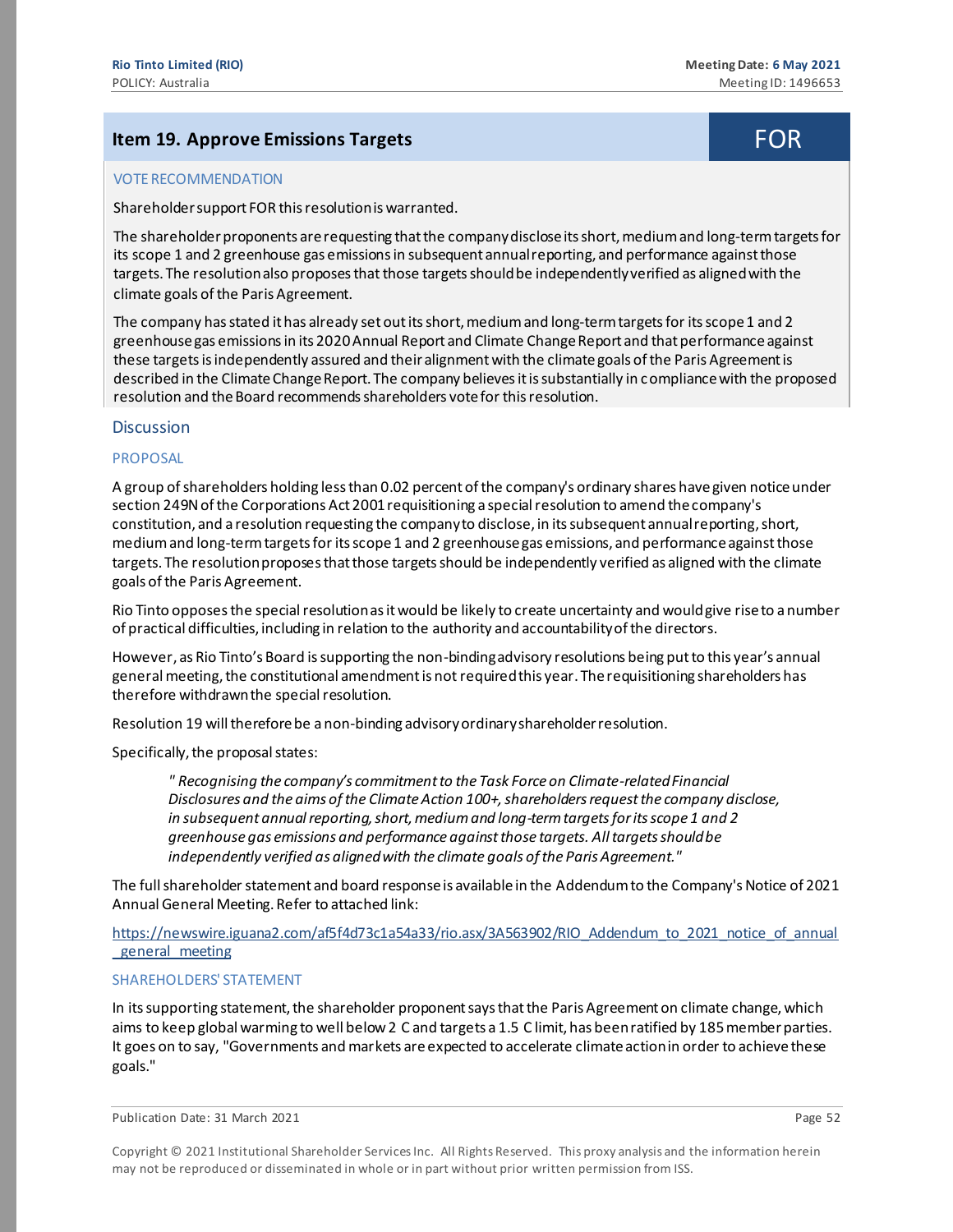## Item 19. Approve Emissions Targets — FOR

VOTE RECOMMENDATION

Shareholder support FOR this resolution is warranted.

The shareholder proponents are requesting that the company disclose its short, medium and long-term targets for its scope 1 and 2 greenhouse gas emissions in subsequent annual reporting, and performance against those targets. The resolution also proposes that those targets should be independently verified as aligned with the climate goals of the Paris Agreement.

The company has stated it has already set out its short, medium and long-term targets for its scope 1 and 2 greenhouse gas emissions in its 2020 Annual Report and Climate Change Report and that performance against these targets is independently assured and their alignment with the climate goals of the Paris Agreement is described in the Climate Change Report. The company believes it is substantially in compliance with the proposed resolution and the Board recommends shareholders vote for this resolution.

### Discussion

PROPOSAL

A group of shareholders holding less than 0.02 percent of the company's ordinary shares have given notice under section 249N of the Corporations Act 2001 requisitioning a special resolution to amend the company's constitution, and a resolution requesting the company to disclose, in its subsequent annual reporting, short, medium and long-term targets for its scope 1 and 2 greenhouse gas emissions, and performance against those targets. The resolution proposes that those targets should be independently verified as aligned with the climate goals of the Paris Agreement.

Rio Tinto opposes the special resolution as it would be likely to create uncertainty and would give rise to a number of practical difficulties, including in relation to the authority and accountability of the directors.

However, as Rio Tinto's Board is supporting the non-binding advisory resolutions being put to this year's annual general meeting, the constitutional amendment is not required this year. The requisitioning shareholders has therefore withdrawn the special resolution.

Resolution 19 will therefore be a non-binding advisory ordinary shareholder resolution.

Specifically, the proposal states:

> *" Recognising the company's commitment to the Task Force on Climate-related Financial Disclosures and the aims of the Climate Action 100+, shareholders request the company disclose, in subsequent annual reporting, short, medium and long-term targets for its scope 1 and 2 greenhouse gas emissions and performance against those targets. All targets should be independently verified as aligned with the climate goals of the Paris Agreement."*

The full shareholder statement and board response is available in the Addendum to the Company's Notice of 2021 Annual General Meeting. Refer to attached link:

https://newswire.iguana2.com/af5f4d73c1a54a33/rio.asx/3A563902/RIO_Addendum_to_2021_notice_of_annual_general_meeting

SHAREHOLDERS' STATEMENT

In its supporting statement, the shareholder proponent says that the Paris Agreement on climate change, which aims to keep global warming to well below 2 C and targets a 1.5 C limit, has been ratified by 185 member parties. It goes on to say, "Governments and markets are expected to accelerate climate action in order to achieve these goals."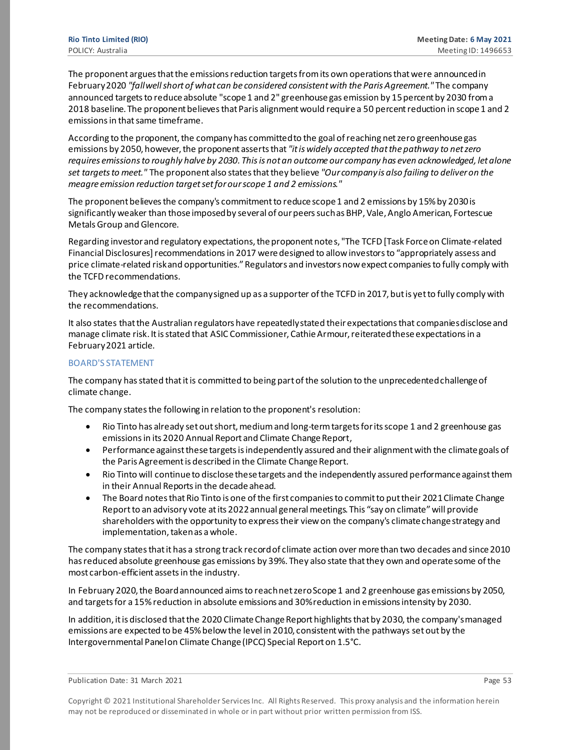The proponent argues that the emissions reduction targets from its own operations that were announced in February 2020 *"fall well short of what can be considered consistent with the Paris Agreement."* The company announced targets to reduce absolute "scope 1 and 2" greenhouse gas emission by 15 percent by 2030 from a 2018 baseline. The proponent believes that Paris alignment would require a 50 percent reduction in scope 1 and 2 emissions in that same timeframe.

According to the proponent, the company has committed to the goal of reaching net zero greenhouse gas emissions by 2050, however, the proponent asserts that *"it is widely accepted that the pathway to net zero requires emissions to roughly halve by 2030. This is not an outcome our company has even acknowledged, let alone set targets to meet."* The proponent also states that they believe *"Our company is also failing to deliver on the meagre emission reduction target set for our scope 1 and 2 emissions."*

The proponent believes the company's commitment to reduce scope 1 and 2 emissions by 15% by 2030 is significantly weaker than those imposed by several of our peers such as BHP, Vale, Anglo American, Fortescue Metals Group and Glencore.

Regarding investor and regulatory expectations, the proponent notes, "The TCFD [Task Force on Climate-related Financial Disclosures] recommendations in 2017 were designed to allow investors to "appropriately assess and price climate-related risk and opportunities." Regulators and investors now expect companies to fully comply with the TCFD recommendations.

They acknowledge that the company signed up as a supporter of the TCFD in 2017, but is yet to fully comply with the recommendations.

It also states that the Australian regulators have repeatedly stated their expectations that companies disclose and manage climate risk. It is stated that ASIC Commissioner, Cathie Armour, reiterated these expectations in a February 2021 article.

## BOARD'S STATEMENT

The company has stated that it is committed to being part of the solution to the unprecedented challenge of climate change.

The company states the following in relation to the proponent's resolution:

- Rio Tinto has already set out short, medium and long-term targets for its scope 1 and 2 greenhouse gas emissions in its 2020 Annual Report and Climate Change Report,
- Performance against these targets is independently assured and their alignment with the climate goals of the Paris Agreement is described in the Climate Change Report.
- Rio Tinto will continue to disclose these targets and the independently assured performance against them in their Annual Reports in the decade ahead.
- The Board notes that Rio Tinto is one of the first companies to commit to put their 2021 Climate Change Report to an advisory vote at its 2022 annual general meetings. This "say on climate" will provide shareholders with the opportunity to express their view on the company's climate change strategy and implementation, taken as a whole.

The company states that it has a strong track record of climate action over more than two decades and since 2010 has reduced absolute greenhouse gas emissions by 39%. They also state that they own and operate some of the most carbon-efficient assets in the industry.

In February 2020, the Board announced aims to reach net zero Scope 1 and 2 greenhouse gas emissions by 2050, and targets for a 15% reduction in absolute emissions and 30% reduction in emissions intensity by 2030.

In addition, it is disclosed that the 2020 Climate Change Report highlights that by 2030, the company's managed emissions are expected to be 45% below the level in 2010, consistent with the pathways set out by the Intergovernmental Panel on Climate Change (IPCC) Special Report on 1.5°C.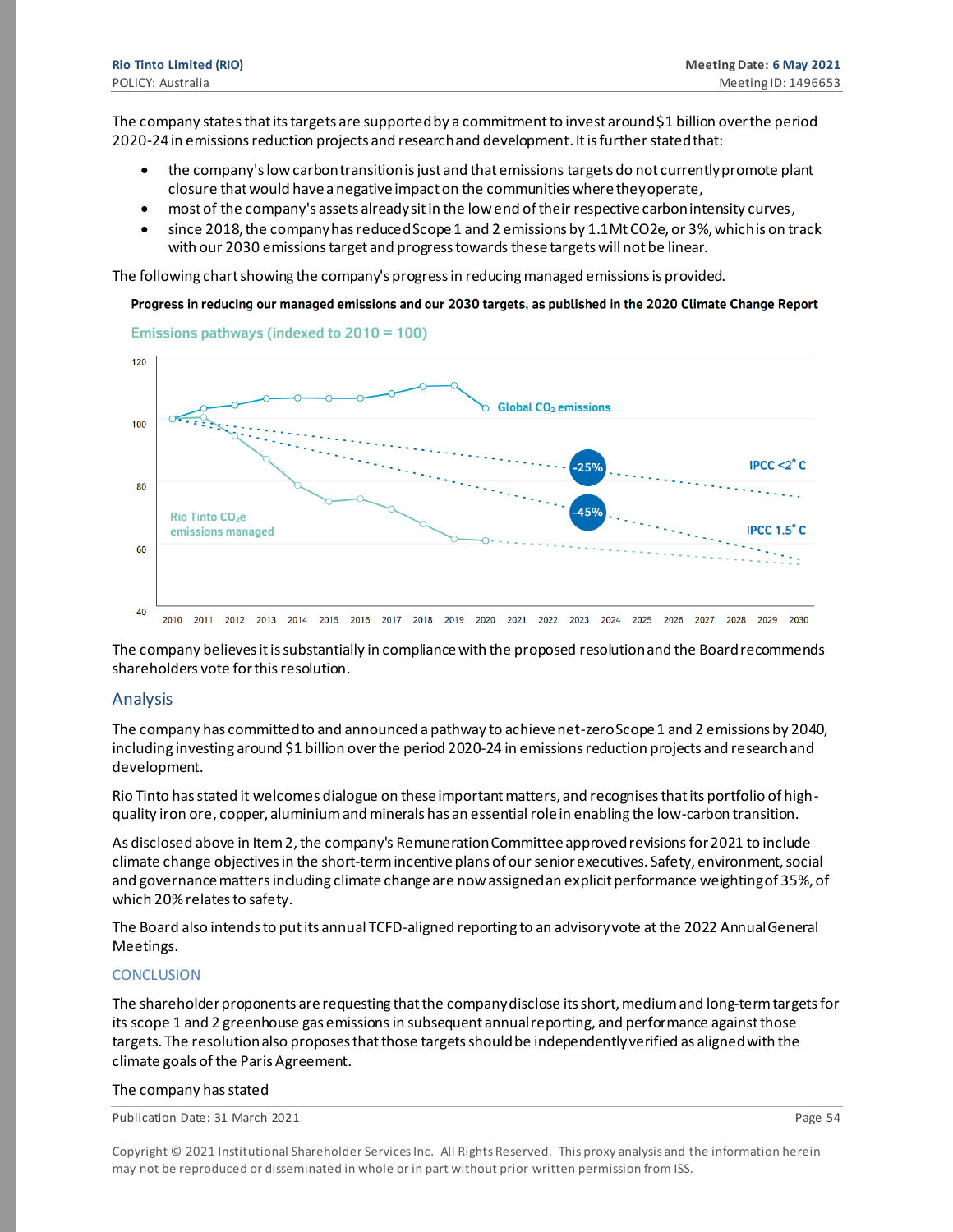The company states that its targets are supported by a commitment to invest around $1 billion over the period 2020-24 in emissions reduction projects and research and development. It is further stated that:

- the company's low carbon transition is just and that emissions targets do not currently promote plant closure that would have a negative impact on the communities where they operate,
- most of the company's assets already sit in the low end of their respective carbon intensity curves,
- since 2018, the company has reduced Scope 1 and 2 emissions by 1.1Mt $CO_2e$, or 3%, which is on track with our 2030 emissions target and progress towards these targets will not be linear.

The following chart showing the company's progress in reducing managed emissions is provided.

**Progress in reducing our managed emissions and our 2030 targets, as published in the 2020 Climate Change Report**

Emissions pathways (indexed to 2010 = 100)

The company believes it is substantially in compliance with the proposed resolution and the Board recommends shareholders vote for this resolution.

## Analysis

The company has committed to and announced a pathway to achieve net-zero Scope 1 and 2 emissions by 2040, including investing around $1 billion over the period 2020-24 in emissions reduction projects and research and development.

Rio Tinto has stated it welcomes dialogue on these important matters, and recognises that its portfolio of high-quality iron ore, copper, aluminium and minerals has an essential role in enabling the low-carbon transition.

As disclosed above in Item 2, the company's Remuneration Committee approved revisions for 2021 to include climate change objectives in the short-term incentive plans of our senior executives. Safety, environment, social and governance matters including climate change are now assigned an explicit performance weighting of 35%, of which 20% relates to safety.

The Board also intends to put its annual TCFD-aligned reporting to an advisory vote at the 2022 Annual General Meetings.

### CONCLUSION

The shareholder proponents are requesting that the company disclose its short, medium and long-term targets for its scope 1 and 2 greenhouse gas emissions in subsequent annual reporting, and performance against those targets. The resolution also proposes that those targets should be independently verified as aligned with the climate goals of the Paris Agreement.

The company has stated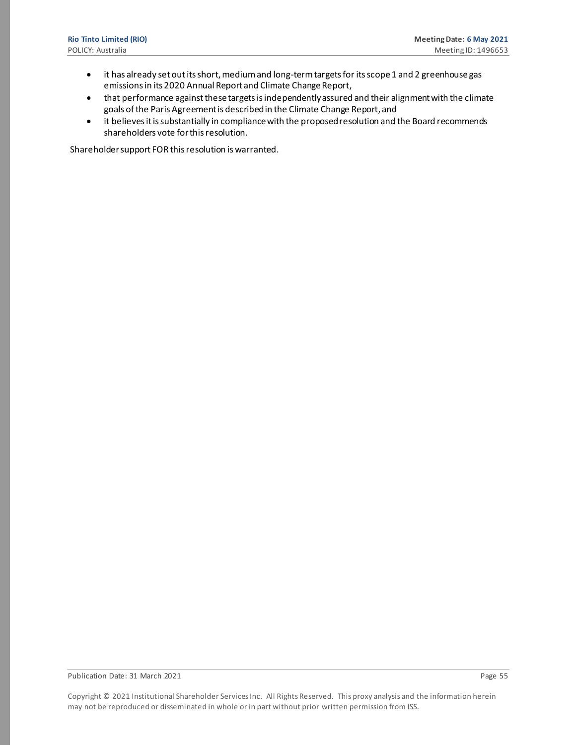- it has already set out its short, medium and long-term targets for its scope 1 and 2 greenhouse gas emissions in its 2020 Annual Report and Climate Change Report,
- that performance against these targets is independently assured and their alignment with the climate goals of the Paris Agreement is described in the Climate Change Report, and
- it believes it is substantially in compliance with the proposed resolution and the Board recommends shareholders vote for this resolution.

Shareholder support FOR this resolution is warranted.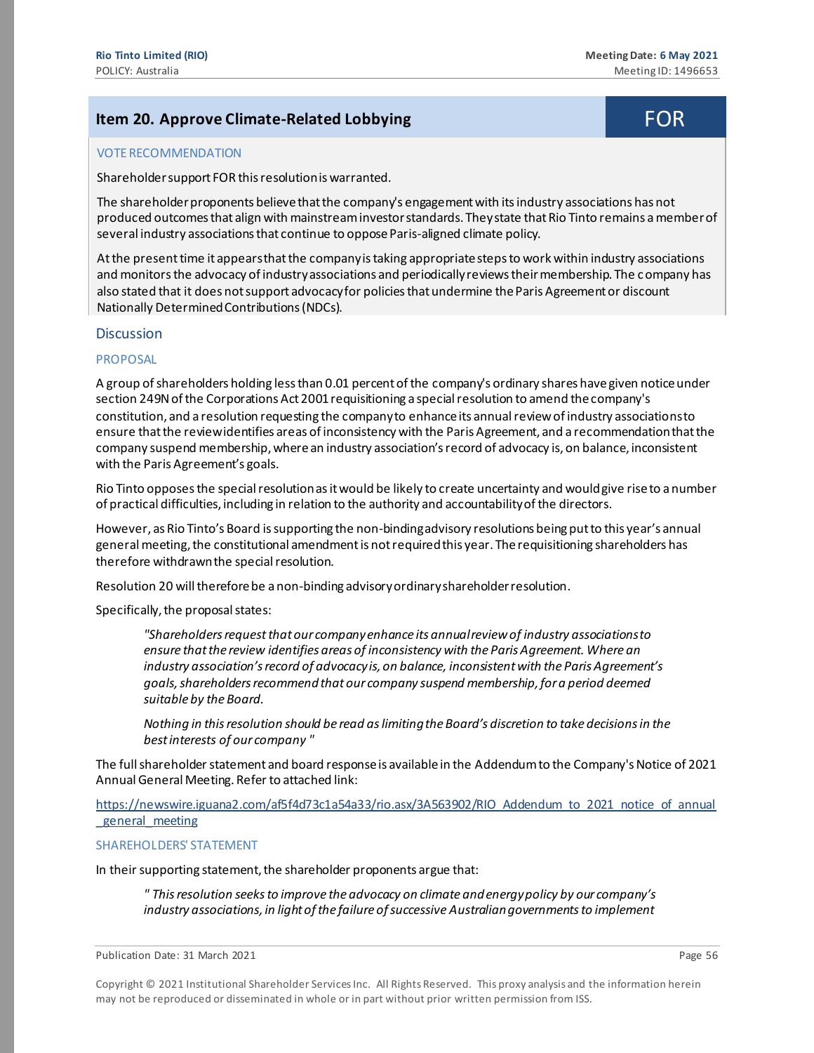## Item 20. Approve Climate-Related Lobbying — FOR

VOTE RECOMMENDATION

Shareholder support FOR this resolution is warranted.

The shareholder proponents believe that the company's engagement with its industry associations has not produced outcomes that align with mainstream investor standards. They state that Rio Tinto remains a member of several industry associations that continue to oppose Paris-aligned climate policy.

At the present time it appears that the company is taking appropriate steps to work within industry associations and monitors the advocacy of industry associations and periodically reviews their membership. The company has also stated that it does not support advocacy for policies that undermine the Paris Agreement or discount Nationally Determined Contributions (NDCs).

### Discussion

PROPOSAL

A group of shareholders holding less than 0.01 percent of the company's ordinary shares have given notice under section 249N of the Corporations Act 2001 requisitioning a special resolution to amend the company's constitution, and a resolution requesting the company to enhance its annual review of industry associations to ensure that the review identifies areas of inconsistency with the Paris Agreement, and a recommendation that the company suspend membership, where an industry association's record of advocacy is, on balance, inconsistent with the Paris Agreement's goals.

Rio Tinto opposes the special resolution as it would be likely to create uncertainty and would give rise to a number of practical difficulties, including in relation to the authority and accountability of the directors.

However, as Rio Tinto's Board is supporting the non-binding advisory resolutions being put to this year's annual general meeting, the constitutional amendment is not required this year. The requisitioning shareholders has therefore withdrawn the special resolution.

Resolution 20 will therefore be a non-binding advisory ordinary shareholder resolution.

Specifically, the proposal states:

> *"Shareholders request that our company enhance its annual review of industry associations to ensure that the review identifies areas of inconsistency with the Paris Agreement. Where an industry association's record of advocacy is, on balance, inconsistent with the Paris Agreement's goals, shareholders recommend that our company suspend membership, for a period deemed suitable by the Board.*
>
> *Nothing in this resolution should be read as limiting the Board's discretion to take decisions in the best interests of our company "*

The full shareholder statement and board response is available in the Addendum to the Company's Notice of 2021 Annual General Meeting. Refer to attached link:

https://newswire.iguana2.com/af5f4d73c1a54a33/rio.asx/3A563902/RIO_Addendum_to_2021_notice_of_annual_general_meeting

SHAREHOLDERS' STATEMENT

In their supporting statement, the shareholder proponents argue that:

> *" This resolution seeks to improve the advocacy on climate and energy policy by our company's industry associations, in light of the failure of successive Australian governments to implement*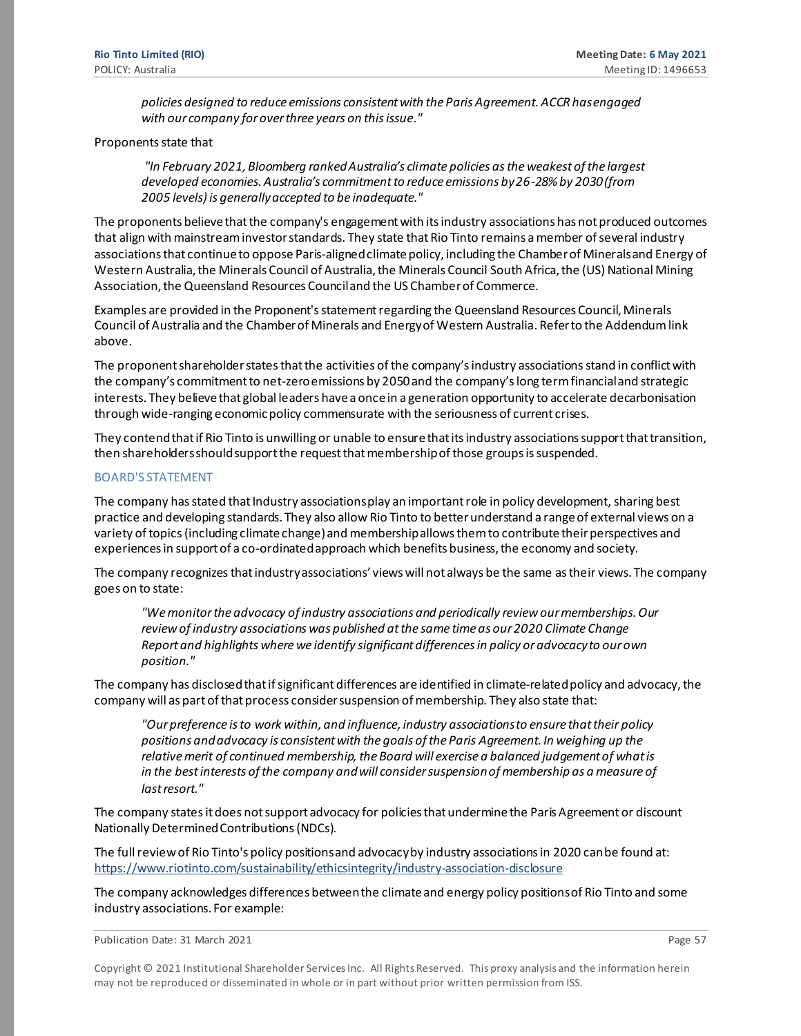*policies designed to reduce emissions consistent with the Paris Agreement. ACCR has engaged with our company for over three years on this issue."*

Proponents state that

*"In February 2021, Bloomberg ranked Australia's climate policies as the weakest of the largest developed economies. Australia's commitment to reduce emissions by 26-28% by 2030 (from 2005 levels) is generally accepted to be inadequate."*

The proponents believe that the company's engagement with its industry associations has not produced outcomes that align with mainstream investor standards. They state that Rio Tinto remains a member of several industry associations that continue to oppose Paris-aligned climate policy, including the Chamber of Minerals and Energy of Western Australia, the Minerals Council of Australia, the Minerals Council South Africa, the (US) National Mining Association, the Queensland Resources Council and the US Chamber of Commerce.

Examples are provided in the Proponent's statement regarding the Queensland Resources Council, Minerals Council of Australia and the Chamber of Minerals and Energy of Western Australia. Refer to the Addendum link above.

The proponent shareholder states that the activities of the company's industry associations stand in conflict with the company's commitment to net-zero emissions by 2050 and the company's long term financial and strategic interests. They believe that global leaders have a once in a generation opportunity to accelerate decarbonisation through wide-ranging economic policy commensurate with the seriousness of current crises.

They contend that if Rio Tinto is unwilling or unable to ensure that its industry associations support that transition, then shareholders should support the request that membership of those groups is suspended.

### BOARD'S STATEMENT

The company has stated that Industry associations play an important role in policy development, sharing best practice and developing standards. They also allow Rio Tinto to better understand a range of external views on a variety of topics (including climate change) and membership allows them to contribute their perspectives and experiences in support of a co-ordinated approach which benefits business, the economy and society.

The company recognizes that industry associations' views will not always be the same as their views. The company goes on to state:

*"We monitor the advocacy of industry associations and periodically review our memberships. Our review of industry associations was published at the same time as our 2020 Climate Change Report and highlights where we identify significant differences in policy or advocacy to our own position."*

The company has disclosed that if significant differences are identified in climate-related policy and advocacy, the company will as part of that process consider suspension of membership. They also state that:

*"Our preference is to work within, and influence, industry associations to ensure that their policy positions and advocacy is consistent with the goals of the Paris Agreement. In weighing up the relative merit of continued membership, the Board will exercise a balanced judgement of what is in the best interests of the company and will consider suspension of membership as a measure of last resort."*

The company states it does not support advocacy for policies that undermine the Paris Agreement or discount Nationally Determined Contributions (NDCs).

The full review of Rio Tinto's policy positions and advocacy by industry associations in 2020 can be found at: https://www.riotinto.com/sustainability/ethicsintegrity/industry-association-disclosure

The company acknowledges differences between the climate and energy policy positions of Rio Tinto and some industry associations. For example: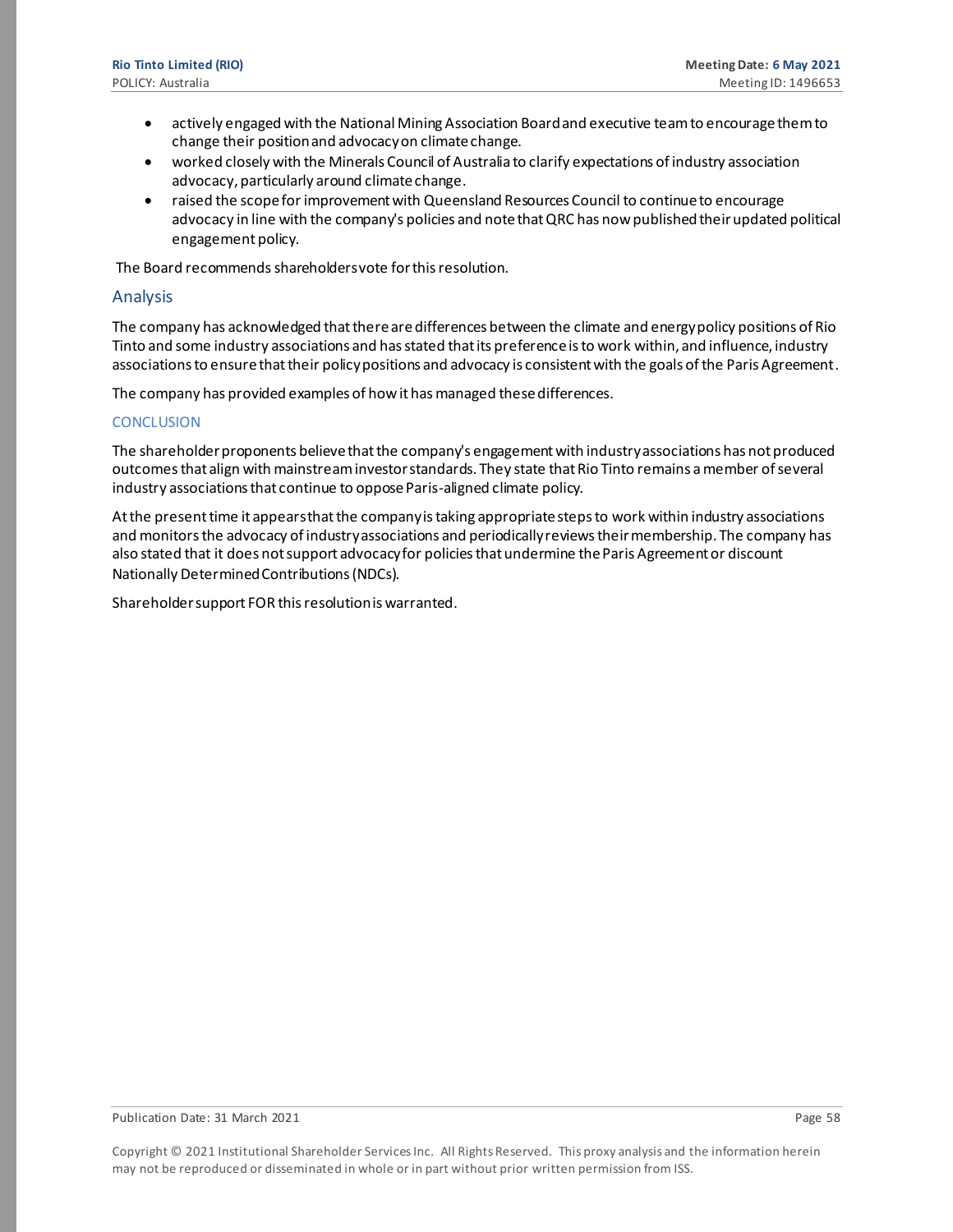- actively engaged with the National Mining Association Board and executive team to encourage them to change their position and advocacy on climate change.
- worked closely with the Minerals Council of Australia to clarify expectations of industry association advocacy, particularly around climate change.
- raised the scope for improvement with Queensland Resources Council to continue to encourage advocacy in line with the company's policies and note that QRC has now published their updated political engagement policy.

The Board recommends shareholders vote for this resolution.

## Analysis

The company has acknowledged that there are differences between the climate and energy policy positions of Rio Tinto and some industry associations and has stated that its preference is to work within, and influence, industry associations to ensure that their policy positions and advocacy is consistent with the goals of the Paris Agreement.

The company has provided examples of how it has managed these differences.

### CONCLUSION

The shareholder proponents believe that the company's engagement with industry associations has not produced outcomes that align with mainstream investor standards. They state that Rio Tinto remains a member of several industry associations that continue to oppose Paris-aligned climate policy.

At the present time it appears that the company is taking appropriate steps to work within industry associations and monitors the advocacy of industry associations and periodically reviews their membership. The company has also stated that it does not support advocacy for policies that undermine the Paris Agreement or discount Nationally Determined Contributions (NDCs).

Shareholder support FOR this resolution is warranted.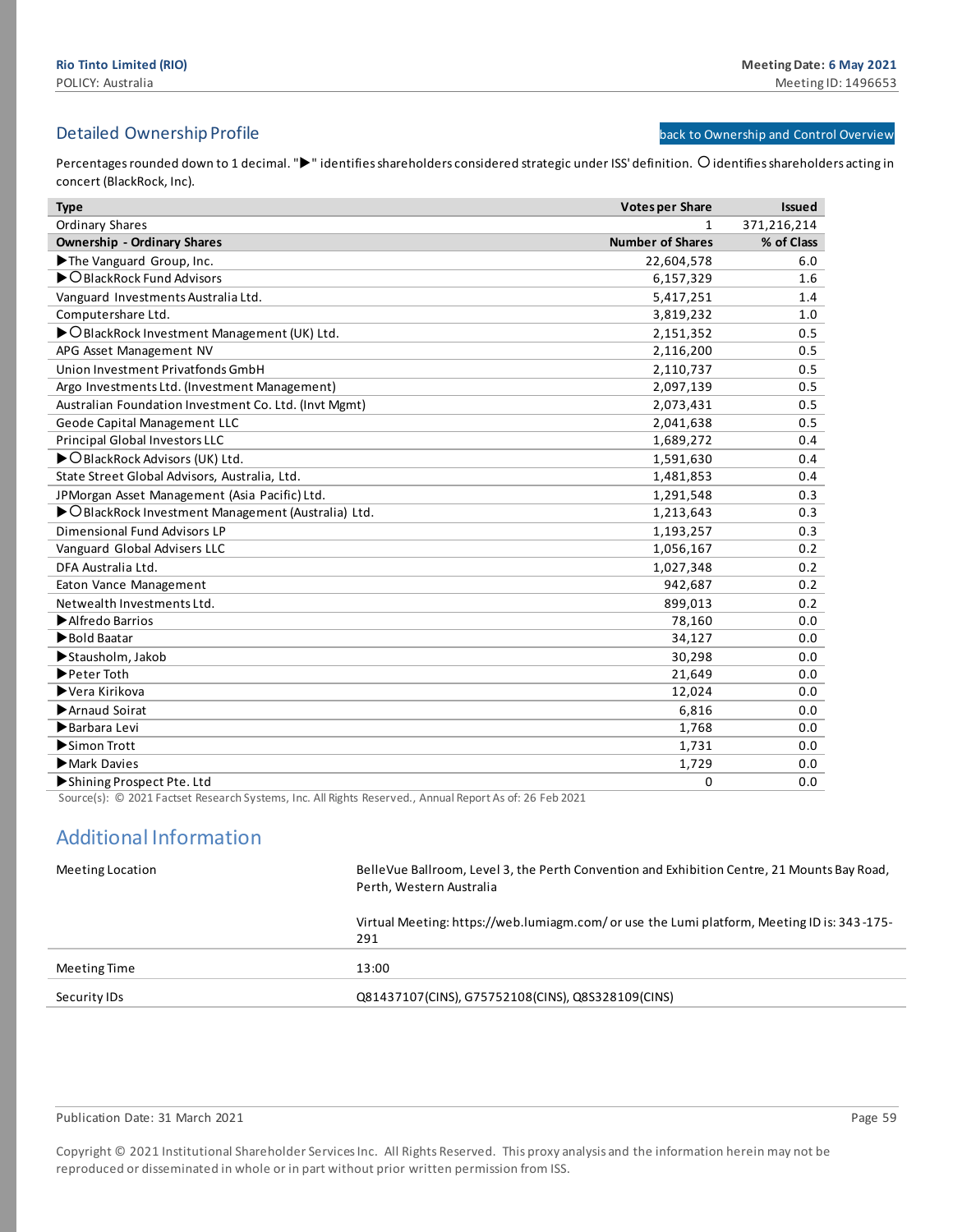## Detailed Ownership Profile

back to Ownership and Control Overview

Percentages rounded down to 1 decimal. "▶" identifies shareholders considered strategic under ISS' definition. ○ identifies shareholders acting in concert (BlackRock, Inc).

| Type | Votes per Share | Issued |
|---|---|---|
| Ordinary Shares | 1 | 371,216,214 |
| **Ownership - Ordinary Shares** | **Number of Shares** | **% of Class** |
| ▶The Vanguard Group, Inc. | 22,604,578 | 6.0 |
| ▶○BlackRock Fund Advisors | 6,157,329 | 1.6 |
| Vanguard Investments Australia Ltd. | 5,417,251 | 1.4 |
| Computershare Ltd. | 3,819,232 | 1.0 |
| ▶○BlackRock Investment Management (UK) Ltd. | 2,151,352 | 0.5 |
| APG Asset Management NV | 2,116,200 | 0.5 |
| Union Investment Privatfonds GmbH | 2,110,737 | 0.5 |
| Argo Investments Ltd. (Investment Management) | 2,097,139 | 0.5 |
| Australian Foundation Investment Co. Ltd. (Invt Mgmt) | 2,073,431 | 0.5 |
| Geode Capital Management LLC | 2,041,638 | 0.5 |
| Principal Global Investors LLC | 1,689,272 | 0.4 |
| ▶○BlackRock Advisors (UK) Ltd. | 1,591,630 | 0.4 |
| State Street Global Advisors, Australia, Ltd. | 1,481,853 | 0.4 |
| JPMorgan Asset Management (Asia Pacific) Ltd. | 1,291,548 | 0.3 |
| ▶○BlackRock Investment Management (Australia) Ltd. | 1,213,643 | 0.3 |
| Dimensional Fund Advisors LP | 1,193,257 | 0.3 |
| Vanguard Global Advisers LLC | 1,056,167 | 0.2 |
| DFA Australia Ltd. | 1,027,348 | 0.2 |
| Eaton Vance Management | 942,687 | 0.2 |
| Netwealth Investments Ltd. | 899,013 | 0.2 |
| ▶Alfredo Barrios | 78,160 | 0.0 |
| ▶Bold Baatar | 34,127 | 0.0 |
| ▶Stausholm, Jakob | 30,298 | 0.0 |
| ▶Peter Toth | 21,649 | 0.0 |
| ▶Vera Kirikova | 12,024 | 0.0 |
| ▶Arnaud Soirat | 6,816 | 0.0 |
| ▶Barbara Levi | 1,768 | 0.0 |
| ▶Simon Trott | 1,731 | 0.0 |
| ▶Mark Davies | 1,729 | 0.0 |
| ▶Shining Prospect Pte. Ltd | 0 | 0.0 |

Source(s): © 2021 Factset Research Systems, Inc. All Rights Reserved., Annual Report As of: 26 Feb 2021

## Additional Information

| | |
|---|---|
| Meeting Location | BelleVue Ballroom, Level 3, the Perth Convention and Exhibition Centre, 21 Mounts Bay Road, Perth, Western Australia<br><br>Virtual Meeting: https://web.lumiagm.com/ or use the Lumi platform, Meeting ID is: 343-175-291 |
| Meeting Time | 13:00 |
| Security IDs | Q81437107(CINS), G75752108(CINS), Q8S328109(CINS) |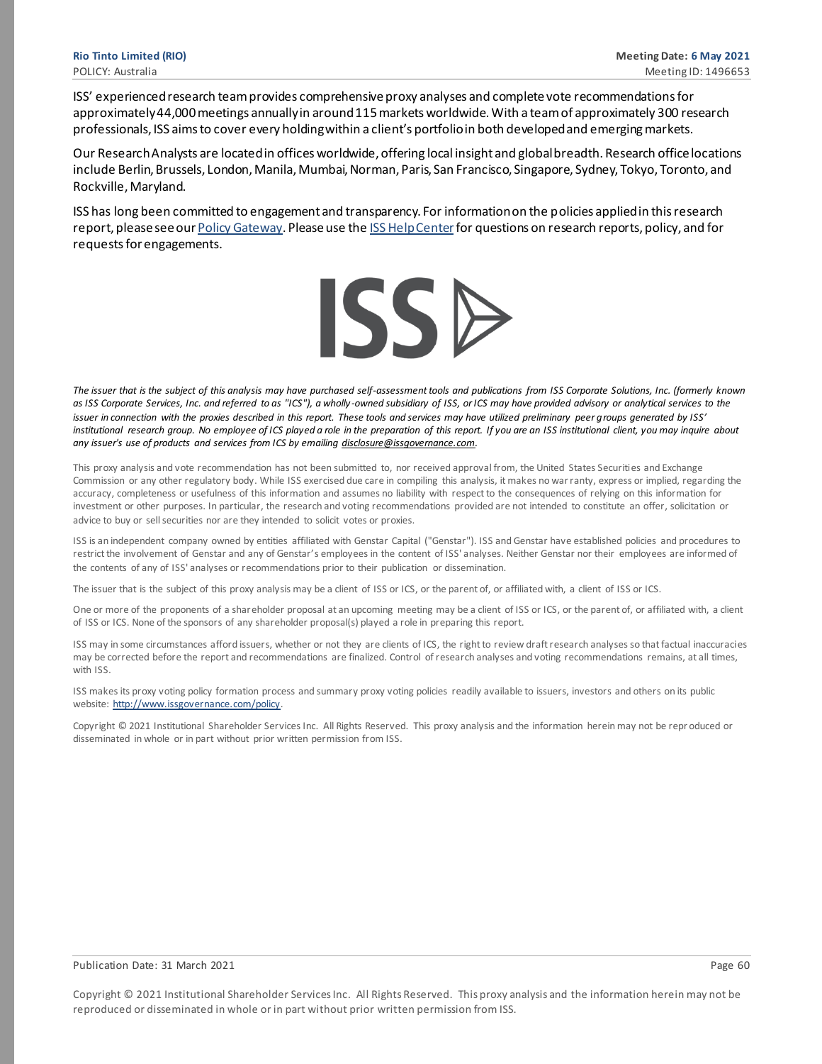ISS' experienced research team provides comprehensive proxy analyses and complete vote recommendations for approximately 44,000 meetings annually in around 115 markets worldwide. With a team of approximately 300 research professionals, ISS aims to cover every holding within a client's portfolio in both developed and emerging markets.

Our Research Analysts are located in offices worldwide, offering local insight and global breadth. Research office locations include Berlin, Brussels, London, Manila, Mumbai, Norman, Paris, San Francisco, Singapore, Sydney, Tokyo, Toronto, and Rockville, Maryland.

ISS has long been committed to engagement and transparency. For information on the policies applied in this research report, please see our [Policy Gateway](). Please use the [ISS Help Center]() for questions on research reports, policy, and for requests for engagements.

ISS

*The issuer that is the subject of this analysis may have purchased self-assessment tools and publications from ISS Corporate Solutions, Inc. (formerly known as ISS Corporate Services, Inc. and referred to as "ICS"), a wholly-owned subsidiary of ISS, or ICS may have provided advisory or analytical services to the issuer in connection with the proxies described in this report. These tools and services may have utilized preliminary peer groups generated by ISS' institutional research group. No employee of ICS played a role in the preparation of this report. If you are an ISS institutional client, you may inquire about any issuer's use of products and services from ICS by emailing disclosure@issgovernance.com.*

This proxy analysis and vote recommendation has not been submitted to, nor received approval from, the United States Securities and Exchange Commission or any other regulatory body. While ISS exercised due care in compiling this analysis, it makes no warranty, express or implied, regarding the accuracy, completeness or usefulness of this information and assumes no liability with respect to the consequences of relying on this information for investment or other purposes. In particular, the research and voting recommendations provided are not intended to constitute an offer, solicitation or advice to buy or sell securities nor are they intended to solicit votes or proxies.

ISS is an independent company owned by entities affiliated with Genstar Capital ("Genstar"). ISS and Genstar have established policies and procedures to restrict the involvement of Genstar and any of Genstar's employees in the content of ISS' analyses. Neither Genstar nor their employees are informed of the contents of any of ISS' analyses or recommendations prior to their publication or dissemination.

The issuer that is the subject of this proxy analysis may be a client of ISS or ICS, or the parent of, or affiliated with, a client of ISS or ICS.

One or more of the proponents of a shareholder proposal at an upcoming meeting may be a client of ISS or ICS, or the parent of, or affiliated with, a client of ISS or ICS. None of the sponsors of any shareholder proposal(s) played a role in preparing this report.

ISS may in some circumstances afford issuers, whether or not they are clients of ICS, the right to review draft research analyses so that factual inaccuracies may be corrected before the report and recommendations are finalized. Control of research analyses and voting recommendations remains, at all times, with ISS.

ISS makes its proxy voting policy formation process and summary proxy voting policies readily available to issuers, investors and others on its public website: http://www.issgovernance.com/policy.

Copyright © 2021 Institutional Shareholder Services Inc. All Rights Reserved. This proxy analysis and the information herein may not be reproduced or disseminated in whole or in part without prior written permission from ISS.